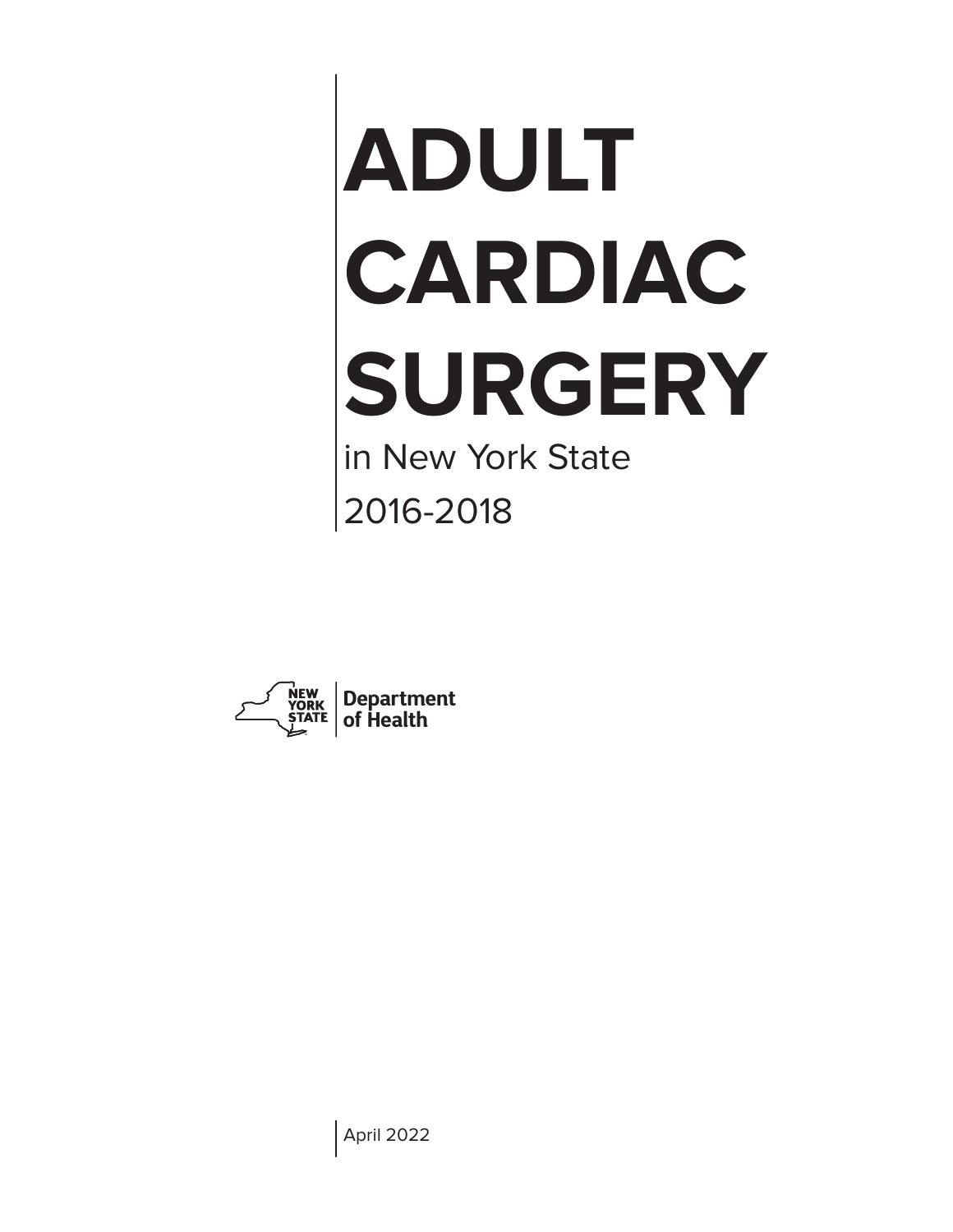# ADULT CARDIAC SURGERY

in New York State

2016-2018

NEW YORK STATE | Department of Health

April 2022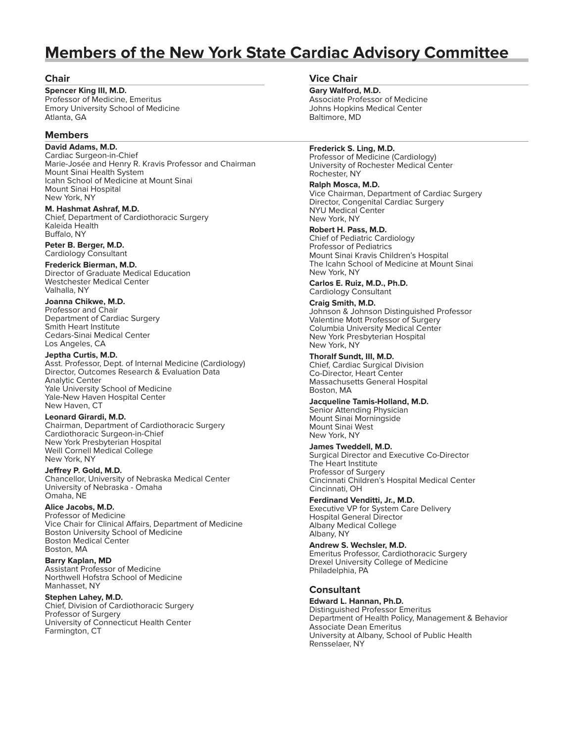# Members of the New York State Cardiac Advisory Committee

## Chair

**Spencer King III, M.D.**
Professor of Medicine, Emeritus
Emory University School of Medicine
Atlanta, GA

## Vice Chair

**Gary Walford, M.D.**
Associate Professor of Medicine
Johns Hopkins Medical Center
Baltimore, MD

## Members

**David Adams, M.D.**
Cardiac Surgeon-in-Chief
Marie-Josée and Henry R. Kravis Professor and Chairman
Mount Sinai Health System
Icahn School of Medicine at Mount Sinai
Mount Sinai Hospital
New York, NY

**M. Hashmat Ashraf, M.D.**
Chief, Department of Cardiothoracic Surgery
Kaleida Health
Buffalo, NY

**Peter B. Berger, M.D.**
Cardiology Consultant

**Frederick Bierman, M.D.**
Director of Graduate Medical Education
Westchester Medical Center
Valhalla, NY

**Joanna Chikwe, M.D.**
Professor and Chair
Department of Cardiac Surgery
Smith Heart Institute
Cedars-Sinai Medical Center
Los Angeles, CA

**Jeptha Curtis, M.D.**
Asst. Professor, Dept. of Internal Medicine (Cardiology)
Director, Outcomes Research & Evaluation Data
Analytic Center
Yale University School of Medicine
Yale-New Haven Hospital Center
New Haven, CT

**Leonard Girardi, M.D.**
Chairman, Department of Cardiothoracic Surgery
Cardiothoracic Surgeon-in-Chief
New York Presbyterian Hospital
Weill Cornell Medical College
New York, NY

**Jeffrey P. Gold, M.D.**
Chancellor, University of Nebraska Medical Center
University of Nebraska - Omaha
Omaha, NE

**Alice Jacobs, M.D.**
Professor of Medicine
Vice Chair for Clinical Affairs, Department of Medicine
Boston University School of Medicine
Boston Medical Center
Boston, MA

**Barry Kaplan, MD**
Assistant Professor of Medicine
Northwell Hofstra School of Medicine
Manhasset, NY

**Stephen Lahey, M.D.**
Chief, Division of Cardiothoracic Surgery
Professor of Surgery
University of Connecticut Health Center
Farmington, CT

**Frederick S. Ling, M.D.**
Professor of Medicine (Cardiology)
University of Rochester Medical Center
Rochester, NY

**Ralph Mosca, M.D.**
Vice Chairman, Department of Cardiac Surgery
Director, Congenital Cardiac Surgery
NYU Medical Center
New York, NY

**Robert H. Pass, M.D.**
Chief of Pediatric Cardiology
Professor of Pediatrics
Mount Sinai Kravis Children's Hospital
The Icahn School of Medicine at Mount Sinai
New York, NY

**Carlos E. Ruiz, M.D., Ph.D.**
Cardiology Consultant

**Craig Smith, M.D.**
Johnson & Johnson Distinguished Professor
Valentine Mott Professor of Surgery
Columbia University Medical Center
New York Presbyterian Hospital
New York, NY

**Thoralf Sundt, III, M.D.**
Chief, Cardiac Surgical Division
Co-Director, Heart Center
Massachusetts General Hospital
Boston, MA

**Jacqueline Tamis-Holland, M.D.**
Senior Attending Physician
Mount Sinai Morningside
Mount Sinai West
New York, NY

**James Tweddell, M.D.**
Surgical Director and Executive Co-Director
The Heart Institute
Professor of Surgery
Cincinnati Children's Hospital Medical Center
Cincinnati, OH

**Ferdinand Venditti, Jr., M.D.**
Executive VP for System Care Delivery
Hospital General Director
Albany Medical College
Albany, NY

**Andrew S. Wechsler, M.D.**
Emeritus Professor, Cardiothoracic Surgery
Drexel University College of Medicine
Philadelphia, PA

## Consultant

**Edward L. Hannan, Ph.D.**
Distinguished Professor Emeritus
Department of Health Policy, Management & Behavior
Associate Dean Emeritus
University at Albany, School of Public Health
Rensselaer, NY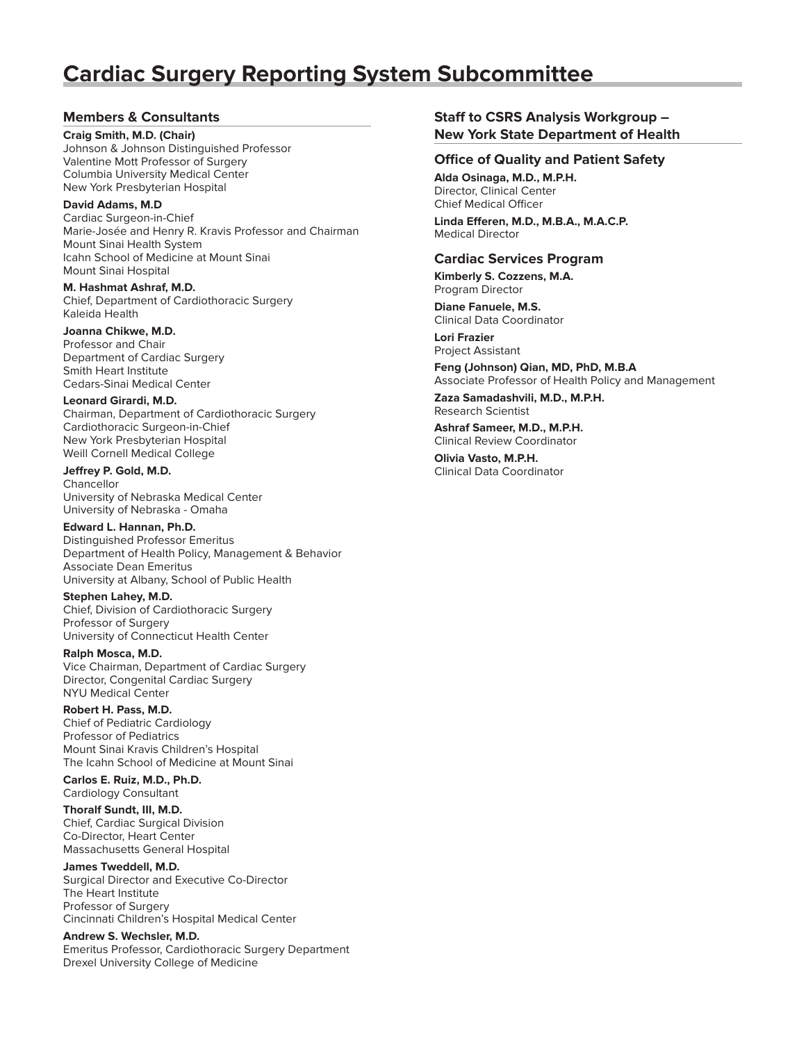# Cardiac Surgery Reporting System Subcommittee

## Members & Consultants

**Craig Smith, M.D. (Chair)**
Johnson & Johnson Distinguished Professor
Valentine Mott Professor of Surgery
Columbia University Medical Center
New York Presbyterian Hospital

**David Adams, M.D**
Cardiac Surgeon-in-Chief
Marie-Josée and Henry R. Kravis Professor and Chairman
Mount Sinai Health System
Icahn School of Medicine at Mount Sinai
Mount Sinai Hospital

**M. Hashmat Ashraf, M.D.**
Chief, Department of Cardiothoracic Surgery
Kaleida Health

**Joanna Chikwe, M.D.**
Professor and Chair
Department of Cardiac Surgery
Smith Heart Institute
Cedars-Sinai Medical Center

**Leonard Girardi, M.D.**
Chairman, Department of Cardiothoracic Surgery
Cardiothoracic Surgeon-in-Chief
New York Presbyterian Hospital
Weill Cornell Medical College

**Jeffrey P. Gold, M.D.**
Chancellor
University of Nebraska Medical Center
University of Nebraska - Omaha

**Edward L. Hannan, Ph.D.**
Distinguished Professor Emeritus
Department of Health Policy, Management & Behavior
Associate Dean Emeritus
University at Albany, School of Public Health

**Stephen Lahey, M.D.**
Chief, Division of Cardiothoracic Surgery
Professor of Surgery
University of Connecticut Health Center

**Ralph Mosca, M.D.**
Vice Chairman, Department of Cardiac Surgery
Director, Congenital Cardiac Surgery
NYU Medical Center

**Robert H. Pass, M.D.**
Chief of Pediatric Cardiology
Professor of Pediatrics
Mount Sinai Kravis Children's Hospital
The Icahn School of Medicine at Mount Sinai

**Carlos E. Ruiz, M.D., Ph.D.**
Cardiology Consultant

**Thoralf Sundt, III, M.D.**
Chief, Cardiac Surgical Division
Co-Director, Heart Center
Massachusetts General Hospital

**James Tweddell, M.D.**
Surgical Director and Executive Co-Director
The Heart Institute
Professor of Surgery
Cincinnati Children's Hospital Medical Center

**Andrew S. Wechsler, M.D.**
Emeritus Professor, Cardiothoracic Surgery Department
Drexel University College of Medicine

## Staff to CSRS Analysis Workgroup – New York State Department of Health

### Office of Quality and Patient Safety

**Alda Osinaga, M.D., M.P.H.**
Director, Clinical Center
Chief Medical Officer

**Linda Efferen, M.D., M.B.A., M.A.C.P.**
Medical Director

### Cardiac Services Program

**Kimberly S. Cozzens, M.A.**
Program Director

**Diane Fanuele, M.S.**
Clinical Data Coordinator

**Lori Frazier**
Project Assistant

**Feng (Johnson) Qian, MD, PhD, M.B.A**
Associate Professor of Health Policy and Management

**Zaza Samadashvili, M.D., M.P.H.**
Research Scientist

**Ashraf Sameer, M.D., M.P.H.**
Clinical Review Coordinator

**Olivia Vasto, M.P.H.**
Clinical Data Coordinator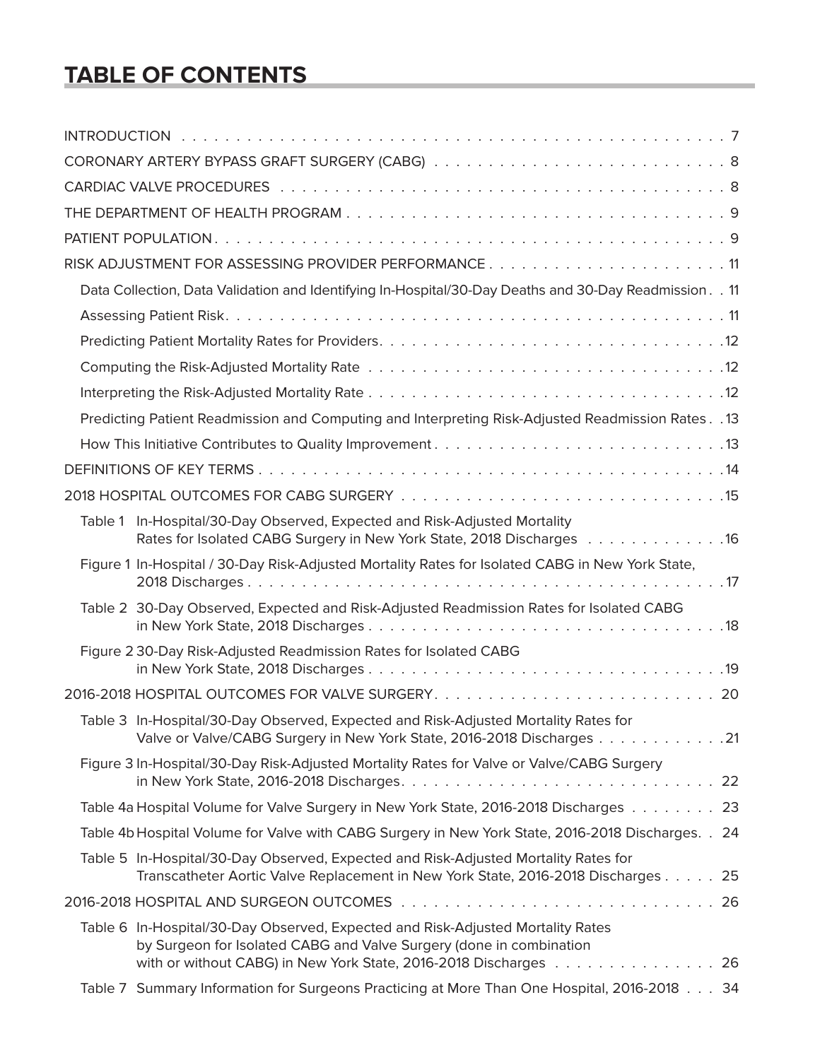# TABLE OF CONTENTS

INTRODUCTION . . . . . . . . . . . . . . . . . . . . . . . . . . . . . . . . . . . . . . . . . . . . . . . . . . . . 7

CORONARY ARTERY BYPASS GRAFT SURGERY (CABG) . . . . . . . . . . . . . . . . . . . . . . . . . . . 8

CARDIAC VALVE PROCEDURES . . . . . . . . . . . . . . . . . . . . . . . . . . . . . . . . . . . . . . . . . 8

THE DEPARTMENT OF HEALTH PROGRAM . . . . . . . . . . . . . . . . . . . . . . . . . . . . . . . . . . . 9

PATIENT POPULATION . . . . . . . . . . . . . . . . . . . . . . . . . . . . . . . . . . . . . . . . . . . . . . 9

RISK ADJUSTMENT FOR ASSESSING PROVIDER PERFORMANCE . . . . . . . . . . . . . . . . . . . . . . 11

- Data Collection, Data Validation and Identifying In-Hospital/30-Day Deaths and 30-Day Readmission . . 11
- Assessing Patient Risk . . . . . . . . . . . . . . . . . . . . . . . . . . . . . . . . . . . . . . . . . . . . 11
- Predicting Patient Mortality Rates for Providers . . . . . . . . . . . . . . . . . . . . . . . . . . . . . . .12
- Computing the Risk-Adjusted Mortality Rate . . . . . . . . . . . . . . . . . . . . . . . . . . . . . . . .12
- Interpreting the Risk-Adjusted Mortality Rate . . . . . . . . . . . . . . . . . . . . . . . . . . . . . . . .12
- Predicting Patient Readmission and Computing and Interpreting Risk-Adjusted Readmission Rates . . 13
- How This Initiative Contributes to Quality Improvement . . . . . . . . . . . . . . . . . . . . . . . . . . .13

DEFINITIONS OF KEY TERMS . . . . . . . . . . . . . . . . . . . . . . . . . . . . . . . . . . . . . . . . . .14

2018 HOSPITAL OUTCOMES FOR CABG SURGERY . . . . . . . . . . . . . . . . . . . . . . . . . . . . . .15

- Table 1 In-Hospital/30-Day Observed, Expected and Risk-Adjusted Mortality Rates for Isolated CABG Surgery in New York State, 2018 Discharges . . . . . . . . . . . . .16
- Figure 1 In-Hospital / 30-Day Risk-Adjusted Mortality Rates for Isolated CABG in New York State, 2018 Discharges . . . . . . . . . . . . . . . . . . . . . . . . . . . . . . . . . . . . . . . . . . .17
- Table 2 30-Day Observed, Expected and Risk-Adjusted Readmission Rates for Isolated CABG in New York State, 2018 Discharges . . . . . . . . . . . . . . . . . . . . . . . . . . . . . . .18
- Figure 2 30-Day Risk-Adjusted Readmission Rates for Isolated CABG in New York State, 2018 Discharges . . . . . . . . . . . . . . . . . . . . . . . . . . . . . . .19

2016-2018 HOSPITAL OUTCOMES FOR VALVE SURGERY . . . . . . . . . . . . . . . . . . . . . . . . . . 20

- Table 3 In-Hospital/30-Day Observed, Expected and Risk-Adjusted Mortality Rates for Valve or Valve/CABG Surgery in New York State, 2016-2018 Discharges . . . . . . . . . . . .21
- Figure 3 In-Hospital/30-Day Risk-Adjusted Mortality Rates for Valve or Valve/CABG Surgery in New York State, 2016-2018 Discharges . . . . . . . . . . . . . . . . . . . . . . . . . . . 22
- Table 4a Hospital Volume for Valve Surgery in New York State, 2016-2018 Discharges . . . . . . . . 23
- Table 4b Hospital Volume for Valve with CABG Surgery in New York State, 2016-2018 Discharges . . 24
- Table 5 In-Hospital/30-Day Observed, Expected and Risk-Adjusted Mortality Rates for Transcatheter Aortic Valve Replacement in New York State, 2016-2018 Discharges . . . . . 25

2016-2018 HOSPITAL AND SURGEON OUTCOMES . . . . . . . . . . . . . . . . . . . . . . . . . . . . . 26

- Table 6 In-Hospital/30-Day Observed, Expected and Risk-Adjusted Mortality Rates by Surgeon for Isolated CABG and Valve Surgery (done in combination with or without CABG) in New York State, 2016-2018 Discharges . . . . . . . . . . . . . . . 26
- Table 7 Summary Information for Surgeons Practicing at More Than One Hospital, 2016-2018 . . . 34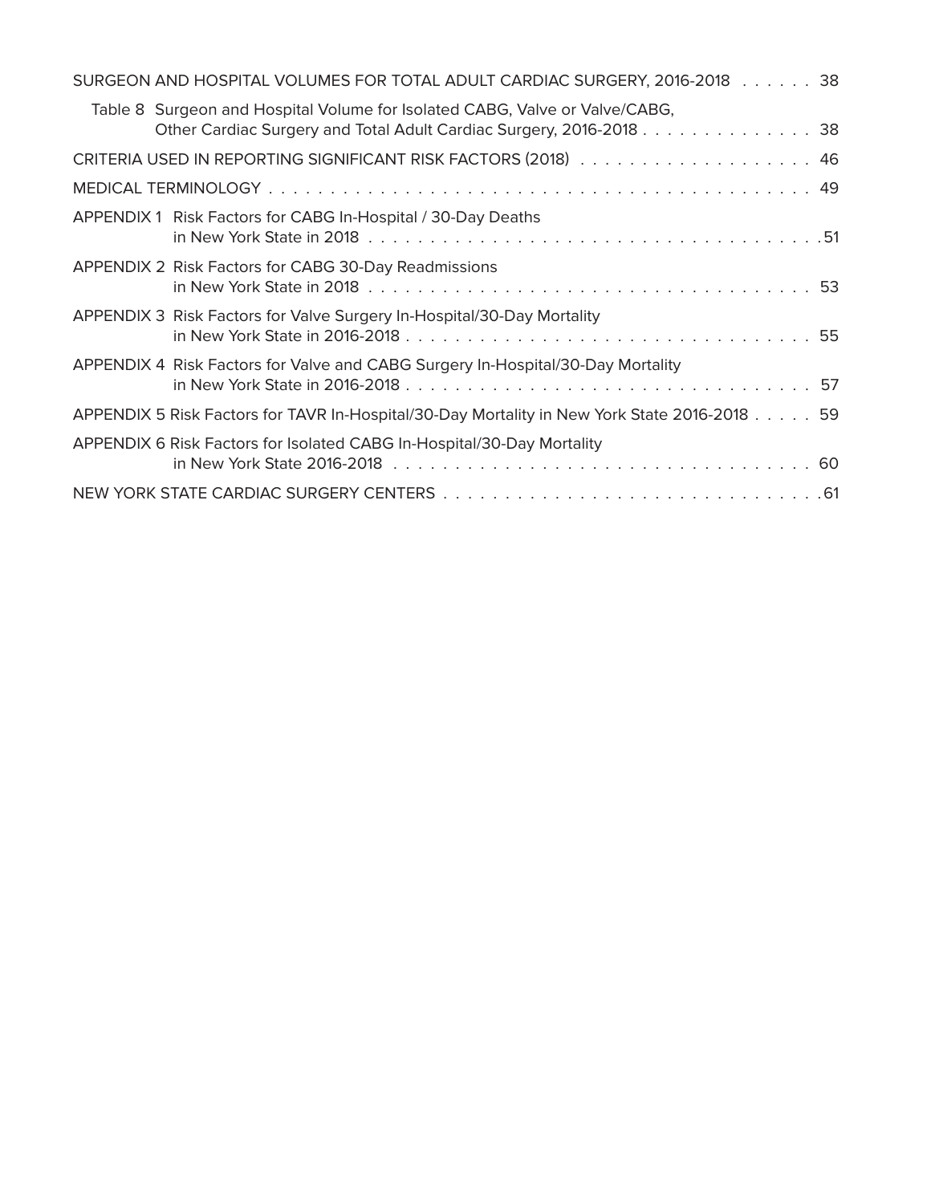SURGEON AND HOSPITAL VOLUMES FOR TOTAL ADULT CARDIAC SURGERY, 2016-2018 . . . . . . 38

Table 8 Surgeon and Hospital Volume for Isolated CABG, Valve or Valve/CABG, Other Cardiac Surgery and Total Adult Cardiac Surgery, 2016-2018 . . . . . . . . . . . . . . 38

CRITERIA USED IN REPORTING SIGNIFICANT RISK FACTORS (2018) . . . . . . . . . . . . . . . . . . . 46

MEDICAL TERMINOLOGY . . . . . . . . . . . . . . . . . . . . . . . . . . . . . . . . . . . . . . . . . . . . . 49

APPENDIX 1 Risk Factors for CABG In-Hospital / 30-Day Deaths in New York State in 2018 . . . . . . . . . . . . . . . . . . . . . . . . . . . . . . . . . . . . . .51

APPENDIX 2 Risk Factors for CABG 30-Day Readmissions in New York State in 2018 . . . . . . . . . . . . . . . . . . . . . . . . . . . . . . . . . . . . . 53

APPENDIX 3 Risk Factors for Valve Surgery In-Hospital/30-Day Mortality in New York State in 2016-2018 . . . . . . . . . . . . . . . . . . . . . . . . . . . . . . . . . 55

APPENDIX 4 Risk Factors for Valve and CABG Surgery In-Hospital/30-Day Mortality in New York State in 2016-2018 . . . . . . . . . . . . . . . . . . . . . . . . . . . . . . . . . 57

APPENDIX 5 Risk Factors for TAVR In-Hospital/30-Day Mortality in New York State 2016-2018 . . . . . 59

APPENDIX 6 Risk Factors for Isolated CABG In-Hospital/30-Day Mortality in New York State 2016-2018 . . . . . . . . . . . . . . . . . . . . . . . . . . . . . . . . . 60

NEW YORK STATE CARDIAC SURGERY CENTERS . . . . . . . . . . . . . . . . . . . . . . . . . . . . . . . .61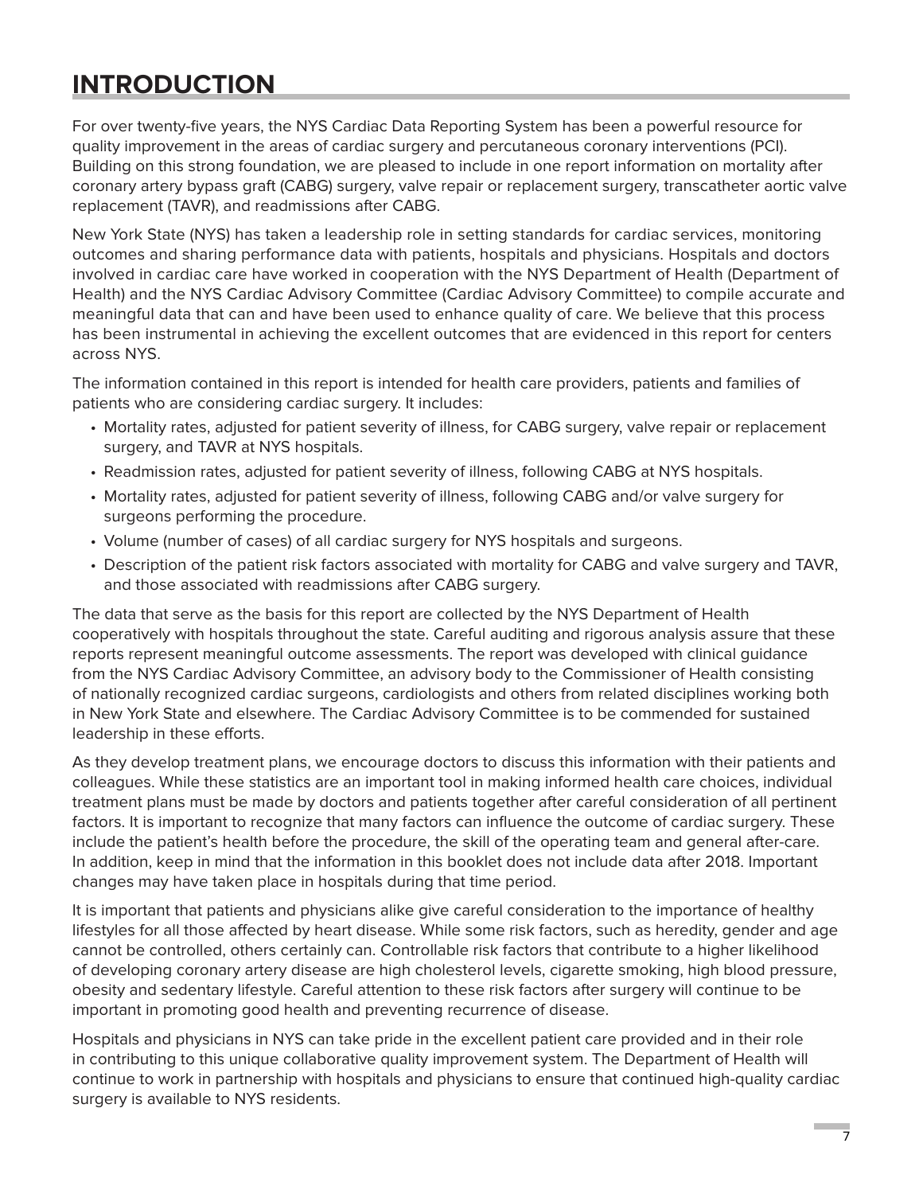# INTRODUCTION

For over twenty-five years, the NYS Cardiac Data Reporting System has been a powerful resource for quality improvement in the areas of cardiac surgery and percutaneous coronary interventions (PCI). Building on this strong foundation, we are pleased to include in one report information on mortality after coronary artery bypass graft (CABG) surgery, valve repair or replacement surgery, transcatheter aortic valve replacement (TAVR), and readmissions after CABG.

New York State (NYS) has taken a leadership role in setting standards for cardiac services, monitoring outcomes and sharing performance data with patients, hospitals and physicians. Hospitals and doctors involved in cardiac care have worked in cooperation with the NYS Department of Health (Department of Health) and the NYS Cardiac Advisory Committee (Cardiac Advisory Committee) to compile accurate and meaningful data that can and have been used to enhance quality of care. We believe that this process has been instrumental in achieving the excellent outcomes that are evidenced in this report for centers across NYS.

The information contained in this report is intended for health care providers, patients and families of patients who are considering cardiac surgery. It includes:

- Mortality rates, adjusted for patient severity of illness, for CABG surgery, valve repair or replacement surgery, and TAVR at NYS hospitals.
- Readmission rates, adjusted for patient severity of illness, following CABG at NYS hospitals.
- Mortality rates, adjusted for patient severity of illness, following CABG and/or valve surgery for surgeons performing the procedure.
- Volume (number of cases) of all cardiac surgery for NYS hospitals and surgeons.
- Description of the patient risk factors associated with mortality for CABG and valve surgery and TAVR, and those associated with readmissions after CABG surgery.

The data that serve as the basis for this report are collected by the NYS Department of Health cooperatively with hospitals throughout the state. Careful auditing and rigorous analysis assure that these reports represent meaningful outcome assessments. The report was developed with clinical guidance from the NYS Cardiac Advisory Committee, an advisory body to the Commissioner of Health consisting of nationally recognized cardiac surgeons, cardiologists and others from related disciplines working both in New York State and elsewhere. The Cardiac Advisory Committee is to be commended for sustained leadership in these efforts.

As they develop treatment plans, we encourage doctors to discuss this information with their patients and colleagues. While these statistics are an important tool in making informed health care choices, individual treatment plans must be made by doctors and patients together after careful consideration of all pertinent factors. It is important to recognize that many factors can influence the outcome of cardiac surgery. These include the patient's health before the procedure, the skill of the operating team and general after-care. In addition, keep in mind that the information in this booklet does not include data after 2018. Important changes may have taken place in hospitals during that time period.

It is important that patients and physicians alike give careful consideration to the importance of healthy lifestyles for all those affected by heart disease. While some risk factors, such as heredity, gender and age cannot be controlled, others certainly can. Controllable risk factors that contribute to a higher likelihood of developing coronary artery disease are high cholesterol levels, cigarette smoking, high blood pressure, obesity and sedentary lifestyle. Careful attention to these risk factors after surgery will continue to be important in promoting good health and preventing recurrence of disease.

Hospitals and physicians in NYS can take pride in the excellent patient care provided and in their role in contributing to this unique collaborative quality improvement system. The Department of Health will continue to work in partnership with hospitals and physicians to ensure that continued high-quality cardiac surgery is available to NYS residents.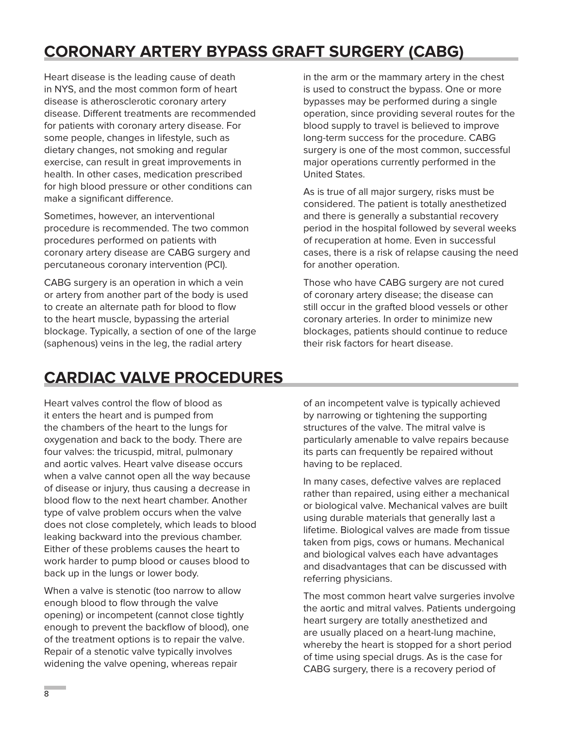# CORONARY ARTERY BYPASS GRAFT SURGERY (CABG)

Heart disease is the leading cause of death in NYS, and the most common form of heart disease is atherosclerotic coronary artery disease. Different treatments are recommended for patients with coronary artery disease. For some people, changes in lifestyle, such as dietary changes, not smoking and regular exercise, can result in great improvements in health. In other cases, medication prescribed for high blood pressure or other conditions can make a significant difference.

Sometimes, however, an interventional procedure is recommended. The two common procedures performed on patients with coronary artery disease are CABG surgery and percutaneous coronary intervention (PCI).

CABG surgery is an operation in which a vein or artery from another part of the body is used to create an alternate path for blood to flow to the heart muscle, bypassing the arterial blockage. Typically, a section of one of the large (saphenous) veins in the leg, the radial artery in the arm or the mammary artery in the chest is used to construct the bypass. One or more bypasses may be performed during a single operation, since providing several routes for the blood supply to travel is believed to improve long-term success for the procedure. CABG surgery is one of the most common, successful major operations currently performed in the United States.

As is true of all major surgery, risks must be considered. The patient is totally anesthetized and there is generally a substantial recovery period in the hospital followed by several weeks of recuperation at home. Even in successful cases, there is a risk of relapse causing the need for another operation.

Those who have CABG surgery are not cured of coronary artery disease; the disease can still occur in the grafted blood vessels or other coronary arteries. In order to minimize new blockages, patients should continue to reduce their risk factors for heart disease.

# CARDIAC VALVE PROCEDURES

Heart valves control the flow of blood as it enters the heart and is pumped from the chambers of the heart to the lungs for oxygenation and back to the body. There are four valves: the tricuspid, mitral, pulmonary and aortic valves. Heart valve disease occurs when a valve cannot open all the way because of disease or injury, thus causing a decrease in blood flow to the next heart chamber. Another type of valve problem occurs when the valve does not close completely, which leads to blood leaking backward into the previous chamber. Either of these problems causes the heart to work harder to pump blood or causes blood to back up in the lungs or lower body.

When a valve is stenotic (too narrow to allow enough blood to flow through the valve opening) or incompetent (cannot close tightly enough to prevent the backflow of blood), one of the treatment options is to repair the valve. Repair of a stenotic valve typically involves widening the valve opening, whereas repair of an incompetent valve is typically achieved by narrowing or tightening the supporting structures of the valve. The mitral valve is particularly amenable to valve repairs because its parts can frequently be repaired without having to be replaced.

In many cases, defective valves are replaced rather than repaired, using either a mechanical or biological valve. Mechanical valves are built using durable materials that generally last a lifetime. Biological valves are made from tissue taken from pigs, cows or humans. Mechanical and biological valves each have advantages and disadvantages that can be discussed with referring physicians.

The most common heart valve surgeries involve the aortic and mitral valves. Patients undergoing heart surgery are totally anesthetized and are usually placed on a heart-lung machine, whereby the heart is stopped for a short period of time using special drugs. As is the case for CABG surgery, there is a recovery period of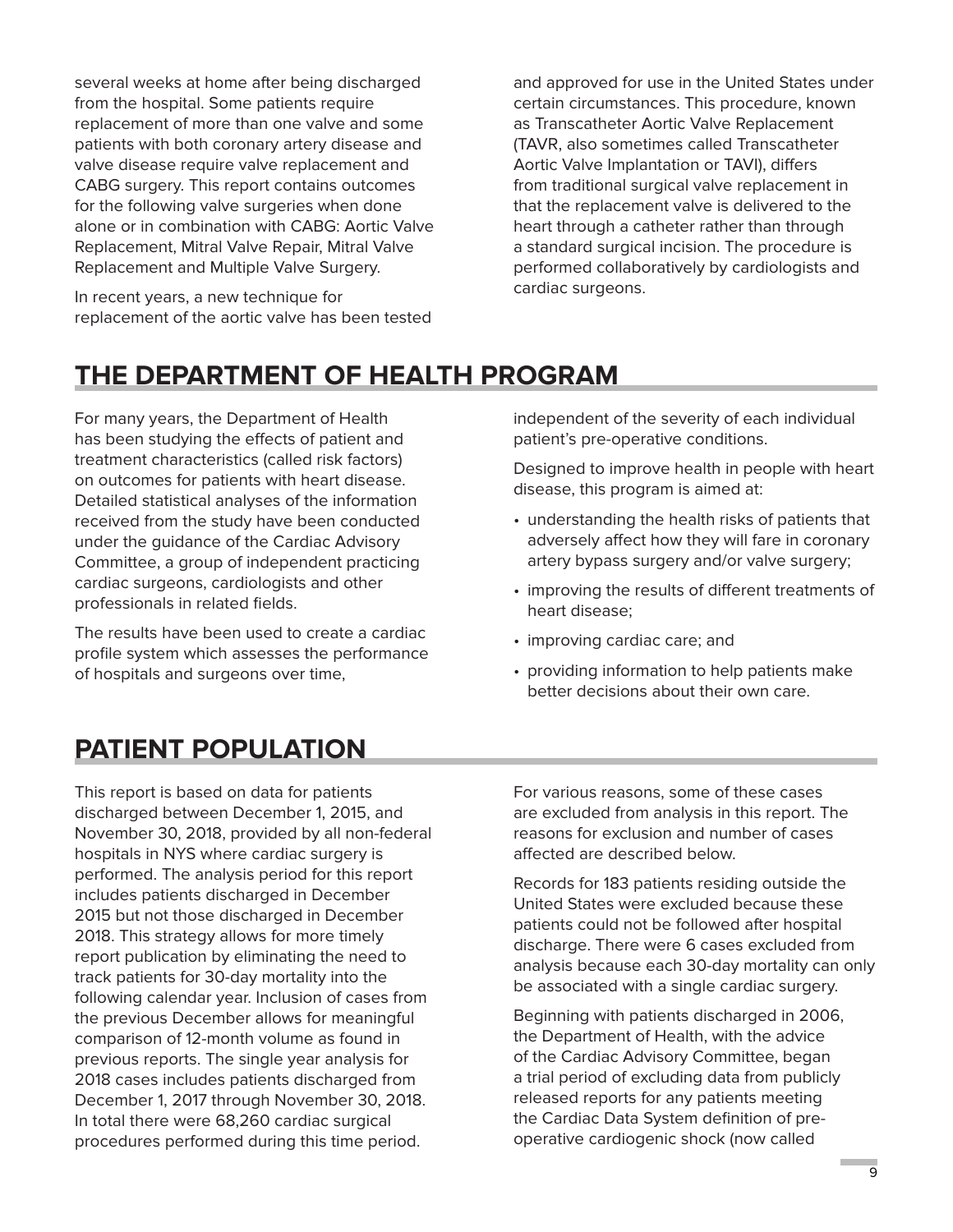several weeks at home after being discharged from the hospital. Some patients require replacement of more than one valve and some patients with both coronary artery disease and valve disease require valve replacement and CABG surgery. This report contains outcomes for the following valve surgeries when done alone or in combination with CABG: Aortic Valve Replacement, Mitral Valve Repair, Mitral Valve Replacement and Multiple Valve Surgery.

In recent years, a new technique for replacement of the aortic valve has been tested and approved for use in the United States under certain circumstances. This procedure, known as Transcatheter Aortic Valve Replacement (TAVR, also sometimes called Transcatheter Aortic Valve Implantation or TAVI), differs from traditional surgical valve replacement in that the replacement valve is delivered to the heart through a catheter rather than through a standard surgical incision. The procedure is performed collaboratively by cardiologists and cardiac surgeons.

## THE DEPARTMENT OF HEALTH PROGRAM

For many years, the Department of Health has been studying the effects of patient and treatment characteristics (called risk factors) on outcomes for patients with heart disease. Detailed statistical analyses of the information received from the study have been conducted under the guidance of the Cardiac Advisory Committee, a group of independent practicing cardiac surgeons, cardiologists and other professionals in related fields.

The results have been used to create a cardiac profile system which assesses the performance of hospitals and surgeons over time, independent of the severity of each individual patient's pre-operative conditions.

Designed to improve health in people with heart disease, this program is aimed at:

- understanding the health risks of patients that adversely affect how they will fare in coronary artery bypass surgery and/or valve surgery;
- improving the results of different treatments of heart disease;
- improving cardiac care; and
- providing information to help patients make better decisions about their own care.

## PATIENT POPULATION

This report is based on data for patients discharged between December 1, 2015, and November 30, 2018, provided by all non-federal hospitals in NYS where cardiac surgery is performed. The analysis period for this report includes patients discharged in December 2015 but not those discharged in December 2018. This strategy allows for more timely report publication by eliminating the need to track patients for 30-day mortality into the following calendar year. Inclusion of cases from the previous December allows for meaningful comparison of 12-month volume as found in previous reports. The single year analysis for 2018 cases includes patients discharged from December 1, 2017 through November 30, 2018. In total there were 68,260 cardiac surgical procedures performed during this time period.

For various reasons, some of these cases are excluded from analysis in this report. The reasons for exclusion and number of cases affected are described below.

Records for 183 patients residing outside the United States were excluded because these patients could not be followed after hospital discharge. There were 6 cases excluded from analysis because each 30-day mortality can only be associated with a single cardiac surgery.

Beginning with patients discharged in 2006, the Department of Health, with the advice of the Cardiac Advisory Committee, began a trial period of excluding data from publicly released reports for any patients meeting the Cardiac Data System definition of pre-operative cardiogenic shock (now called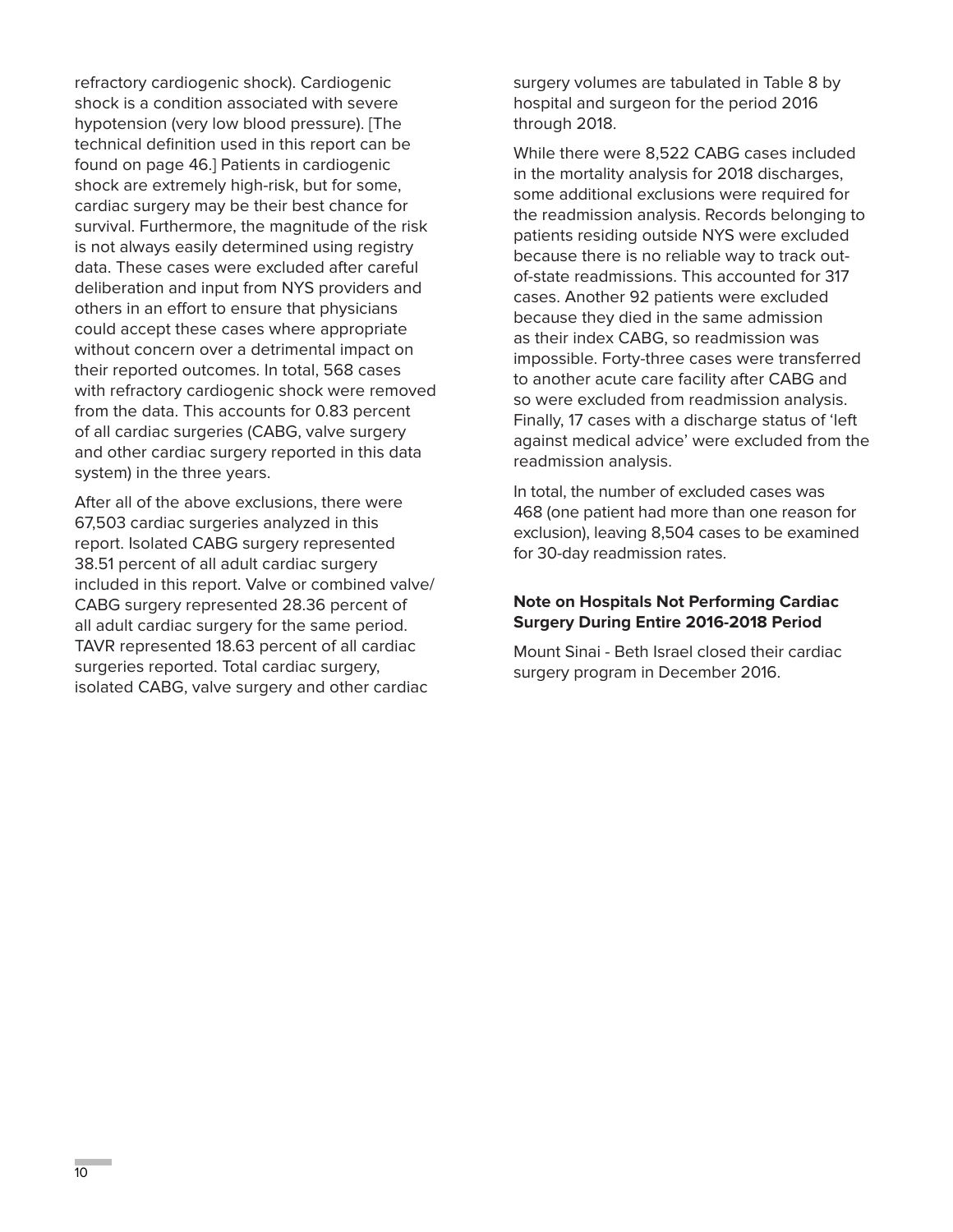refractory cardiogenic shock). Cardiogenic shock is a condition associated with severe hypotension (very low blood pressure). [The technical definition used in this report can be found on page 46.] Patients in cardiogenic shock are extremely high-risk, but for some, cardiac surgery may be their best chance for survival. Furthermore, the magnitude of the risk is not always easily determined using registry data. These cases were excluded after careful deliberation and input from NYS providers and others in an effort to ensure that physicians could accept these cases where appropriate without concern over a detrimental impact on their reported outcomes. In total, 568 cases with refractory cardiogenic shock were removed from the data. This accounts for 0.83 percent of all cardiac surgeries (CABG, valve surgery and other cardiac surgery reported in this data system) in the three years.

After all of the above exclusions, there were 67,503 cardiac surgeries analyzed in this report. Isolated CABG surgery represented 38.51 percent of all adult cardiac surgery included in this report. Valve or combined valve/CABG surgery represented 28.36 percent of all adult cardiac surgery for the same period. TAVR represented 18.63 percent of all cardiac surgeries reported. Total cardiac surgery, isolated CABG, valve surgery and other cardiac surgery volumes are tabulated in Table 8 by hospital and surgeon for the period 2016 through 2018.

While there were 8,522 CABG cases included in the mortality analysis for 2018 discharges, some additional exclusions were required for the readmission analysis. Records belonging to patients residing outside NYS were excluded because there is no reliable way to track out-of-state readmissions. This accounted for 317 cases. Another 92 patients were excluded because they died in the same admission as their index CABG, so readmission was impossible. Forty-three cases were transferred to another acute care facility after CABG and so were excluded from readmission analysis. Finally, 17 cases with a discharge status of 'left against medical advice' were excluded from the readmission analysis.

In total, the number of excluded cases was 468 (one patient had more than one reason for exclusion), leaving 8,504 cases to be examined for 30-day readmission rates.

**Note on Hospitals Not Performing Cardiac Surgery During Entire 2016-2018 Period**

Mount Sinai - Beth Israel closed their cardiac surgery program in December 2016.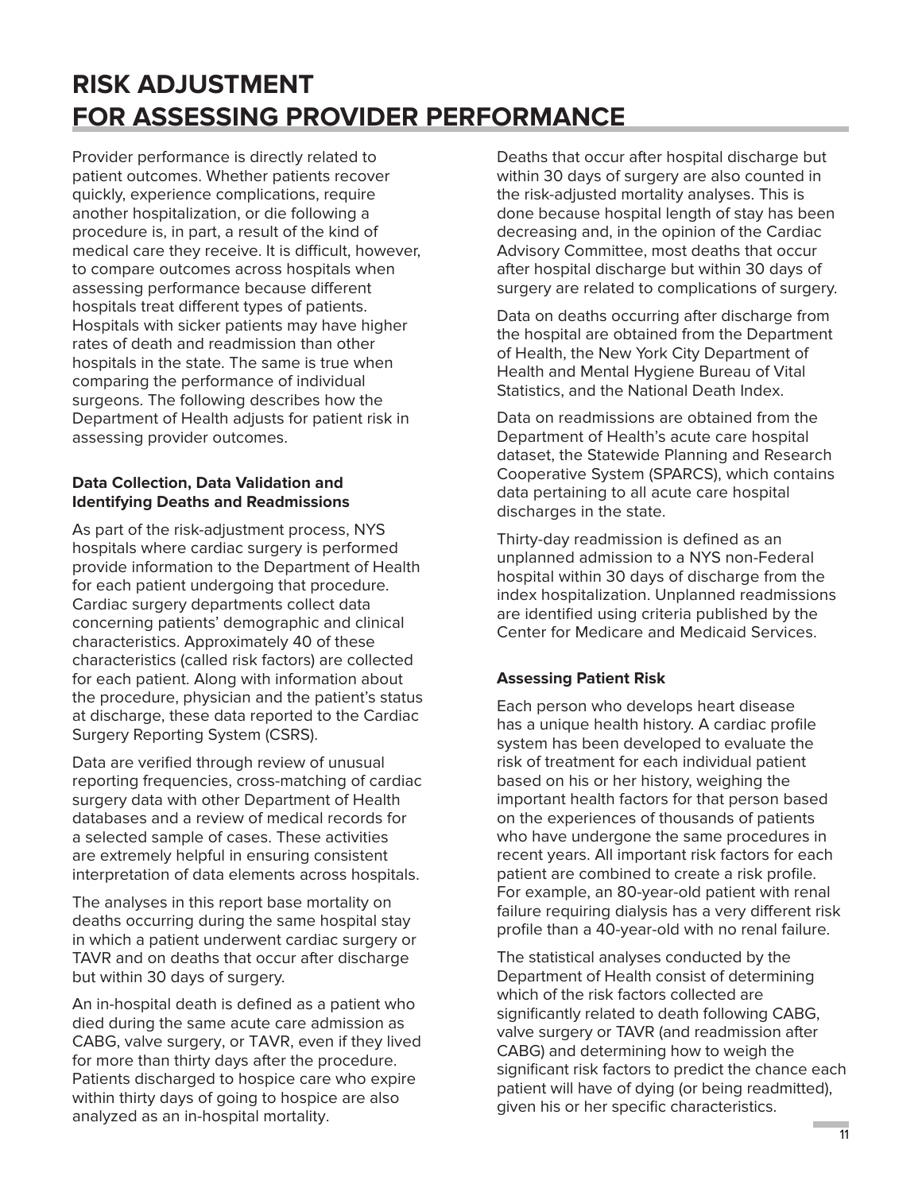# RISK ADJUSTMENT FOR ASSESSING PROVIDER PERFORMANCE

Provider performance is directly related to patient outcomes. Whether patients recover quickly, experience complications, require another hospitalization, or die following a procedure is, in part, a result of the kind of medical care they receive. It is difficult, however, to compare outcomes across hospitals when assessing performance because different hospitals treat different types of patients. Hospitals with sicker patients may have higher rates of death and readmission than other hospitals in the state. The same is true when comparing the performance of individual surgeons. The following describes how the Department of Health adjusts for patient risk in assessing provider outcomes.

### Data Collection, Data Validation and Identifying Deaths and Readmissions

As part of the risk-adjustment process, NYS hospitals where cardiac surgery is performed provide information to the Department of Health for each patient undergoing that procedure. Cardiac surgery departments collect data concerning patients' demographic and clinical characteristics. Approximately 40 of these characteristics (called risk factors) are collected for each patient. Along with information about the procedure, physician and the patient's status at discharge, these data reported to the Cardiac Surgery Reporting System (CSRS).

Data are verified through review of unusual reporting frequencies, cross-matching of cardiac surgery data with other Department of Health databases and a review of medical records for a selected sample of cases. These activities are extremely helpful in ensuring consistent interpretation of data elements across hospitals.

The analyses in this report base mortality on deaths occurring during the same hospital stay in which a patient underwent cardiac surgery or TAVR and on deaths that occur after discharge but within 30 days of surgery.

An in-hospital death is defined as a patient who died during the same acute care admission as CABG, valve surgery, or TAVR, even if they lived for more than thirty days after the procedure. Patients discharged to hospice care who expire within thirty days of going to hospice are also analyzed as an in-hospital mortality.

Deaths that occur after hospital discharge but within 30 days of surgery are also counted in the risk-adjusted mortality analyses. This is done because hospital length of stay has been decreasing and, in the opinion of the Cardiac Advisory Committee, most deaths that occur after hospital discharge but within 30 days of surgery are related to complications of surgery.

Data on deaths occurring after discharge from the hospital are obtained from the Department of Health, the New York City Department of Health and Mental Hygiene Bureau of Vital Statistics, and the National Death Index.

Data on readmissions are obtained from the Department of Health's acute care hospital dataset, the Statewide Planning and Research Cooperative System (SPARCS), which contains data pertaining to all acute care hospital discharges in the state.

Thirty-day readmission is defined as an unplanned admission to a NYS non-Federal hospital within 30 days of discharge from the index hospitalization. Unplanned readmissions are identified using criteria published by the Center for Medicare and Medicaid Services.

### Assessing Patient Risk

Each person who develops heart disease has a unique health history. A cardiac profile system has been developed to evaluate the risk of treatment for each individual patient based on his or her history, weighing the important health factors for that person based on the experiences of thousands of patients who have undergone the same procedures in recent years. All important risk factors for each patient are combined to create a risk profile. For example, an 80-year-old patient with renal failure requiring dialysis has a very different risk profile than a 40-year-old with no renal failure.

The statistical analyses conducted by the Department of Health consist of determining which of the risk factors collected are significantly related to death following CABG, valve surgery or TAVR (and readmission after CABG) and determining how to weigh the significant risk factors to predict the chance each patient will have of dying (or being readmitted), given his or her specific characteristics.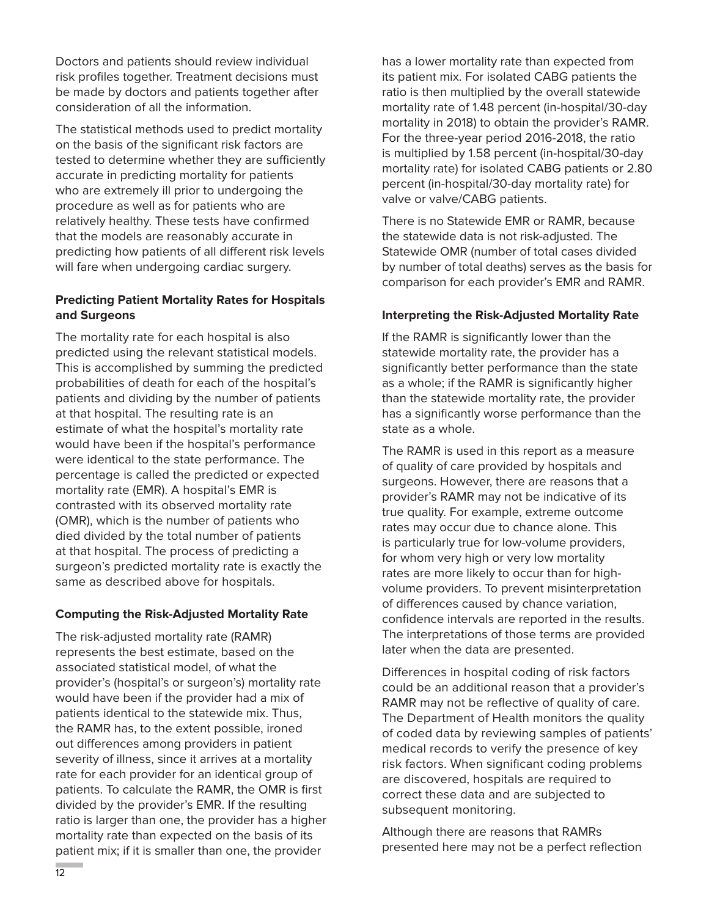Doctors and patients should review individual risk profiles together. Treatment decisions must be made by doctors and patients together after consideration of all the information.

The statistical methods used to predict mortality on the basis of the significant risk factors are tested to determine whether they are sufficiently accurate in predicting mortality for patients who are extremely ill prior to undergoing the procedure as well as for patients who are relatively healthy. These tests have confirmed that the models are reasonably accurate in predicting how patients of all different risk levels will fare when undergoing cardiac surgery.

### Predicting Patient Mortality Rates for Hospitals and Surgeons

The mortality rate for each hospital is also predicted using the relevant statistical models. This is accomplished by summing the predicted probabilities of death for each of the hospital's patients and dividing by the number of patients at that hospital. The resulting rate is an estimate of what the hospital's mortality rate would have been if the hospital's performance were identical to the state performance. The percentage is called the predicted or expected mortality rate (EMR). A hospital's EMR is contrasted with its observed mortality rate (OMR), which is the number of patients who died divided by the total number of patients at that hospital. The process of predicting a surgeon's predicted mortality rate is exactly the same as described above for hospitals.

### Computing the Risk-Adjusted Mortality Rate

The risk-adjusted mortality rate (RAMR) represents the best estimate, based on the associated statistical model, of what the provider's (hospital's or surgeon's) mortality rate would have been if the provider had a mix of patients identical to the statewide mix. Thus, the RAMR has, to the extent possible, ironed out differences among providers in patient severity of illness, since it arrives at a mortality rate for each provider for an identical group of patients. To calculate the RAMR, the OMR is first divided by the provider's EMR. If the resulting ratio is larger than one, the provider has a higher mortality rate than expected on the basis of its patient mix; if it is smaller than one, the provider has a lower mortality rate than expected from its patient mix. For isolated CABG patients the ratio is then multiplied by the overall statewide mortality rate of 1.48 percent (in-hospital/30-day mortality in 2018) to obtain the provider's RAMR. For the three-year period 2016-2018, the ratio is multiplied by 1.58 percent (in-hospital/30-day mortality rate) for isolated CABG patients or 2.80 percent (in-hospital/30-day mortality rate) for valve or valve/CABG patients.

There is no Statewide EMR or RAMR, because the statewide data is not risk-adjusted. The Statewide OMR (number of total cases divided by number of total deaths) serves as the basis for comparison for each provider's EMR and RAMR.

### Interpreting the Risk-Adjusted Mortality Rate

If the RAMR is significantly lower than the statewide mortality rate, the provider has a significantly better performance than the state as a whole; if the RAMR is significantly higher than the statewide mortality rate, the provider has a significantly worse performance than the state as a whole.

The RAMR is used in this report as a measure of quality of care provided by hospitals and surgeons. However, there are reasons that a provider's RAMR may not be indicative of its true quality. For example, extreme outcome rates may occur due to chance alone. This is particularly true for low-volume providers, for whom very high or very low mortality rates are more likely to occur than for high-volume providers. To prevent misinterpretation of differences caused by chance variation, confidence intervals are reported in the results. The interpretations of those terms are provided later when the data are presented.

Differences in hospital coding of risk factors could be an additional reason that a provider's RAMR may not be reflective of quality of care. The Department of Health monitors the quality of coded data by reviewing samples of patients' medical records to verify the presence of key risk factors. When significant coding problems are discovered, hospitals are required to correct these data and are subjected to subsequent monitoring.

Although there are reasons that RAMRs presented here may not be a perfect reflection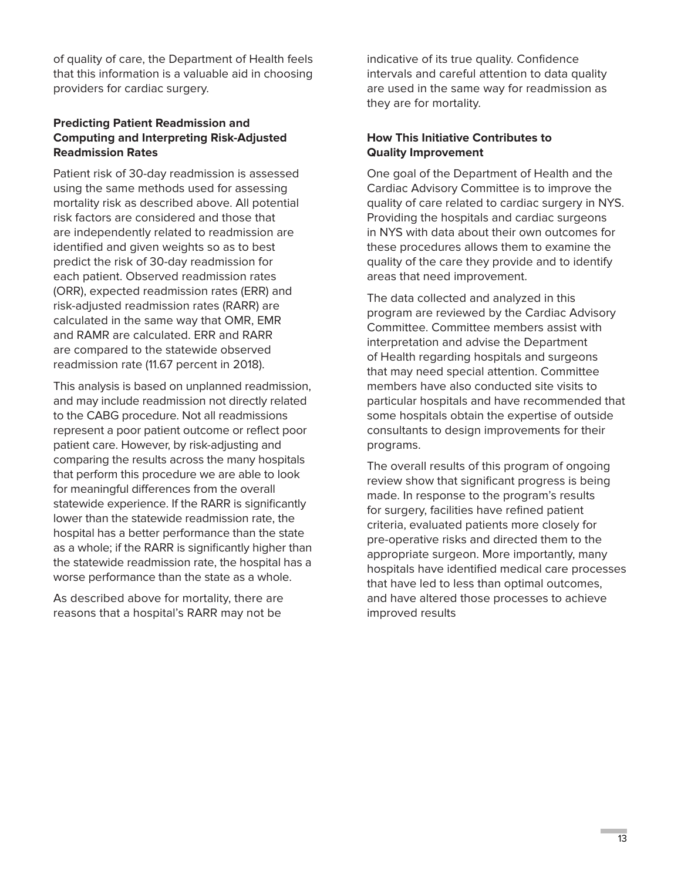of quality of care, the Department of Health feels that this information is a valuable aid in choosing providers for cardiac surgery.

### Predicting Patient Readmission and Computing and Interpreting Risk-Adjusted Readmission Rates

Patient risk of 30-day readmission is assessed using the same methods used for assessing mortality risk as described above. All potential risk factors are considered and those that are independently related to readmission are identified and given weights so as to best predict the risk of 30-day readmission for each patient. Observed readmission rates (ORR), expected readmission rates (ERR) and risk-adjusted readmission rates (RARR) are calculated in the same way that OMR, EMR and RAMR are calculated. ERR and RARR are compared to the statewide observed readmission rate (11.67 percent in 2018).

This analysis is based on unplanned readmission, and may include readmission not directly related to the CABG procedure. Not all readmissions represent a poor patient outcome or reflect poor patient care. However, by risk-adjusting and comparing the results across the many hospitals that perform this procedure we are able to look for meaningful differences from the overall statewide experience. If the RARR is significantly lower than the statewide readmission rate, the hospital has a better performance than the state as a whole; if the RARR is significantly higher than the statewide readmission rate, the hospital has a worse performance than the state as a whole.

As described above for mortality, there are reasons that a hospital's RARR may not be indicative of its true quality. Confidence intervals and careful attention to data quality are used in the same way for readmission as they are for mortality.

### How This Initiative Contributes to Quality Improvement

One goal of the Department of Health and the Cardiac Advisory Committee is to improve the quality of care related to cardiac surgery in NYS. Providing the hospitals and cardiac surgeons in NYS with data about their own outcomes for these procedures allows them to examine the quality of the care they provide and to identify areas that need improvement.

The data collected and analyzed in this program are reviewed by the Cardiac Advisory Committee. Committee members assist with interpretation and advise the Department of Health regarding hospitals and surgeons that may need special attention. Committee members have also conducted site visits to particular hospitals and have recommended that some hospitals obtain the expertise of outside consultants to design improvements for their programs.

The overall results of this program of ongoing review show that significant progress is being made. In response to the program's results for surgery, facilities have refined patient criteria, evaluated patients more closely for pre-operative risks and directed them to the appropriate surgeon. More importantly, many hospitals have identified medical care processes that have led to less than optimal outcomes, and have altered those processes to achieve improved results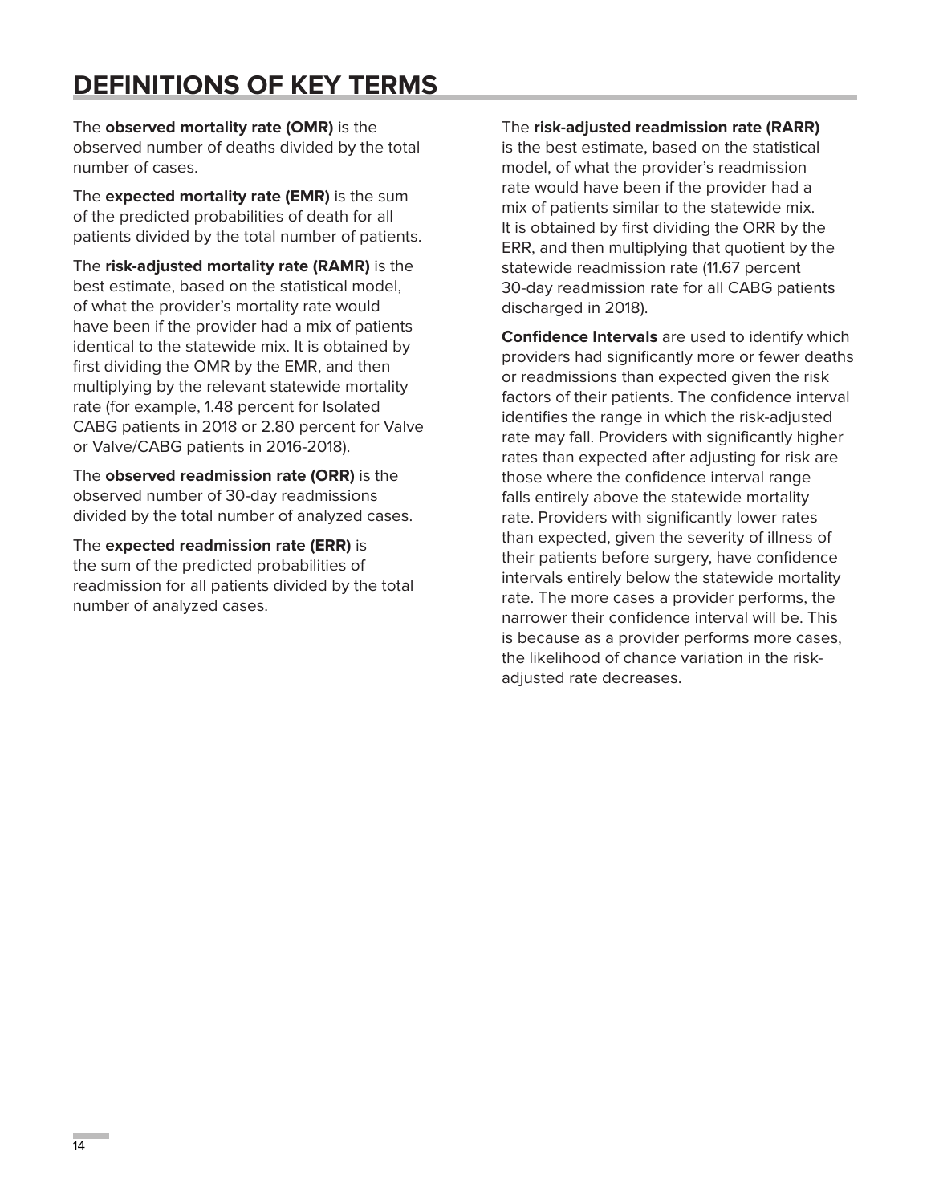# DEFINITIONS OF KEY TERMS

The **observed mortality rate (OMR)** is the observed number of deaths divided by the total number of cases.

The **expected mortality rate (EMR)** is the sum of the predicted probabilities of death for all patients divided by the total number of patients.

The **risk-adjusted mortality rate (RAMR)** is the best estimate, based on the statistical model, of what the provider's mortality rate would have been if the provider had a mix of patients identical to the statewide mix. It is obtained by first dividing the OMR by the EMR, and then multiplying by the relevant statewide mortality rate (for example, 1.48 percent for Isolated CABG patients in 2018 or 2.80 percent for Valve or Valve/CABG patients in 2016-2018).

The **observed readmission rate (ORR)** is the observed number of 30-day readmissions divided by the total number of analyzed cases.

The **expected readmission rate (ERR)** is the sum of the predicted probabilities of readmission for all patients divided by the total number of analyzed cases.

The **risk-adjusted readmission rate (RARR)** is the best estimate, based on the statistical model, of what the provider's readmission rate would have been if the provider had a mix of patients similar to the statewide mix. It is obtained by first dividing the ORR by the ERR, and then multiplying that quotient by the statewide readmission rate (11.67 percent 30-day readmission rate for all CABG patients discharged in 2018).

**Confidence Intervals** are used to identify which providers had significantly more or fewer deaths or readmissions than expected given the risk factors of their patients. The confidence interval identifies the range in which the risk-adjusted rate may fall. Providers with significantly higher rates than expected after adjusting for risk are those where the confidence interval range falls entirely above the statewide mortality rate. Providers with significantly lower rates than expected, given the severity of illness of their patients before surgery, have confidence intervals entirely below the statewide mortality rate. The more cases a provider performs, the narrower their confidence interval will be. This is because as a provider performs more cases, the likelihood of chance variation in the risk-adjusted rate decreases.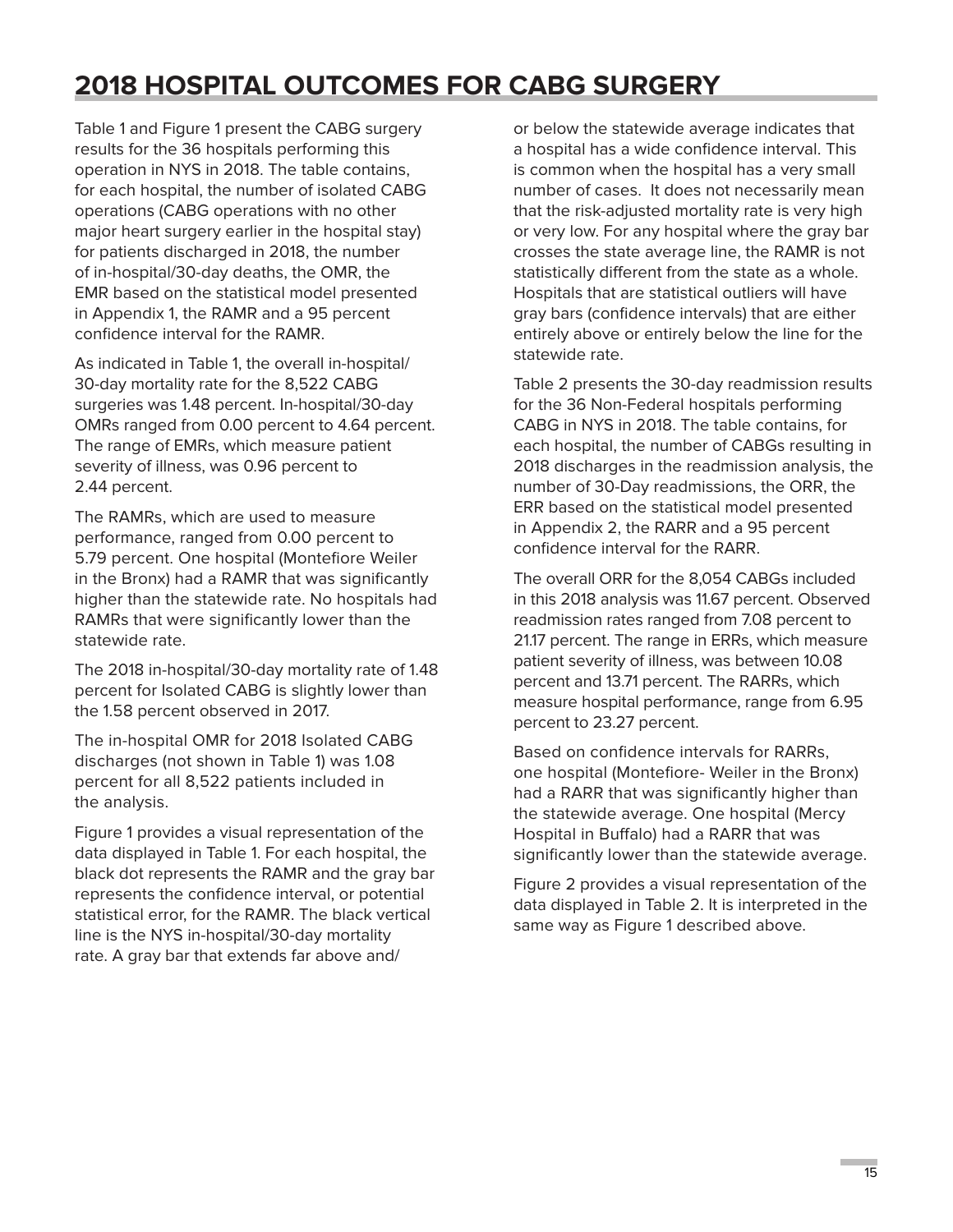# 2018 HOSPITAL OUTCOMES FOR CABG SURGERY

Table 1 and Figure 1 present the CABG surgery results for the 36 hospitals performing this operation in NYS in 2018. The table contains, for each hospital, the number of isolated CABG operations (CABG operations with no other major heart surgery earlier in the hospital stay) for patients discharged in 2018, the number of in-hospital/30-day deaths, the OMR, the EMR based on the statistical model presented in Appendix 1, the RAMR and a 95 percent confidence interval for the RAMR.

As indicated in Table 1, the overall in-hospital/30-day mortality rate for the 8,522 CABG surgeries was 1.48 percent. In-hospital/30-day OMRs ranged from 0.00 percent to 4.64 percent. The range of EMRs, which measure patient severity of illness, was 0.96 percent to 2.44 percent.

The RAMRs, which are used to measure performance, ranged from 0.00 percent to 5.79 percent. One hospital (Montefiore Weiler in the Bronx) had a RAMR that was significantly higher than the statewide rate. No hospitals had RAMRs that were significantly lower than the statewide rate.

The 2018 in-hospital/30-day mortality rate of 1.48 percent for Isolated CABG is slightly lower than the 1.58 percent observed in 2017.

The in-hospital OMR for 2018 Isolated CABG discharges (not shown in Table 1) was 1.08 percent for all 8,522 patients included in the analysis.

Figure 1 provides a visual representation of the data displayed in Table 1. For each hospital, the black dot represents the RAMR and the gray bar represents the confidence interval, or potential statistical error, for the RAMR. The black vertical line is the NYS in-hospital/30-day mortality rate. A gray bar that extends far above and/or below the statewide average indicates that a hospital has a wide confidence interval. This is common when the hospital has a very small number of cases. It does not necessarily mean that the risk-adjusted mortality rate is very high or very low. For any hospital where the gray bar crosses the state average line, the RAMR is not statistically different from the state as a whole. Hospitals that are statistical outliers will have gray bars (confidence intervals) that are either entirely above or entirely below the line for the statewide rate.

Table 2 presents the 30-day readmission results for the 36 Non-Federal hospitals performing CABG in NYS in 2018. The table contains, for each hospital, the number of CABGs resulting in 2018 discharges in the readmission analysis, the number of 30-Day readmissions, the ORR, the ERR based on the statistical model presented in Appendix 2, the RARR and a 95 percent confidence interval for the RARR.

The overall ORR for the 8,054 CABGs included in this 2018 analysis was 11.67 percent. Observed readmission rates ranged from 7.08 percent to 21.17 percent. The range in ERRs, which measure patient severity of illness, was between 10.08 percent and 13.71 percent. The RARRs, which measure hospital performance, range from 6.95 percent to 23.27 percent.

Based on confidence intervals for RARRs, one hospital (Montefiore- Weiler in the Bronx) had a RARR that was significantly higher than the statewide average. One hospital (Mercy Hospital in Buffalo) had a RARR that was significantly lower than the statewide average.

Figure 2 provides a visual representation of the data displayed in Table 2. It is interpreted in the same way as Figure 1 described above.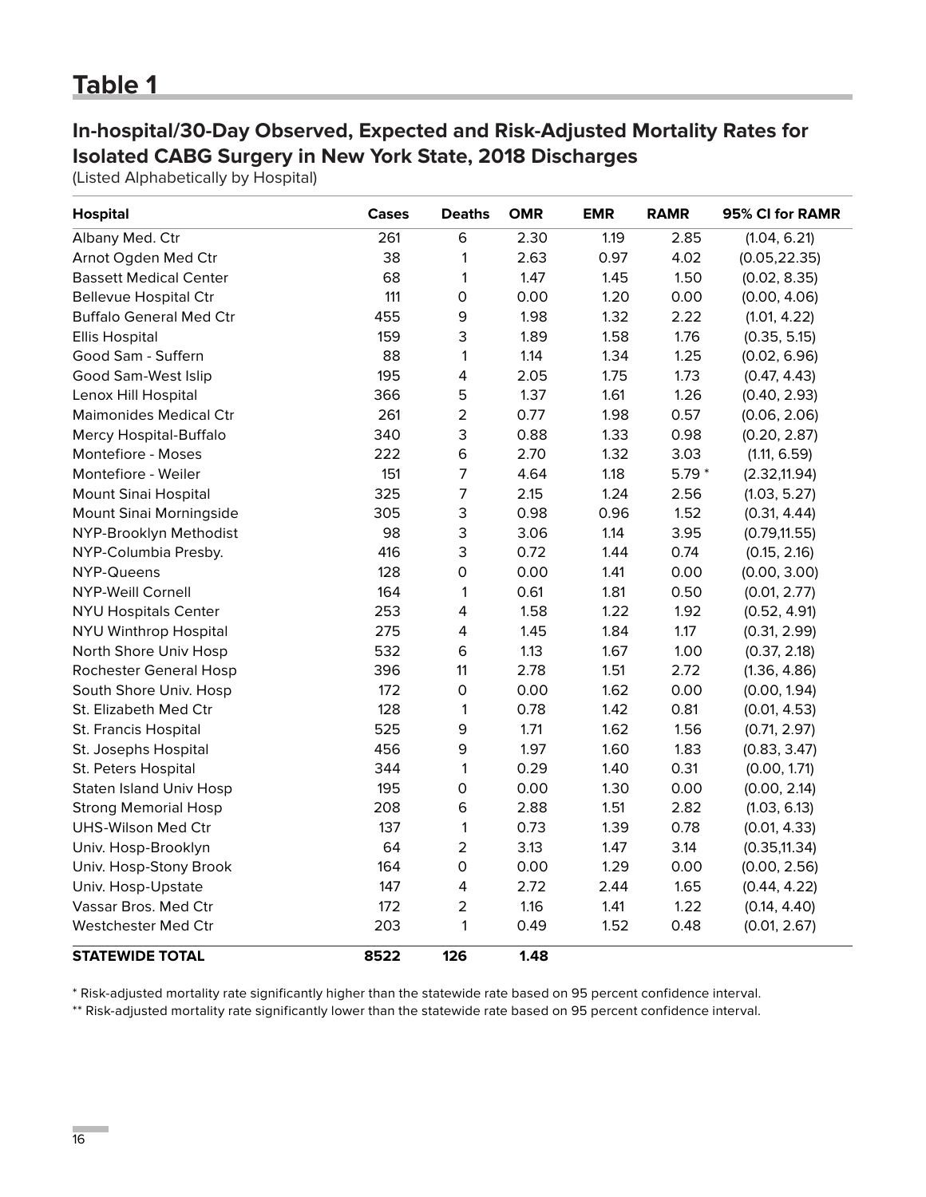# Table 1

## In-hospital/30-Day Observed, Expected and Risk-Adjusted Mortality Rates for Isolated CABG Surgery in New York State, 2018 Discharges

(Listed Alphabetically by Hospital)

| Hospital | Cases | Deaths | OMR | EMR | RAMR | 95% CI for RAMR |
|---|---|---|---|---|---|---|
| Albany Med. Ctr | 261 | 6 | 2.30 | 1.19 | 2.85 | (1.04, 6.21) |
| Arnot Ogden Med Ctr | 38 | 1 | 2.63 | 0.97 | 4.02 | (0.05,22.35) |
| Bassett Medical Center | 68 | 1 | 1.47 | 1.45 | 1.50 | (0.02, 8.35) |
| Bellevue Hospital Ctr | 111 | 0 | 0.00 | 1.20 | 0.00 | (0.00, 4.06) |
| Buffalo General Med Ctr | 455 | 9 | 1.98 | 1.32 | 2.22 | (1.01, 4.22) |
| Ellis Hospital | 159 | 3 | 1.89 | 1.58 | 1.76 | (0.35, 5.15) |
| Good Sam - Suffern | 88 | 1 | 1.14 | 1.34 | 1.25 | (0.02, 6.96) |
| Good Sam-West Islip | 195 | 4 | 2.05 | 1.75 | 1.73 | (0.47, 4.43) |
| Lenox Hill Hospital | 366 | 5 | 1.37 | 1.61 | 1.26 | (0.40, 2.93) |
| Maimonides Medical Ctr | 261 | 2 | 0.77 | 1.98 | 0.57 | (0.06, 2.06) |
| Mercy Hospital-Buffalo | 340 | 3 | 0.88 | 1.33 | 0.98 | (0.20, 2.87) |
| Montefiore - Moses | 222 | 6 | 2.70 | 1.32 | 3.03 | (1.11, 6.59) |
| Montefiore - Weiler | 151 | 7 | 4.64 | 1.18 | 5.79 * | (2.32,11.94) |
| Mount Sinai Hospital | 325 | 7 | 2.15 | 1.24 | 2.56 | (1.03, 5.27) |
| Mount Sinai Morningside | 305 | 3 | 0.98 | 0.96 | 1.52 | (0.31, 4.44) |
| NYP-Brooklyn Methodist | 98 | 3 | 3.06 | 1.14 | 3.95 | (0.79,11.55) |
| NYP-Columbia Presby. | 416 | 3 | 0.72 | 1.44 | 0.74 | (0.15, 2.16) |
| NYP-Queens | 128 | 0 | 0.00 | 1.41 | 0.00 | (0.00, 3.00) |
| NYP-Weill Cornell | 164 | 1 | 0.61 | 1.81 | 0.50 | (0.01, 2.77) |
| NYU Hospitals Center | 253 | 4 | 1.58 | 1.22 | 1.92 | (0.52, 4.91) |
| NYU Winthrop Hospital | 275 | 4 | 1.45 | 1.84 | 1.17 | (0.31, 2.99) |
| North Shore Univ Hosp | 532 | 6 | 1.13 | 1.67 | 1.00 | (0.37, 2.18) |
| Rochester General Hosp | 396 | 11 | 2.78 | 1.51 | 2.72 | (1.36, 4.86) |
| South Shore Univ. Hosp | 172 | 0 | 0.00 | 1.62 | 0.00 | (0.00, 1.94) |
| St. Elizabeth Med Ctr | 128 | 1 | 0.78 | 1.42 | 0.81 | (0.01, 4.53) |
| St. Francis Hospital | 525 | 9 | 1.71 | 1.62 | 1.56 | (0.71, 2.97) |
| St. Josephs Hospital | 456 | 9 | 1.97 | 1.60 | 1.83 | (0.83, 3.47) |
| St. Peters Hospital | 344 | 1 | 0.29 | 1.40 | 0.31 | (0.00, 1.71) |
| Staten Island Univ Hosp | 195 | 0 | 0.00 | 1.30 | 0.00 | (0.00, 2.14) |
| Strong Memorial Hosp | 208 | 6 | 2.88 | 1.51 | 2.82 | (1.03, 6.13) |
| UHS-Wilson Med Ctr | 137 | 1 | 0.73 | 1.39 | 0.78 | (0.01, 4.33) |
| Univ. Hosp-Brooklyn | 64 | 2 | 3.13 | 1.47 | 3.14 | (0.35,11.34) |
| Univ. Hosp-Stony Brook | 164 | 0 | 0.00 | 1.29 | 0.00 | (0.00, 2.56) |
| Univ. Hosp-Upstate | 147 | 4 | 2.72 | 2.44 | 1.65 | (0.44, 4.22) |
| Vassar Bros. Med Ctr | 172 | 2 | 1.16 | 1.41 | 1.22 | (0.14, 4.40) |
| Westchester Med Ctr | 203 | 1 | 0.49 | 1.52 | 0.48 | (0.01, 2.67) |
| **STATEWIDE TOTAL** | **8522** | **126** | **1.48** | | | |

\* Risk-adjusted mortality rate significantly higher than the statewide rate based on 95 percent confidence interval.

\*\* Risk-adjusted mortality rate significantly lower than the statewide rate based on 95 percent confidence interval.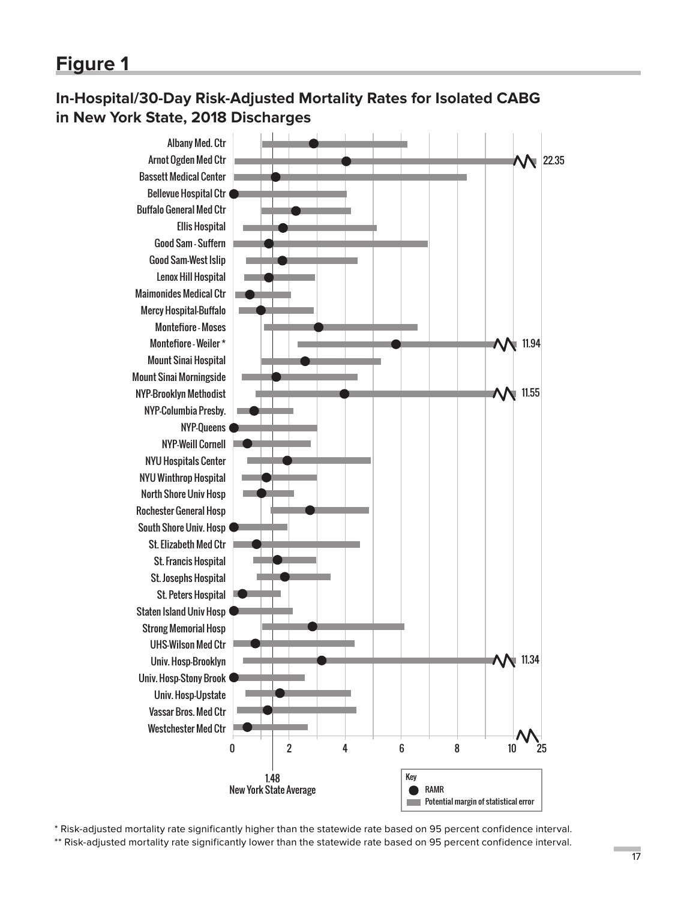# Figure 1

## In-Hospital/30-Day Risk-Adjusted Mortality Rates for Isolated CABG in New York State, 2018 Discharges

Albany Med. Ctr
Arnot Ogden Med Ctr — 22.35
Bassett Medical Center
Bellevue Hospital Ctr
Buffalo General Med Ctr
Ellis Hospital
Good Sam - Suffern
Good Sam-West Islip
Lenox Hill Hospital
Maimonides Medical Ctr
Mercy Hospital-Buffalo
Montefiore - Moses
Montefiore - Weiler * — 11.94
Mount Sinai Hospital
Mount Sinai Morningside
NYP-Brooklyn Methodist — 11.55
NYP-Columbia Presby.
NYP-Queens
NYP-Weill Cornell
NYU Hospitals Center
NYU Winthrop Hospital
North Shore Univ Hosp
Rochester General Hosp
South Shore Univ. Hosp
St. Elizabeth Med Ctr
St. Francis Hospital
St. Josephs Hospital
St. Peters Hospital
Staten Island Univ Hosp
Strong Memorial Hosp
UHS-Wilson Med Ctr
Univ. Hosp-Brooklyn — 11.34
Univ. Hosp-Stony Brook
Univ. Hosp-Upstate
Vassar Bros. Med Ctr
Westchester Med Ctr

0 2 4 6 8 10 25

1.48
New York State Average

Key
● RAMR
▬ Potential margin of statistical error

\* Risk-adjusted mortality rate significantly higher than the statewide rate based on 95 percent confidence interval.

\*\* Risk-adjusted mortality rate significantly lower than the statewide rate based on 95 percent confidence interval.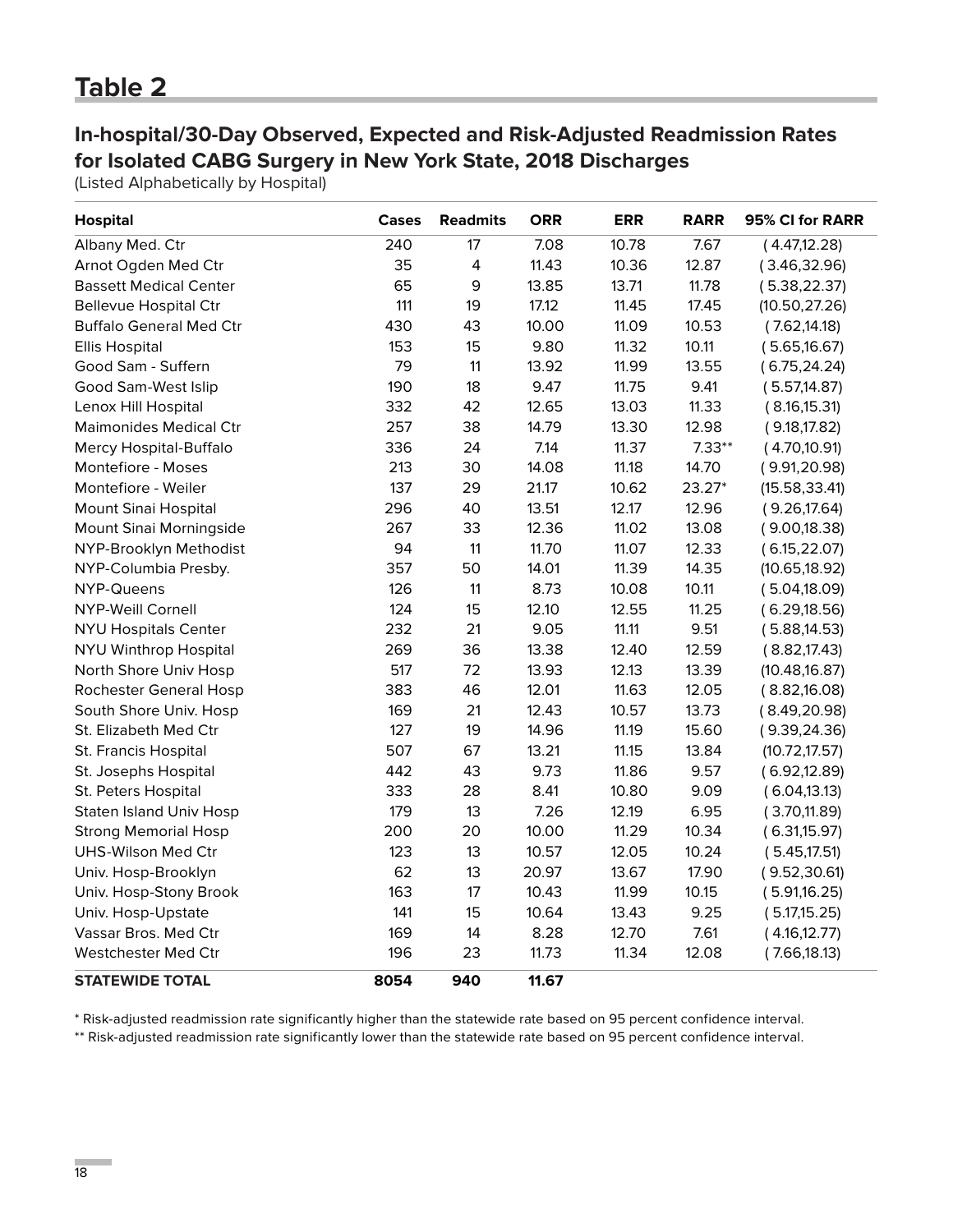# Table 2

## In-hospital/30-Day Observed, Expected and Risk-Adjusted Readmission Rates for Isolated CABG Surgery in New York State, 2018 Discharges

(Listed Alphabetically by Hospital)

| Hospital | Cases | Readmits | ORR | ERR | RARR | 95% CI for RARR |
|---|---|---|---|---|---|---|
| Albany Med. Ctr | 240 | 17 | 7.08 | 10.78 | 7.67 | ( 4.47,12.28) |
| Arnot Ogden Med Ctr | 35 | 4 | 11.43 | 10.36 | 12.87 | ( 3.46,32.96) |
| Bassett Medical Center | 65 | 9 | 13.85 | 13.71 | 11.78 | ( 5.38,22.37) |
| Bellevue Hospital Ctr | 111 | 19 | 17.12 | 11.45 | 17.45 | (10.50,27.26) |
| Buffalo General Med Ctr | 430 | 43 | 10.00 | 11.09 | 10.53 | ( 7.62,14.18) |
| Ellis Hospital | 153 | 15 | 9.80 | 11.32 | 10.11 | ( 5.65,16.67) |
| Good Sam - Suffern | 79 | 11 | 13.92 | 11.99 | 13.55 | ( 6.75,24.24) |
| Good Sam-West Islip | 190 | 18 | 9.47 | 11.75 | 9.41 | ( 5.57,14.87) |
| Lenox Hill Hospital | 332 | 42 | 12.65 | 13.03 | 11.33 | ( 8.16,15.31) |
| Maimonides Medical Ctr | 257 | 38 | 14.79 | 13.30 | 12.98 | ( 9.18,17.82) |
| Mercy Hospital-Buffalo | 336 | 24 | 7.14 | 11.37 | 7.33** | ( 4.70,10.91) |
| Montefiore - Moses | 213 | 30 | 14.08 | 11.18 | 14.70 | ( 9.91,20.98) |
| Montefiore - Weiler | 137 | 29 | 21.17 | 10.62 | 23.27* | (15.58,33.41) |
| Mount Sinai Hospital | 296 | 40 | 13.51 | 12.17 | 12.96 | ( 9.26,17.64) |
| Mount Sinai Morningside | 267 | 33 | 12.36 | 11.02 | 13.08 | ( 9.00,18.38) |
| NYP-Brooklyn Methodist | 94 | 11 | 11.70 | 11.07 | 12.33 | ( 6.15,22.07) |
| NYP-Columbia Presby. | 357 | 50 | 14.01 | 11.39 | 14.35 | (10.65,18.92) |
| NYP-Queens | 126 | 11 | 8.73 | 10.08 | 10.11 | ( 5.04,18.09) |
| NYP-Weill Cornell | 124 | 15 | 12.10 | 12.55 | 11.25 | ( 6.29,18.56) |
| NYU Hospitals Center | 232 | 21 | 9.05 | 11.11 | 9.51 | ( 5.88,14.53) |
| NYU Winthrop Hospital | 269 | 36 | 13.38 | 12.40 | 12.59 | ( 8.82,17.43) |
| North Shore Univ Hosp | 517 | 72 | 13.93 | 12.13 | 13.39 | (10.48,16.87) |
| Rochester General Hosp | 383 | 46 | 12.01 | 11.63 | 12.05 | ( 8.82,16.08) |
| South Shore Univ. Hosp | 169 | 21 | 12.43 | 10.57 | 13.73 | ( 8.49,20.98) |
| St. Elizabeth Med Ctr | 127 | 19 | 14.96 | 11.19 | 15.60 | ( 9.39,24.36) |
| St. Francis Hospital | 507 | 67 | 13.21 | 11.15 | 13.84 | (10.72,17.57) |
| St. Josephs Hospital | 442 | 43 | 9.73 | 11.86 | 9.57 | ( 6.92,12.89) |
| St. Peters Hospital | 333 | 28 | 8.41 | 10.80 | 9.09 | ( 6.04,13.13) |
| Staten Island Univ Hosp | 179 | 13 | 7.26 | 12.19 | 6.95 | ( 3.70,11.89) |
| Strong Memorial Hosp | 200 | 20 | 10.00 | 11.29 | 10.34 | ( 6.31,15.97) |
| UHS-Wilson Med Ctr | 123 | 13 | 10.57 | 12.05 | 10.24 | ( 5.45,17.51) |
| Univ. Hosp-Brooklyn | 62 | 13 | 20.97 | 13.67 | 17.90 | ( 9.52,30.61) |
| Univ. Hosp-Stony Brook | 163 | 17 | 10.43 | 11.99 | 10.15 | ( 5.91,16.25) |
| Univ. Hosp-Upstate | 141 | 15 | 10.64 | 13.43 | 9.25 | ( 5.17,15.25) |
| Vassar Bros. Med Ctr | 169 | 14 | 8.28 | 12.70 | 7.61 | ( 4.16,12.77) |
| Westchester Med Ctr | 196 | 23 | 11.73 | 11.34 | 12.08 | ( 7.66,18.13) |
| **STATEWIDE TOTAL** | **8054** | **940** | **11.67** | | | |

* Risk-adjusted readmission rate significantly higher than the statewide rate based on 95 percent confidence interval.

** Risk-adjusted readmission rate significantly lower than the statewide rate based on 95 percent confidence interval.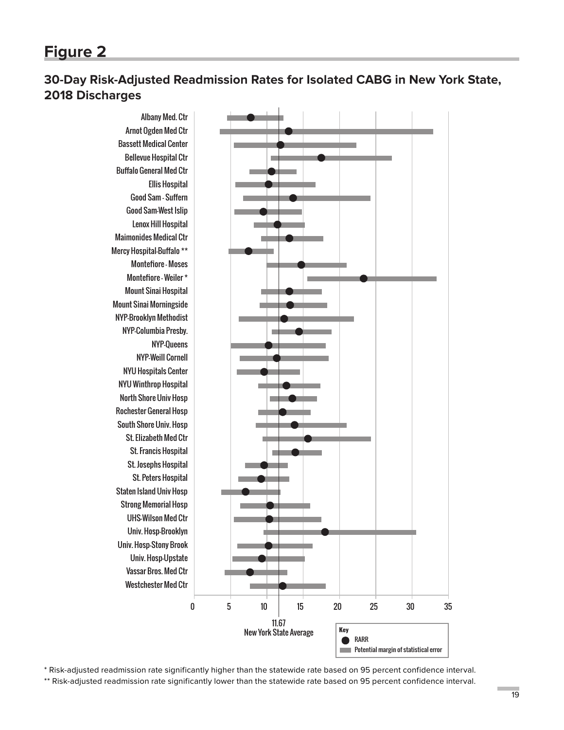# Figure 2

## 30-Day Risk-Adjusted Readmission Rates for Isolated CABG in New York State, 2018 Discharges

Albany Med. Ctr
Arnot Ogden Med Ctr
Bassett Medical Center
Bellevue Hospital Ctr
Buffalo General Med Ctr
Ellis Hospital
Good Sam - Suffern
Good Sam-West Islip
Lenox Hill Hospital
Maimonides Medical Ctr
Mercy Hospital-Buffalo **
Montefiore - Moses
Montefiore - Weiler *
Mount Sinai Hospital
Mount Sinai Morningside
NYP-Brooklyn Methodist
NYP-Columbia Presby.
NYP-Queens
NYP-Weill Cornell
NYU Hospitals Center
NYU Winthrop Hospital
North Shore Univ Hosp
Rochester General Hosp
South Shore Univ. Hosp
St. Elizabeth Med Ctr
St. Francis Hospital
St. Josephs Hospital
St. Peters Hospital
Staten Island Univ Hosp
Strong Memorial Hosp
UHS-Wilson Med Ctr
Univ. Hosp-Brooklyn
Univ. Hosp-Stony Brook
Univ. Hosp-Upstate
Vassar Bros. Med Ctr
Westchester Med Ctr

0 5 10 15 20 25 30 35

11.67
New York State Average

Key
RARR
Potential margin of statistical error

\* Risk-adjusted readmission rate significantly higher than the statewide rate based on 95 percent confidence interval.

\** Risk-adjusted readmission rate significantly lower than the statewide rate based on 95 percent confidence interval.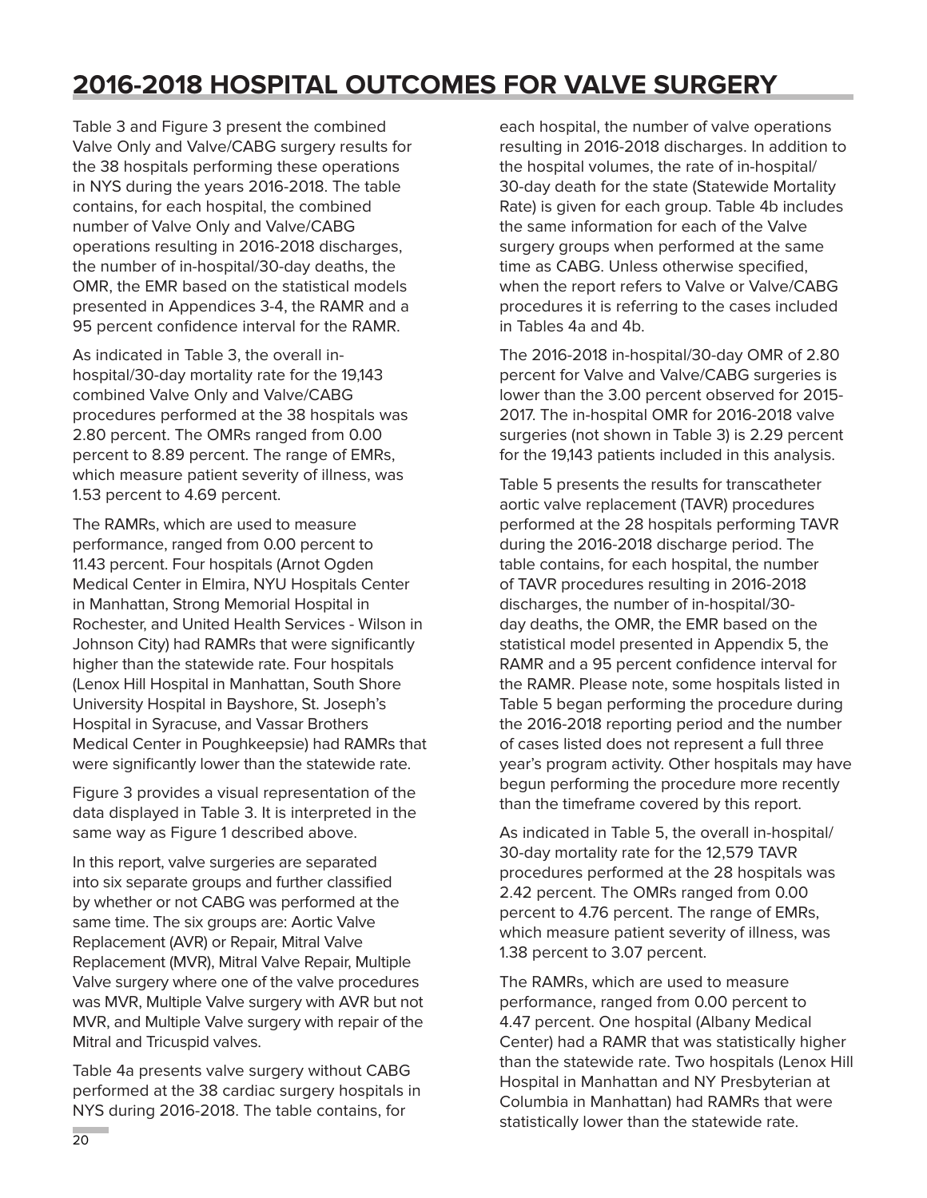# 2016-2018 HOSPITAL OUTCOMES FOR VALVE SURGERY

Table 3 and Figure 3 present the combined Valve Only and Valve/CABG surgery results for the 38 hospitals performing these operations in NYS during the years 2016-2018. The table contains, for each hospital, the combined number of Valve Only and Valve/CABG operations resulting in 2016-2018 discharges, the number of in-hospital/30-day deaths, the OMR, the EMR based on the statistical models presented in Appendices 3-4, the RAMR and a 95 percent confidence interval for the RAMR.

As indicated in Table 3, the overall in-hospital/30-day mortality rate for the 19,143 combined Valve Only and Valve/CABG procedures performed at the 38 hospitals was 2.80 percent. The OMRs ranged from 0.00 percent to 8.89 percent. The range of EMRs, which measure patient severity of illness, was 1.53 percent to 4.69 percent.

The RAMRs, which are used to measure performance, ranged from 0.00 percent to 11.43 percent. Four hospitals (Arnot Ogden Medical Center in Elmira, NYU Hospitals Center in Manhattan, Strong Memorial Hospital in Rochester, and United Health Services - Wilson in Johnson City) had RAMRs that were significantly higher than the statewide rate. Four hospitals (Lenox Hill Hospital in Manhattan, South Shore University Hospital in Bayshore, St. Joseph's Hospital in Syracuse, and Vassar Brothers Medical Center in Poughkeepsie) had RAMRs that were significantly lower than the statewide rate.

Figure 3 provides a visual representation of the data displayed in Table 3. It is interpreted in the same way as Figure 1 described above.

In this report, valve surgeries are separated into six separate groups and further classified by whether or not CABG was performed at the same time. The six groups are: Aortic Valve Replacement (AVR) or Repair, Mitral Valve Replacement (MVR), Mitral Valve Repair, Multiple Valve surgery where one of the valve procedures was MVR, Multiple Valve surgery with AVR but not MVR, and Multiple Valve surgery with repair of the Mitral and Tricuspid valves.

Table 4a presents valve surgery without CABG performed at the 38 cardiac surgery hospitals in NYS during 2016-2018. The table contains, for each hospital, the number of valve operations resulting in 2016-2018 discharges. In addition to the hospital volumes, the rate of in-hospital/30-day death for the state (Statewide Mortality Rate) is given for each group. Table 4b includes the same information for each of the Valve surgery groups when performed at the same time as CABG. Unless otherwise specified, when the report refers to Valve or Valve/CABG procedures it is referring to the cases included in Tables 4a and 4b.

The 2016-2018 in-hospital/30-day OMR of 2.80 percent for Valve and Valve/CABG surgeries is lower than the 3.00 percent observed for 2015-2017. The in-hospital OMR for 2016-2018 valve surgeries (not shown in Table 3) is 2.29 percent for the 19,143 patients included in this analysis.

Table 5 presents the results for transcatheter aortic valve replacement (TAVR) procedures performed at the 28 hospitals performing TAVR during the 2016-2018 discharge period. The table contains, for each hospital, the number of TAVR procedures resulting in 2016-2018 discharges, the number of in-hospital/30-day deaths, the OMR, the EMR based on the statistical model presented in Appendix 5, the RAMR and a 95 percent confidence interval for the RAMR. Please note, some hospitals listed in Table 5 began performing the procedure during the 2016-2018 reporting period and the number of cases listed does not represent a full three year's program activity. Other hospitals may have begun performing the procedure more recently than the timeframe covered by this report.

As indicated in Table 5, the overall in-hospital/30-day mortality rate for the 12,579 TAVR procedures performed at the 28 hospitals was 2.42 percent. The OMRs ranged from 0.00 percent to 4.76 percent. The range of EMRs, which measure patient severity of illness, was 1.38 percent to 3.07 percent.

The RAMRs, which are used to measure performance, ranged from 0.00 percent to 4.47 percent. One hospital (Albany Medical Center) had a RAMR that was statistically higher than the statewide rate. Two hospitals (Lenox Hill Hospital in Manhattan and NY Presbyterian at Columbia in Manhattan) had RAMRs that were statistically lower than the statewide rate.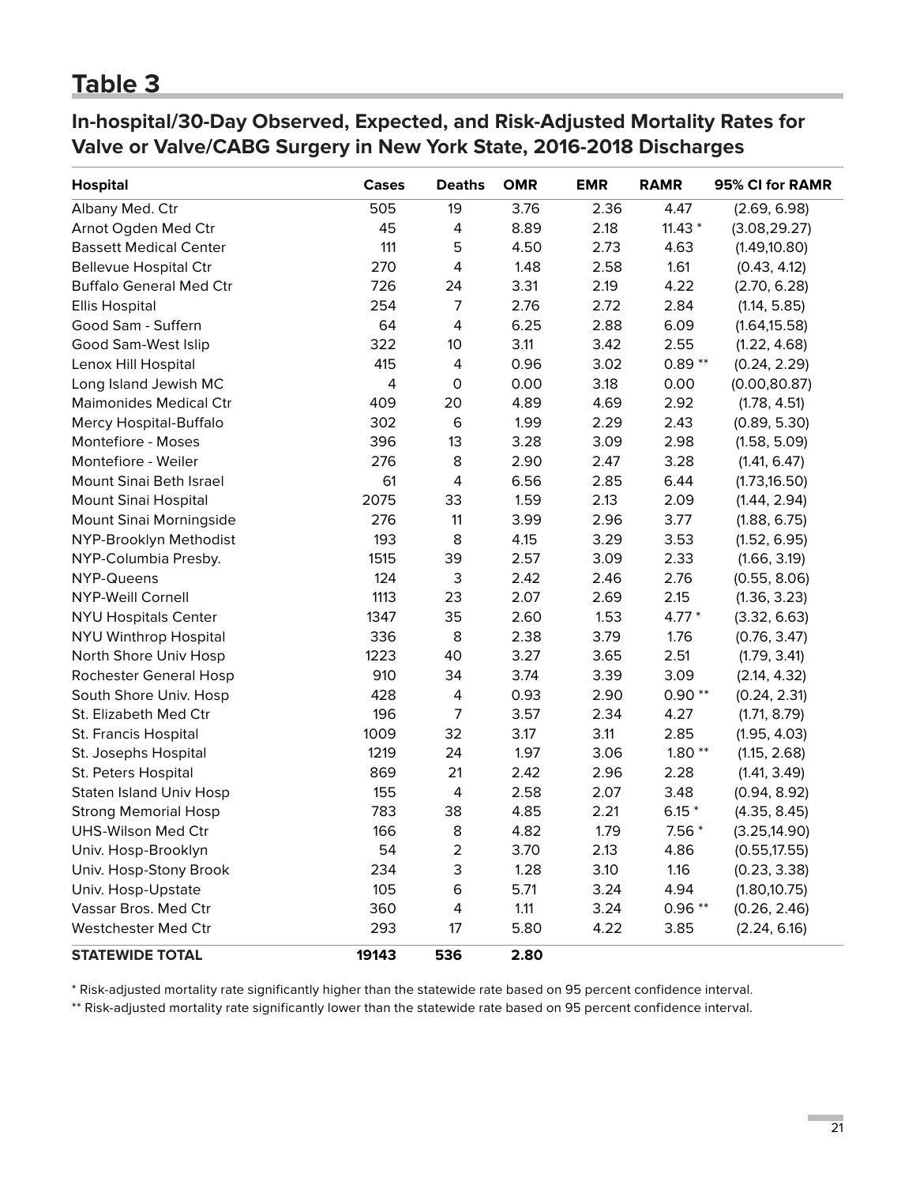# Table 3

## In-hospital/30-Day Observed, Expected, and Risk-Adjusted Mortality Rates for Valve or Valve/CABG Surgery in New York State, 2016-2018 Discharges

| Hospital | Cases | Deaths | OMR | EMR | RAMR | 95% CI for RAMR |
|---|---|---|---|---|---|---|
| Albany Med. Ctr | 505 | 19 | 3.76 | 2.36 | 4.47 | (2.69, 6.98) |
| Arnot Ogden Med Ctr | 45 | 4 | 8.89 | 2.18 | 11.43 * | (3.08,29.27) |
| Bassett Medical Center | 111 | 5 | 4.50 | 2.73 | 4.63 | (1.49,10.80) |
| Bellevue Hospital Ctr | 270 | 4 | 1.48 | 2.58 | 1.61 | (0.43, 4.12) |
| Buffalo General Med Ctr | 726 | 24 | 3.31 | 2.19 | 4.22 | (2.70, 6.28) |
| Ellis Hospital | 254 | 7 | 2.76 | 2.72 | 2.84 | (1.14, 5.85) |
| Good Sam - Suffern | 64 | 4 | 6.25 | 2.88 | 6.09 | (1.64,15.58) |
| Good Sam-West Islip | 322 | 10 | 3.11 | 3.42 | 2.55 | (1.22, 4.68) |
| Lenox Hill Hospital | 415 | 4 | 0.96 | 3.02 | 0.89 ** | (0.24, 2.29) |
| Long Island Jewish MC | 4 | 0 | 0.00 | 3.18 | 0.00 | (0.00,80.87) |
| Maimonides Medical Ctr | 409 | 20 | 4.89 | 4.69 | 2.92 | (1.78, 4.51) |
| Mercy Hospital-Buffalo | 302 | 6 | 1.99 | 2.29 | 2.43 | (0.89, 5.30) |
| Montefiore - Moses | 396 | 13 | 3.28 | 3.09 | 2.98 | (1.58, 5.09) |
| Montefiore - Weiler | 276 | 8 | 2.90 | 2.47 | 3.28 | (1.41, 6.47) |
| Mount Sinai Beth Israel | 61 | 4 | 6.56 | 2.85 | 6.44 | (1.73,16.50) |
| Mount Sinai Hospital | 2075 | 33 | 1.59 | 2.13 | 2.09 | (1.44, 2.94) |
| Mount Sinai Morningside | 276 | 11 | 3.99 | 2.96 | 3.77 | (1.88, 6.75) |
| NYP-Brooklyn Methodist | 193 | 8 | 4.15 | 3.29 | 3.53 | (1.52, 6.95) |
| NYP-Columbia Presby. | 1515 | 39 | 2.57 | 3.09 | 2.33 | (1.66, 3.19) |
| NYP-Queens | 124 | 3 | 2.42 | 2.46 | 2.76 | (0.55, 8.06) |
| NYP-Weill Cornell | 1113 | 23 | 2.07 | 2.69 | 2.15 | (1.36, 3.23) |
| NYU Hospitals Center | 1347 | 35 | 2.60 | 1.53 | 4.77 * | (3.32, 6.63) |
| NYU Winthrop Hospital | 336 | 8 | 2.38 | 3.79 | 1.76 | (0.76, 3.47) |
| North Shore Univ Hosp | 1223 | 40 | 3.27 | 3.65 | 2.51 | (1.79, 3.41) |
| Rochester General Hosp | 910 | 34 | 3.74 | 3.39 | 3.09 | (2.14, 4.32) |
| South Shore Univ. Hosp | 428 | 4 | 0.93 | 2.90 | 0.90 ** | (0.24, 2.31) |
| St. Elizabeth Med Ctr | 196 | 7 | 3.57 | 2.34 | 4.27 | (1.71, 8.79) |
| St. Francis Hospital | 1009 | 32 | 3.17 | 3.11 | 2.85 | (1.95, 4.03) |
| St. Josephs Hospital | 1219 | 24 | 1.97 | 3.06 | 1.80 ** | (1.15, 2.68) |
| St. Peters Hospital | 869 | 21 | 2.42 | 2.96 | 2.28 | (1.41, 3.49) |
| Staten Island Univ Hosp | 155 | 4 | 2.58 | 2.07 | 3.48 | (0.94, 8.92) |
| Strong Memorial Hosp | 783 | 38 | 4.85 | 2.21 | 6.15 * | (4.35, 8.45) |
| UHS-Wilson Med Ctr | 166 | 8 | 4.82 | 1.79 | 7.56 * | (3.25,14.90) |
| Univ. Hosp-Brooklyn | 54 | 2 | 3.70 | 2.13 | 4.86 | (0.55,17.55) |
| Univ. Hosp-Stony Brook | 234 | 3 | 1.28 | 3.10 | 1.16 | (0.23, 3.38) |
| Univ. Hosp-Upstate | 105 | 6 | 5.71 | 3.24 | 4.94 | (1.80,10.75) |
| Vassar Bros. Med Ctr | 360 | 4 | 1.11 | 3.24 | 0.96 ** | (0.26, 2.46) |
| Westchester Med Ctr | 293 | 17 | 5.80 | 4.22 | 3.85 | (2.24, 6.16) |
| **STATEWIDE TOTAL** | **19143** | **536** | **2.80** | | | |

* Risk-adjusted mortality rate significantly higher than the statewide rate based on 95 percent confidence interval.

** Risk-adjusted mortality rate significantly lower than the statewide rate based on 95 percent confidence interval.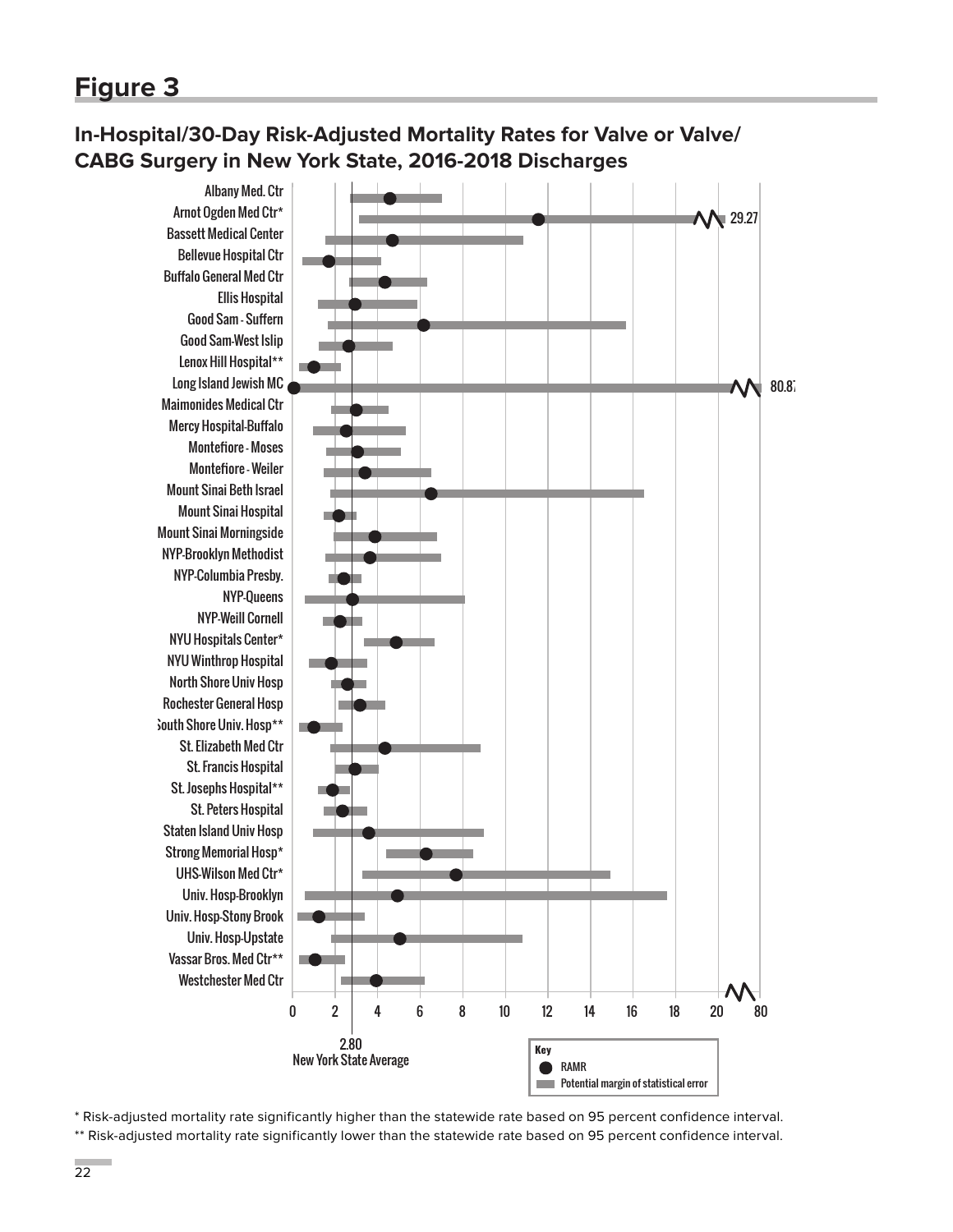# Figure 3

## In-Hospital/30-Day Risk-Adjusted Mortality Rates for Valve or Valve/CABG Surgery in New York State, 2016-2018 Discharges

Albany Med. Ctr
Arnot Ogden Med Ctr*
Bassett Medical Center
Bellevue Hospital Ctr
Buffalo General Med Ctr
Ellis Hospital
Good Sam - Suffern
Good Sam-West Islip
Lenox Hill Hospital**
Long Island Jewish MC
Maimonides Medical Ctr
Mercy Hospital-Buffalo
Montefiore - Moses
Montefiore - Weiler
Mount Sinai Beth Israel
Mount Sinai Hospital
Mount Sinai Morningside
NYP-Brooklyn Methodist
NYP-Columbia Presby.
NYP-Queens
NYP-Weill Cornell
NYU Hospitals Center*
NYU Winthrop Hospital
North Shore Univ Hosp
Rochester General Hosp
South Shore Univ. Hosp**
St. Elizabeth Med Ctr
St. Francis Hospital
St. Josephs Hospital**
St. Peters Hospital
Staten Island Univ Hosp
Strong Memorial Hosp*
UHS-Wilson Med Ctr*
Univ. Hosp-Brooklyn
Univ. Hosp-Stony Brook
Univ. Hosp-Upstate
Vassar Bros. Med Ctr**
Westchester Med Ctr

29.27

80.87

0 2 4 6 8 10 12 14 16 18 20 80

2.80
New York State Average

Key
RAMR
Potential margin of statistical error

\* Risk-adjusted mortality rate significantly higher than the statewide rate based on 95 percent confidence interval.

\*\* Risk-adjusted mortality rate significantly lower than the statewide rate based on 95 percent confidence interval.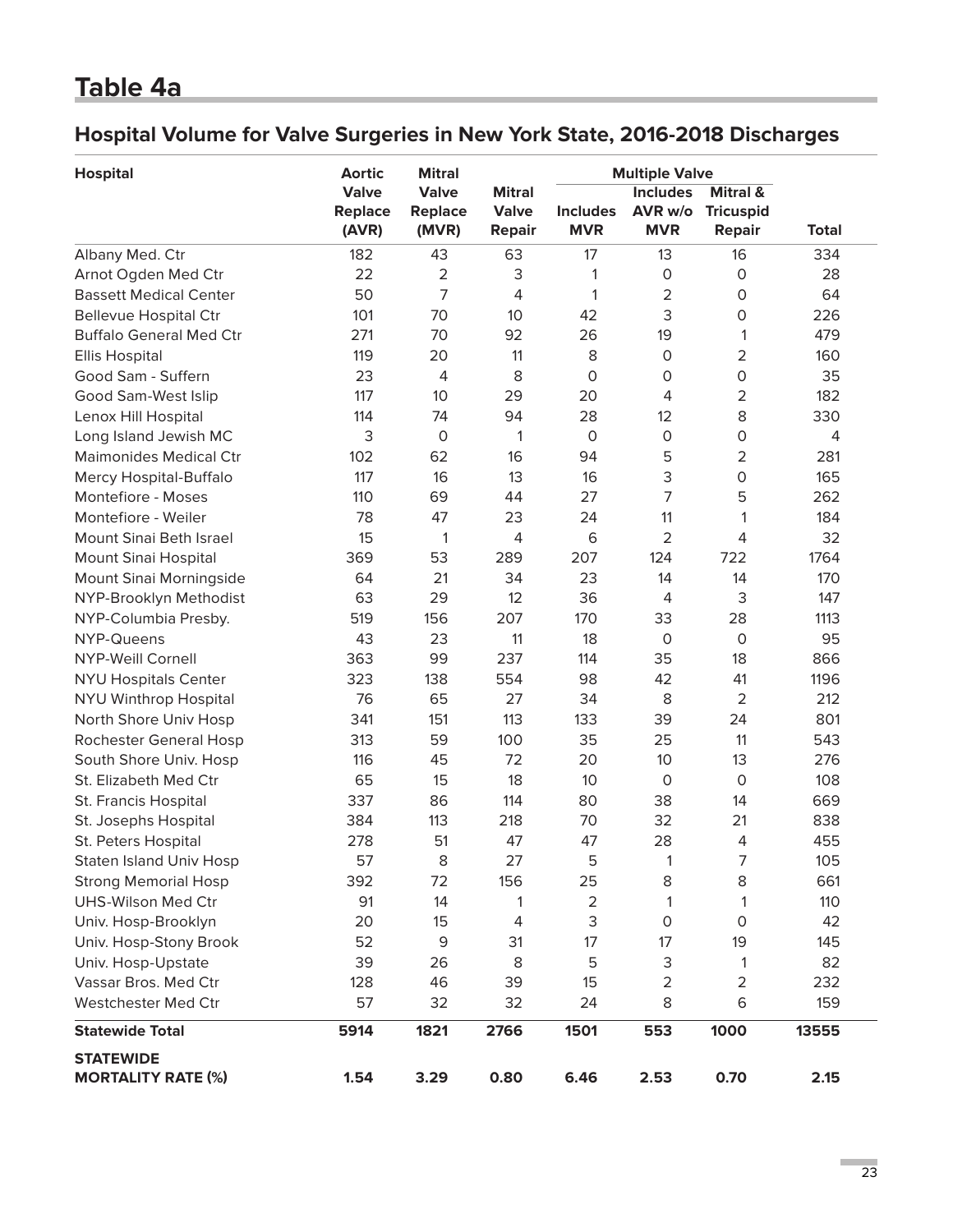# Table 4a

## Hospital Volume for Valve Surgeries in New York State, 2016-2018 Discharges

| Hospital | Aortic Valve Replace (AVR) | Mitral Valve Replace (MVR) | Mitral Valve Repair | Multiple Valve | | | Total |
|---|---|---|---|---|---|---|---|
| | | | | Includes MVR | Includes AVR w/o MVR | Mitral & Tricuspid Repair | |
| Albany Med. Ctr | 182 | 43 | 63 | 17 | 13 | 16 | 334 |
| Arnot Ogden Med Ctr | 22 | 2 | 3 | 1 | 0 | 0 | 28 |
| Bassett Medical Center | 50 | 7 | 4 | 1 | 2 | 0 | 64 |
| Bellevue Hospital Ctr | 101 | 70 | 10 | 42 | 3 | 0 | 226 |
| Buffalo General Med Ctr | 271 | 70 | 92 | 26 | 19 | 1 | 479 |
| Ellis Hospital | 119 | 20 | 11 | 8 | 0 | 2 | 160 |
| Good Sam - Suffern | 23 | 4 | 8 | 0 | 0 | 0 | 35 |
| Good Sam-West Islip | 117 | 10 | 29 | 20 | 4 | 2 | 182 |
| Lenox Hill Hospital | 114 | 74 | 94 | 28 | 12 | 8 | 330 |
| Long Island Jewish MC | 3 | 0 | 1 | 0 | 0 | 0 | 4 |
| Maimonides Medical Ctr | 102 | 62 | 16 | 94 | 5 | 2 | 281 |
| Mercy Hospital-Buffalo | 117 | 16 | 13 | 16 | 3 | 0 | 165 |
| Montefiore - Moses | 110 | 69 | 44 | 27 | 7 | 5 | 262 |
| Montefiore - Weiler | 78 | 47 | 23 | 24 | 11 | 1 | 184 |
| Mount Sinai Beth Israel | 15 | 1 | 4 | 6 | 2 | 4 | 32 |
| Mount Sinai Hospital | 369 | 53 | 289 | 207 | 124 | 722 | 1764 |
| Mount Sinai Morningside | 64 | 21 | 34 | 23 | 14 | 14 | 170 |
| NYP-Brooklyn Methodist | 63 | 29 | 12 | 36 | 4 | 3 | 147 |
| NYP-Columbia Presby. | 519 | 156 | 207 | 170 | 33 | 28 | 1113 |
| NYP-Queens | 43 | 23 | 11 | 18 | 0 | 0 | 95 |
| NYP-Weill Cornell | 363 | 99 | 237 | 114 | 35 | 18 | 866 |
| NYU Hospitals Center | 323 | 138 | 554 | 98 | 42 | 41 | 1196 |
| NYU Winthrop Hospital | 76 | 65 | 27 | 34 | 8 | 2 | 212 |
| North Shore Univ Hosp | 341 | 151 | 113 | 133 | 39 | 24 | 801 |
| Rochester General Hosp | 313 | 59 | 100 | 35 | 25 | 11 | 543 |
| South Shore Univ. Hosp | 116 | 45 | 72 | 20 | 10 | 13 | 276 |
| St. Elizabeth Med Ctr | 65 | 15 | 18 | 10 | 0 | 0 | 108 |
| St. Francis Hospital | 337 | 86 | 114 | 80 | 38 | 14 | 669 |
| St. Josephs Hospital | 384 | 113 | 218 | 70 | 32 | 21 | 838 |
| St. Peters Hospital | 278 | 51 | 47 | 47 | 28 | 4 | 455 |
| Staten Island Univ Hosp | 57 | 8 | 27 | 5 | 1 | 7 | 105 |
| Strong Memorial Hosp | 392 | 72 | 156 | 25 | 8 | 8 | 661 |
| UHS-Wilson Med Ctr | 91 | 14 | 1 | 2 | 1 | 1 | 110 |
| Univ. Hosp-Brooklyn | 20 | 15 | 4 | 3 | 0 | 0 | 42 |
| Univ. Hosp-Stony Brook | 52 | 9 | 31 | 17 | 17 | 19 | 145 |
| Univ. Hosp-Upstate | 39 | 26 | 8 | 5 | 3 | 1 | 82 |
| Vassar Bros. Med Ctr | 128 | 46 | 39 | 15 | 2 | 2 | 232 |
| Westchester Med Ctr | 57 | 32 | 32 | 24 | 8 | 6 | 159 |
| **Statewide Total** | **5914** | **1821** | **2766** | **1501** | **553** | **1000** | **13555** |
| **STATEWIDE MORTALITY RATE (%)** | **1.54** | **3.29** | **0.80** | **6.46** | **2.53** | **0.70** | **2.15** |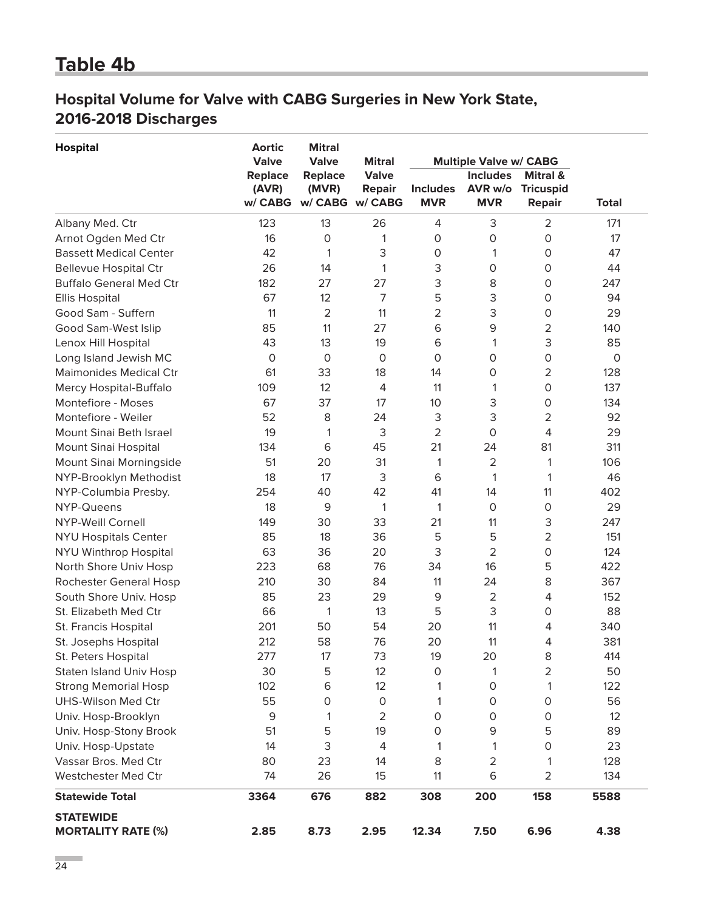# Table 4b

## Hospital Volume for Valve with CABG Surgeries in New York State, 2016-2018 Discharges

| Hospital | Aortic Valve Replace (AVR) w/ CABG | Mitral Valve Replace (MVR) w/ CABG | Mitral Valve Repair w/ CABG | Multiple Valve w/ CABG | | | Total |
|---|---|---|---|---|---|---|---|
| | | | | Includes MVR | Includes AVR w/o MVR | Mitral & Tricuspid Repair | |
| Albany Med. Ctr | 123 | 13 | 26 | 4 | 3 | 2 | 171 |
| Arnot Ogden Med Ctr | 16 | 0 | 1 | 0 | 0 | 0 | 17 |
| Bassett Medical Center | 42 | 1 | 3 | 0 | 1 | 0 | 47 |
| Bellevue Hospital Ctr | 26 | 14 | 1 | 3 | 0 | 0 | 44 |
| Buffalo General Med Ctr | 182 | 27 | 27 | 3 | 8 | 0 | 247 |
| Ellis Hospital | 67 | 12 | 7 | 5 | 3 | 0 | 94 |
| Good Sam - Suffern | 11 | 2 | 11 | 2 | 3 | 0 | 29 |
| Good Sam-West Islip | 85 | 11 | 27 | 6 | 9 | 2 | 140 |
| Lenox Hill Hospital | 43 | 13 | 19 | 6 | 1 | 3 | 85 |
| Long Island Jewish MC | 0 | 0 | 0 | 0 | 0 | 0 | 0 |
| Maimonides Medical Ctr | 61 | 33 | 18 | 14 | 0 | 2 | 128 |
| Mercy Hospital-Buffalo | 109 | 12 | 4 | 11 | 1 | 0 | 137 |
| Montefiore - Moses | 67 | 37 | 17 | 10 | 3 | 0 | 134 |
| Montefiore - Weiler | 52 | 8 | 24 | 3 | 3 | 2 | 92 |
| Mount Sinai Beth Israel | 19 | 1 | 3 | 2 | 0 | 4 | 29 |
| Mount Sinai Hospital | 134 | 6 | 45 | 21 | 24 | 81 | 311 |
| Mount Sinai Morningside | 51 | 20 | 31 | 1 | 2 | 1 | 106 |
| NYP-Brooklyn Methodist | 18 | 17 | 3 | 6 | 1 | 1 | 46 |
| NYP-Columbia Presby. | 254 | 40 | 42 | 41 | 14 | 11 | 402 |
| NYP-Queens | 18 | 9 | 1 | 1 | 0 | 0 | 29 |
| NYP-Weill Cornell | 149 | 30 | 33 | 21 | 11 | 3 | 247 |
| NYU Hospitals Center | 85 | 18 | 36 | 5 | 5 | 2 | 151 |
| NYU Winthrop Hospital | 63 | 36 | 20 | 3 | 2 | 0 | 124 |
| North Shore Univ Hosp | 223 | 68 | 76 | 34 | 16 | 5 | 422 |
| Rochester General Hosp | 210 | 30 | 84 | 11 | 24 | 8 | 367 |
| South Shore Univ. Hosp | 85 | 23 | 29 | 9 | 2 | 4 | 152 |
| St. Elizabeth Med Ctr | 66 | 1 | 13 | 5 | 3 | 0 | 88 |
| St. Francis Hospital | 201 | 50 | 54 | 20 | 11 | 4 | 340 |
| St. Josephs Hospital | 212 | 58 | 76 | 20 | 11 | 4 | 381 |
| St. Peters Hospital | 277 | 17 | 73 | 19 | 20 | 8 | 414 |
| Staten Island Univ Hosp | 30 | 5 | 12 | 0 | 1 | 2 | 50 |
| Strong Memorial Hosp | 102 | 6 | 12 | 1 | 0 | 1 | 122 |
| UHS-Wilson Med Ctr | 55 | 0 | 0 | 1 | 0 | 0 | 56 |
| Univ. Hosp-Brooklyn | 9 | 1 | 2 | 0 | 0 | 0 | 12 |
| Univ. Hosp-Stony Brook | 51 | 5 | 19 | 0 | 9 | 5 | 89 |
| Univ. Hosp-Upstate | 14 | 3 | 4 | 1 | 1 | 0 | 23 |
| Vassar Bros. Med Ctr | 80 | 23 | 14 | 8 | 2 | 1 | 128 |
| Westchester Med Ctr | 74 | 26 | 15 | 11 | 6 | 2 | 134 |
| **Statewide Total** | **3364** | **676** | **882** | **308** | **200** | **158** | **5588** |
| **STATEWIDE MORTALITY RATE (%)** | **2.85** | **8.73** | **2.95** | **12.34** | **7.50** | **6.96** | **4.38** |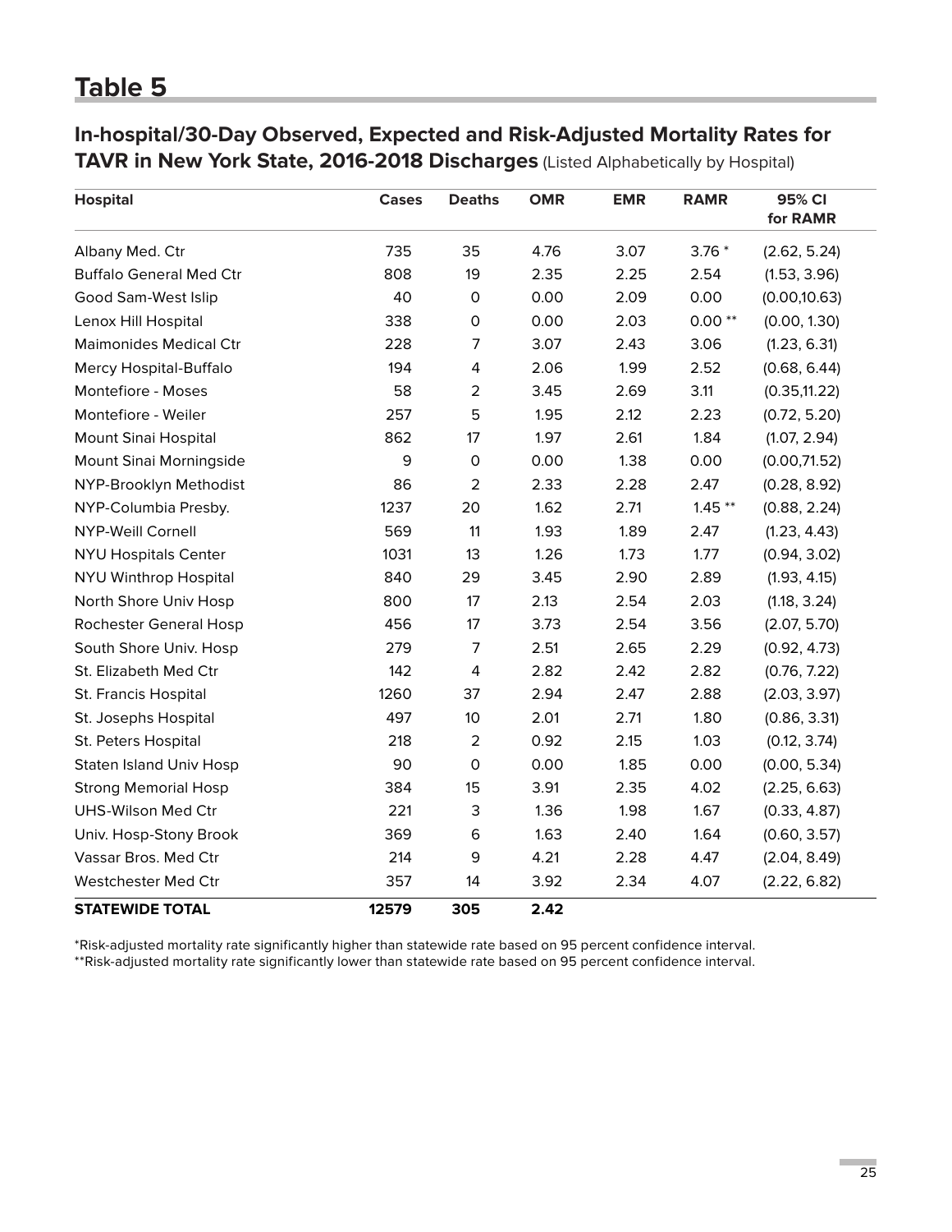# Table 5

## In-hospital/30-Day Observed, Expected and Risk-Adjusted Mortality Rates for TAVR in New York State, 2016-2018 Discharges (Listed Alphabetically by Hospital)

| Hospital | Cases | Deaths | OMR | EMR | RAMR | 95% CI for RAMR |
|---|---|---|---|---|---|---|
| Albany Med. Ctr | 735 | 35 | 4.76 | 3.07 | 3.76 * | (2.62, 5.24) |
| Buffalo General Med Ctr | 808 | 19 | 2.35 | 2.25 | 2.54 | (1.53, 3.96) |
| Good Sam-West Islip | 40 | 0 | 0.00 | 2.09 | 0.00 | (0.00,10.63) |
| Lenox Hill Hospital | 338 | 0 | 0.00 | 2.03 | 0.00 ** | (0.00, 1.30) |
| Maimonides Medical Ctr | 228 | 7 | 3.07 | 2.43 | 3.06 | (1.23, 6.31) |
| Mercy Hospital-Buffalo | 194 | 4 | 2.06 | 1.99 | 2.52 | (0.68, 6.44) |
| Montefiore - Moses | 58 | 2 | 3.45 | 2.69 | 3.11 | (0.35,11.22) |
| Montefiore - Weiler | 257 | 5 | 1.95 | 2.12 | 2.23 | (0.72, 5.20) |
| Mount Sinai Hospital | 862 | 17 | 1.97 | 2.61 | 1.84 | (1.07, 2.94) |
| Mount Sinai Morningside | 9 | 0 | 0.00 | 1.38 | 0.00 | (0.00,71.52) |
| NYP-Brooklyn Methodist | 86 | 2 | 2.33 | 2.28 | 2.47 | (0.28, 8.92) |
| NYP-Columbia Presby. | 1237 | 20 | 1.62 | 2.71 | 1.45 ** | (0.88, 2.24) |
| NYP-Weill Cornell | 569 | 11 | 1.93 | 1.89 | 2.47 | (1.23, 4.43) |
| NYU Hospitals Center | 1031 | 13 | 1.26 | 1.73 | 1.77 | (0.94, 3.02) |
| NYU Winthrop Hospital | 840 | 29 | 3.45 | 2.90 | 2.89 | (1.93, 4.15) |
| North Shore Univ Hosp | 800 | 17 | 2.13 | 2.54 | 2.03 | (1.18, 3.24) |
| Rochester General Hosp | 456 | 17 | 3.73 | 2.54 | 3.56 | (2.07, 5.70) |
| South Shore Univ. Hosp | 279 | 7 | 2.51 | 2.65 | 2.29 | (0.92, 4.73) |
| St. Elizabeth Med Ctr | 142 | 4 | 2.82 | 2.42 | 2.82 | (0.76, 7.22) |
| St. Francis Hospital | 1260 | 37 | 2.94 | 2.47 | 2.88 | (2.03, 3.97) |
| St. Josephs Hospital | 497 | 10 | 2.01 | 2.71 | 1.80 | (0.86, 3.31) |
| St. Peters Hospital | 218 | 2 | 0.92 | 2.15 | 1.03 | (0.12, 3.74) |
| Staten Island Univ Hosp | 90 | 0 | 0.00 | 1.85 | 0.00 | (0.00, 5.34) |
| Strong Memorial Hosp | 384 | 15 | 3.91 | 2.35 | 4.02 | (2.25, 6.63) |
| UHS-Wilson Med Ctr | 221 | 3 | 1.36 | 1.98 | 1.67 | (0.33, 4.87) |
| Univ. Hosp-Stony Brook | 369 | 6 | 1.63 | 2.40 | 1.64 | (0.60, 3.57) |
| Vassar Bros. Med Ctr | 214 | 9 | 4.21 | 2.28 | 4.47 | (2.04, 8.49) |
| Westchester Med Ctr | 357 | 14 | 3.92 | 2.34 | 4.07 | (2.22, 6.82) |
| **STATEWIDE TOTAL** | **12579** | **305** | **2.42** | | | |

*Risk-adjusted mortality rate significantly higher than statewide rate based on 95 percent confidence interval.

**Risk-adjusted mortality rate significantly lower than statewide rate based on 95 percent confidence interval.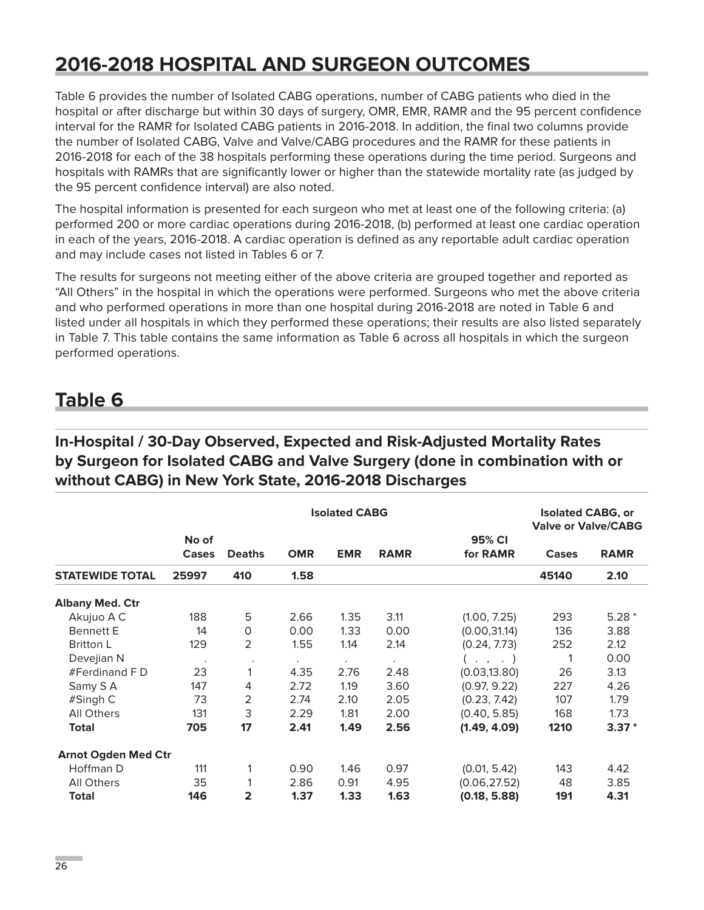# 2016-2018 HOSPITAL AND SURGEON OUTCOMES

Table 6 provides the number of Isolated CABG operations, number of CABG patients who died in the hospital or after discharge but within 30 days of surgery, OMR, EMR, RAMR and the 95 percent confidence interval for the RAMR for Isolated CABG patients in 2016-2018. In addition, the final two columns provide the number of Isolated CABG, Valve and Valve/CABG procedures and the RAMR for these patients in 2016-2018 for each of the 38 hospitals performing these operations during the time period. Surgeons and hospitals with RAMRs that are significantly lower or higher than the statewide mortality rate (as judged by the 95 percent confidence interval) are also noted.

The hospital information is presented for each surgeon who met at least one of the following criteria: (a) performed 200 or more cardiac operations during 2016-2018, (b) performed at least one cardiac operation in each of the years, 2016-2018. A cardiac operation is defined as any reportable adult cardiac operation and may include cases not listed in Tables 6 or 7.

The results for surgeons not meeting either of the above criteria are grouped together and reported as "All Others" in the hospital in which the operations were performed. Surgeons who met the above criteria and who performed operations in more than one hospital during 2016-2018 are noted in Table 6 and listed under all hospitals in which they performed these operations; their results are also listed separately in Table 7. This table contains the same information as Table 6 across all hospitals in which the surgeon performed operations.

## Table 6

### In-Hospital / 30-Day Observed, Expected and Risk-Adjusted Mortality Rates by Surgeon for Isolated CABG and Valve Surgery (done in combination with or without CABG) in New York State, 2016-2018 Discharges

| | Isolated CABG | | | | | | Isolated CABG, or Valve or Valve/CABG | |
|---|---|---|---|---|---|---|---|---|
| | No of Cases | Deaths | OMR | EMR | RAMR | 95% CI for RAMR | Cases | RAMR |
| **STATEWIDE TOTAL** | **25997** | **410** | **1.58** | | | | **45140** | **2.10** |
| **Albany Med. Ctr** | | | | | | | | |
| Akujuo A C | 188 | 5 | 2.66 | 1.35 | 3.11 | (1.00, 7.25) | 293 | 5.28 * |
| Bennett E | 14 | 0 | 0.00 | 1.33 | 0.00 | (0.00,31.14) | 136 | 3.88 |
| Britton L | 129 | 2 | 1.55 | 1.14 | 2.14 | (0.24, 7.73) | 252 | 2.12 |
| Devejian N | . | . | . | . | . | ( . , . ) | 1 | 0.00 |
| #Ferdinand F D | 23 | 1 | 4.35 | 2.76 | 2.48 | (0.03,13.80) | 26 | 3.13 |
| Samy S A | 147 | 4 | 2.72 | 1.19 | 3.60 | (0.97, 9.22) | 227 | 4.26 |
| #Singh C | 73 | 2 | 2.74 | 2.10 | 2.05 | (0.23, 7.42) | 107 | 1.79 |
| All Others | 131 | 3 | 2.29 | 1.81 | 2.00 | (0.40, 5.85) | 168 | 1.73 |
| **Total** | **705** | **17** | **2.41** | **1.49** | **2.56** | **(1.49, 4.09)** | **1210** | **3.37 *** |
| **Arnot Ogden Med Ctr** | | | | | | | | |
| Hoffman D | 111 | 1 | 0.90 | 1.46 | 0.97 | (0.01, 5.42) | 143 | 4.42 |
| All Others | 35 | 1 | 2.86 | 0.91 | 4.95 | (0.06,27.52) | 48 | 3.85 |
| **Total** | **146** | **2** | **1.37** | **1.33** | **1.63** | **(0.18, 5.88)** | **191** | **4.31** |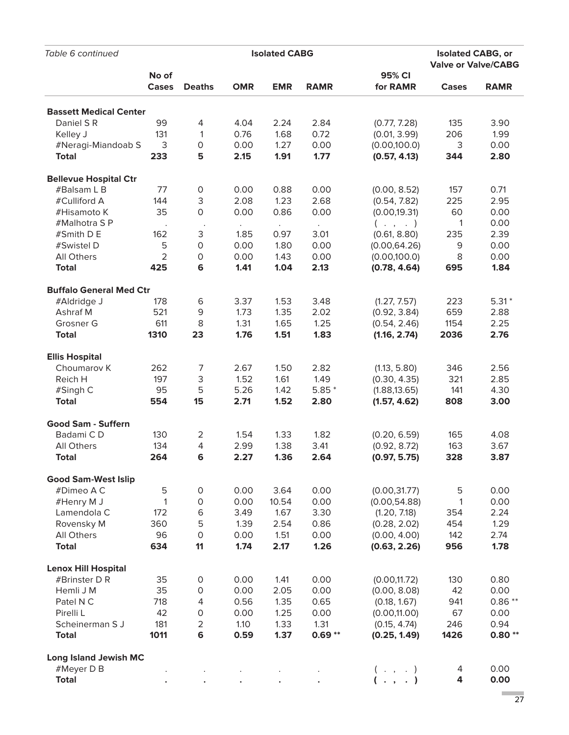*Table 6 continued*

| | Isolated CABG | | | | | | Isolated CABG, or Valve or Valve/CABG | |
|---|---|---|---|---|---|---|---|---|
| | No of Cases | Deaths | OMR | EMR | RAMR | 95% CI for RAMR | Cases | RAMR |
| **Bassett Medical Center** | | | | | | | | |
| Daniel S R | 99 | 4 | 4.04 | 2.24 | 2.84 | (0.77, 7.28) | 135 | 3.90 |
| Kelley J | 131 | 1 | 0.76 | 1.68 | 0.72 | (0.01, 3.99) | 206 | 1.99 |
| #Neragi-Miandoab S | 3 | 0 | 0.00 | 1.27 | 0.00 | (0.00,100.0) | 3 | 0.00 |
| **Total** | **233** | **5** | **2.15** | **1.91** | **1.77** | **(0.57, 4.13)** | **344** | **2.80** |
| **Bellevue Hospital Ctr** | | | | | | | | |
| #Balsam L B | 77 | 0 | 0.00 | 0.88 | 0.00 | (0.00, 8.52) | 157 | 0.71 |
| #Culliford A | 144 | 3 | 2.08 | 1.23 | 2.68 | (0.54, 7.82) | 225 | 2.95 |
| #Hisamoto K | 35 | 0 | 0.00 | 0.86 | 0.00 | (0.00,19.31) | 60 | 0.00 |
| #Malhotra S P | . | . | . | . | . | ( . , . ) | 1 | 0.00 |
| #Smith D E | 162 | 3 | 1.85 | 0.97 | 3.01 | (0.61, 8.80) | 235 | 2.39 |
| #Swistel D | 5 | 0 | 0.00 | 1.80 | 0.00 | (0.00,64.26) | 9 | 0.00 |
| All Others | 2 | 0 | 0.00 | 1.43 | 0.00 | (0.00,100.0) | 8 | 0.00 |
| **Total** | **425** | **6** | **1.41** | **1.04** | **2.13** | **(0.78, 4.64)** | **695** | **1.84** |
| **Buffalo General Med Ctr** | | | | | | | | |
| #Aldridge J | 178 | 6 | 3.37 | 1.53 | 3.48 | (1.27, 7.57) | 223 | 5.31 * |
| Ashraf M | 521 | 9 | 1.73 | 1.35 | 2.02 | (0.92, 3.84) | 659 | 2.88 |
| Grosner G | 611 | 8 | 1.31 | 1.65 | 1.25 | (0.54, 2.46) | 1154 | 2.25 |
| **Total** | **1310** | **23** | **1.76** | **1.51** | **1.83** | **(1.16, 2.74)** | **2036** | **2.76** |
| **Ellis Hospital** | | | | | | | | |
| Choumarov K | 262 | 7 | 2.67 | 1.50 | 2.82 | (1.13, 5.80) | 346 | 2.56 |
| Reich H | 197 | 3 | 1.52 | 1.61 | 1.49 | (0.30, 4.35) | 321 | 2.85 |
| #Singh C | 95 | 5 | 5.26 | 1.42 | 5.85 * | (1.88,13.65) | 141 | 4.30 |
| **Total** | **554** | **15** | **2.71** | **1.52** | **2.80** | **(1.57, 4.62)** | **808** | **3.00** |
| **Good Sam - Suffern** | | | | | | | | |
| Badami C D | 130 | 2 | 1.54 | 1.33 | 1.82 | (0.20, 6.59) | 165 | 4.08 |
| All Others | 134 | 4 | 2.99 | 1.38 | 3.41 | (0.92, 8.72) | 163 | 3.67 |
| **Total** | **264** | **6** | **2.27** | **1.36** | **2.64** | **(0.97, 5.75)** | **328** | **3.87** |
| **Good Sam-West Islip** | | | | | | | | |
| #Dimeo A C | 5 | 0 | 0.00 | 3.64 | 0.00 | (0.00,31.77) | 5 | 0.00 |
| #Henry M J | 1 | 0 | 0.00 | 10.54 | 0.00 | (0.00,54.88) | 1 | 0.00 |
| Lamendola C | 172 | 6 | 3.49 | 1.67 | 3.30 | (1.20, 7.18) | 354 | 2.24 |
| Rovensky M | 360 | 5 | 1.39 | 2.54 | 0.86 | (0.28, 2.02) | 454 | 1.29 |
| All Others | 96 | 0 | 0.00 | 1.51 | 0.00 | (0.00, 4.00) | 142 | 2.74 |
| **Total** | **634** | **11** | **1.74** | **2.17** | **1.26** | **(0.63, 2.26)** | **956** | **1.78** |
| **Lenox Hill Hospital** | | | | | | | | |
| #Brinster D R | 35 | 0 | 0.00 | 1.41 | 0.00 | (0.00,11.72) | 130 | 0.80 |
| Hemli J M | 35 | 0 | 0.00 | 2.05 | 0.00 | (0.00, 8.08) | 42 | 0.00 |
| Patel N C | 718 | 4 | 0.56 | 1.35 | 0.65 | (0.18, 1.67) | 941 | 0.86 ** |
| Pirelli L | 42 | 0 | 0.00 | 1.25 | 0.00 | (0.00,11.00) | 67 | 0.00 |
| Scheinerman S J | 181 | 2 | 1.10 | 1.33 | 1.31 | (0.15, 4.74) | 246 | 0.94 |
| **Total** | **1011** | **6** | **0.59** | **1.37** | **0.69 \*\*** | **(0.25, 1.49)** | **1426** | **0.80 \*\*** |
| **Long Island Jewish MC** | | | | | | | | |
| #Meyer D B | . | . | . | . | . | ( . , . ) | 4 | 0.00 |
| **Total** | **.** | **.** | **.** | **.** | **.** | **( . , . )** | **4** | **0.00** |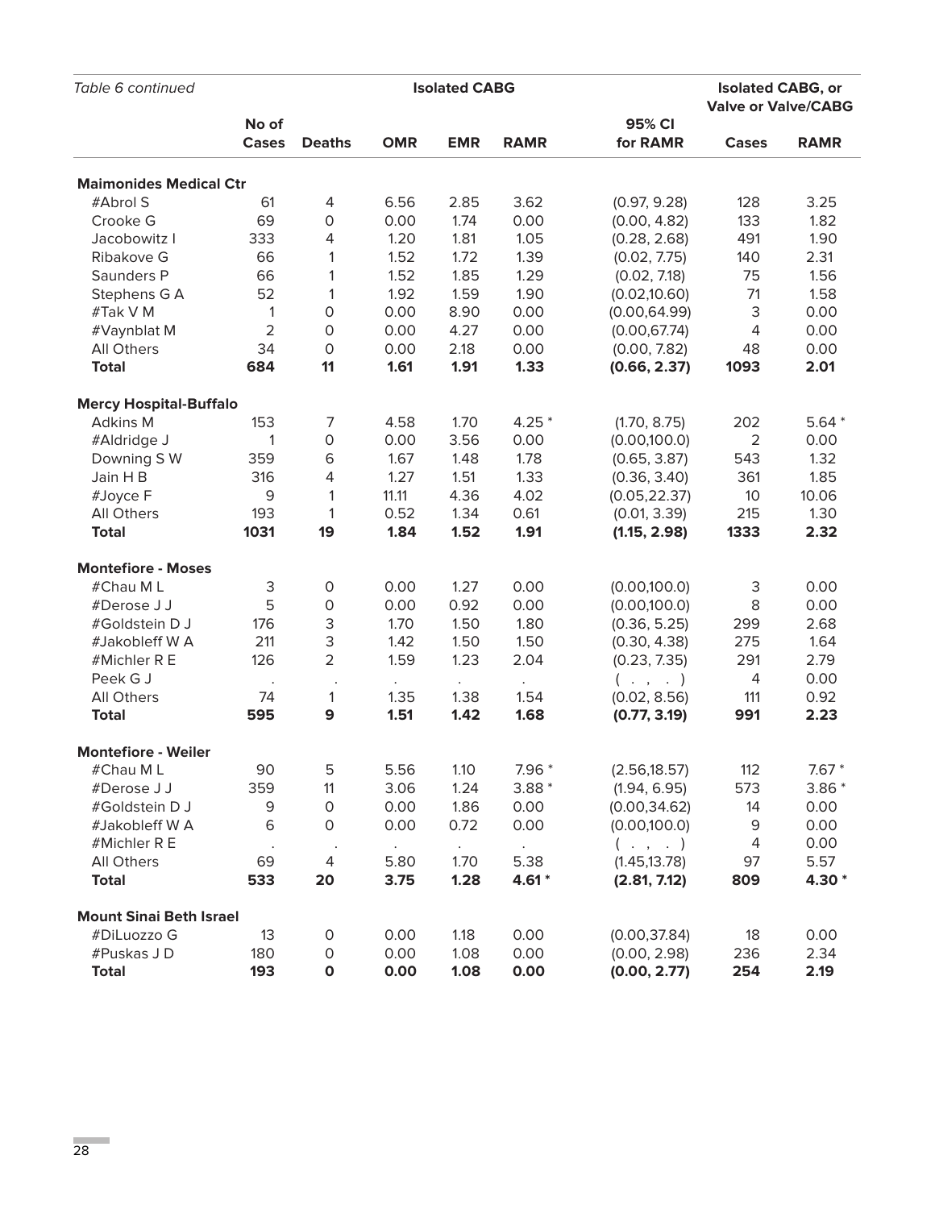*Table 6 continued*

| | No of Cases | Deaths | OMR | EMR | RAMR | 95% CI for RAMR | Cases | RAMR |
|---|---|---|---|---|---|---|---|---|
| | **Isolated CABG** | | | | | | **Isolated CABG, or Valve or Valve/CABG** | |
| **Maimonides Medical Ctr** | | | | | | | | |
| #Abrol S | 61 | 4 | 6.56 | 2.85 | 3.62 | (0.97, 9.28) | 128 | 3.25 |
| Crooke G | 69 | 0 | 0.00 | 1.74 | 0.00 | (0.00, 4.82) | 133 | 1.82 |
| Jacobowitz I | 333 | 4 | 1.20 | 1.81 | 1.05 | (0.28, 2.68) | 491 | 1.90 |
| Ribakove G | 66 | 1 | 1.52 | 1.72 | 1.39 | (0.02, 7.75) | 140 | 2.31 |
| Saunders P | 66 | 1 | 1.52 | 1.85 | 1.29 | (0.02, 7.18) | 75 | 1.56 |
| Stephens G A | 52 | 1 | 1.92 | 1.59 | 1.90 | (0.02,10.60) | 71 | 1.58 |
| #Tak V M | 1 | 0 | 0.00 | 8.90 | 0.00 | (0.00,64.99) | 3 | 0.00 |
| #Vaynblat M | 2 | 0 | 0.00 | 4.27 | 0.00 | (0.00,67.74) | 4 | 0.00 |
| All Others | 34 | 0 | 0.00 | 2.18 | 0.00 | (0.00, 7.82) | 48 | 0.00 |
| **Total** | **684** | **11** | **1.61** | **1.91** | **1.33** | **(0.66, 2.37)** | **1093** | **2.01** |
| **Mercy Hospital-Buffalo** | | | | | | | | |
| Adkins M | 153 | 7 | 4.58 | 1.70 | 4.25 * | (1.70, 8.75) | 202 | 5.64 * |
| #Aldridge J | 1 | 0 | 0.00 | 3.56 | 0.00 | (0.00,100.0) | 2 | 0.00 |
| Downing S W | 359 | 6 | 1.67 | 1.48 | 1.78 | (0.65, 3.87) | 543 | 1.32 |
| Jain H B | 316 | 4 | 1.27 | 1.51 | 1.33 | (0.36, 3.40) | 361 | 1.85 |
| #Joyce F | 9 | 1 | 11.11 | 4.36 | 4.02 | (0.05,22.37) | 10 | 10.06 |
| All Others | 193 | 1 | 0.52 | 1.34 | 0.61 | (0.01, 3.39) | 215 | 1.30 |
| **Total** | **1031** | **19** | **1.84** | **1.52** | **1.91** | **(1.15, 2.98)** | **1333** | **2.32** |
| **Montefiore - Moses** | | | | | | | | |
| #Chau M L | 3 | 0 | 0.00 | 1.27 | 0.00 | (0.00,100.0) | 3 | 0.00 |
| #Derose J J | 5 | 0 | 0.00 | 0.92 | 0.00 | (0.00,100.0) | 8 | 0.00 |
| #Goldstein D J | 176 | 3 | 1.70 | 1.50 | 1.80 | (0.36, 5.25) | 299 | 2.68 |
| #Jakobleff W A | 211 | 3 | 1.42 | 1.50 | 1.50 | (0.30, 4.38) | 275 | 1.64 |
| #Michler R E | 126 | 2 | 1.59 | 1.23 | 2.04 | (0.23, 7.35) | 291 | 2.79 |
| Peek G J | . | . | . | . | . | ( . , . ) | 4 | 0.00 |
| All Others | 74 | 1 | 1.35 | 1.38 | 1.54 | (0.02, 8.56) | 111 | 0.92 |
| **Total** | **595** | **9** | **1.51** | **1.42** | **1.68** | **(0.77, 3.19)** | **991** | **2.23** |
| **Montefiore - Weiler** | | | | | | | | |
| #Chau M L | 90 | 5 | 5.56 | 1.10 | 7.96 * | (2.56,18.57) | 112 | 7.67 * |
| #Derose J J | 359 | 11 | 3.06 | 1.24 | 3.88 * | (1.94, 6.95) | 573 | 3.86 * |
| #Goldstein D J | 9 | 0 | 0.00 | 1.86 | 0.00 | (0.00,34.62) | 14 | 0.00 |
| #Jakobleff W A | 6 | 0 | 0.00 | 0.72 | 0.00 | (0.00,100.0) | 9 | 0.00 |
| #Michler R E | . | . | . | . | . | ( . , . ) | 4 | 0.00 |
| All Others | 69 | 4 | 5.80 | 1.70 | 5.38 | (1.45,13.78) | 97 | 5.57 |
| **Total** | **533** | **20** | **3.75** | **1.28** | **4.61 *** | **(2.81, 7.12)** | **809** | **4.30 *** |
| **Mount Sinai Beth Israel** | | | | | | | | |
| #DiLuozzo G | 13 | 0 | 0.00 | 1.18 | 0.00 | (0.00,37.84) | 18 | 0.00 |
| #Puskas J D | 180 | 0 | 0.00 | 1.08 | 0.00 | (0.00, 2.98) | 236 | 2.34 |
| **Total** | **193** | **0** | **0.00** | **1.08** | **0.00** | **(0.00, 2.77)** | **254** | **2.19** |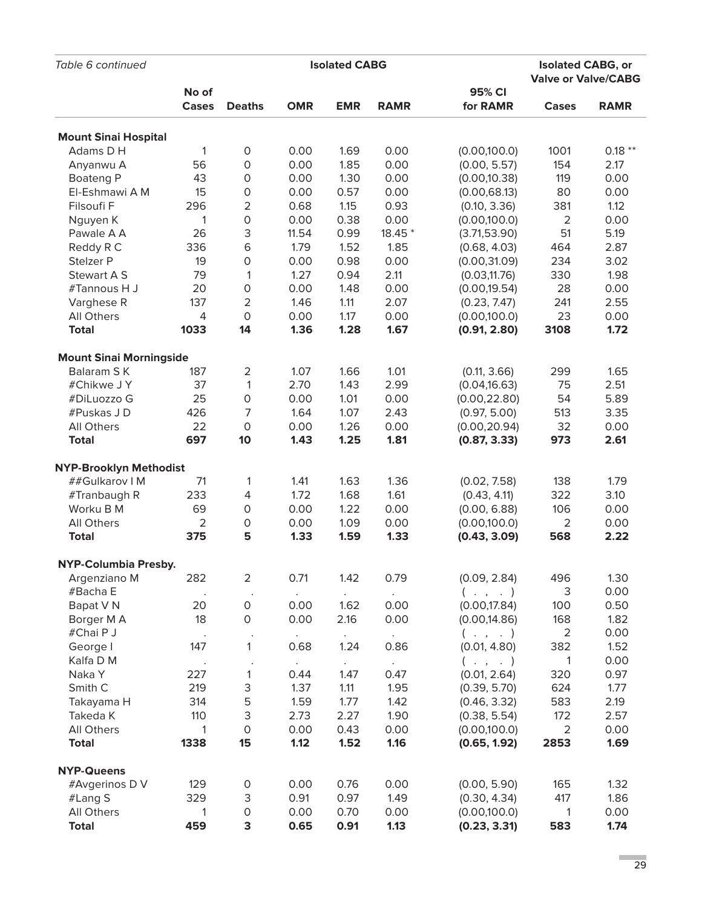| Table 6 continued | Isolated CABG | | | | | | Isolated CABG, or Valve or Valve/CABG | |
|---|---|---|---|---|---|---|---|---|
| | No of Cases | Deaths | OMR | EMR | RAMR | 95% CI for RAMR | Cases | RAMR |
| **Mount Sinai Hospital** | | | | | | | | |
| Adams D H | 1 | 0 | 0.00 | 1.69 | 0.00 | (0.00,100.0) | 1001 | 0.18 ** |
| Anyanwu A | 56 | 0 | 0.00 | 1.85 | 0.00 | (0.00, 5.57) | 154 | 2.17 |
| Boateng P | 43 | 0 | 0.00 | 1.30 | 0.00 | (0.00,10.38) | 119 | 0.00 |
| El-Eshmawi A M | 15 | 0 | 0.00 | 0.57 | 0.00 | (0.00,68.13) | 80 | 0.00 |
| Filsoufi F | 296 | 2 | 0.68 | 1.15 | 0.93 | (0.10, 3.36) | 381 | 1.12 |
| Nguyen K | 1 | 0 | 0.00 | 0.38 | 0.00 | (0.00,100.0) | 2 | 0.00 |
| Pawale A A | 26 | 3 | 11.54 | 0.99 | 18.45 * | (3.71,53.90) | 51 | 5.19 |
| Reddy R C | 336 | 6 | 1.79 | 1.52 | 1.85 | (0.68, 4.03) | 464 | 2.87 |
| Stelzer P | 19 | 0 | 0.00 | 0.98 | 0.00 | (0.00,31.09) | 234 | 3.02 |
| Stewart A S | 79 | 1 | 1.27 | 0.94 | 2.11 | (0.03,11.76) | 330 | 1.98 |
| #Tannous H J | 20 | 0 | 0.00 | 1.48 | 0.00 | (0.00,19.54) | 28 | 0.00 |
| Varghese R | 137 | 2 | 1.46 | 1.11 | 2.07 | (0.23, 7.47) | 241 | 2.55 |
| All Others | 4 | 0 | 0.00 | 1.17 | 0.00 | (0.00,100.0) | 23 | 0.00 |
| **Total** | **1033** | **14** | **1.36** | **1.28** | **1.67** | **(0.91, 2.80)** | **3108** | **1.72** |
| **Mount Sinai Morningside** | | | | | | | | |
| Balaram S K | 187 | 2 | 1.07 | 1.66 | 1.01 | (0.11, 3.66) | 299 | 1.65 |
| #Chikwe J Y | 37 | 1 | 2.70 | 1.43 | 2.99 | (0.04,16.63) | 75 | 2.51 |
| #DiLuozzo G | 25 | 0 | 0.00 | 1.01 | 0.00 | (0.00,22.80) | 54 | 5.89 |
| #Puskas J D | 426 | 7 | 1.64 | 1.07 | 2.43 | (0.97, 5.00) | 513 | 3.35 |
| All Others | 22 | 0 | 0.00 | 1.26 | 0.00 | (0.00,20.94) | 32 | 0.00 |
| **Total** | **697** | **10** | **1.43** | **1.25** | **1.81** | **(0.87, 3.33)** | **973** | **2.61** |
| **NYP-Brooklyn Methodist** | | | | | | | | |
| ##Gulkarov I M | 71 | 1 | 1.41 | 1.63 | 1.36 | (0.02, 7.58) | 138 | 1.79 |
| #Tranbaugh R | 233 | 4 | 1.72 | 1.68 | 1.61 | (0.43, 4.11) | 322 | 3.10 |
| Worku B M | 69 | 0 | 0.00 | 1.22 | 0.00 | (0.00, 6.88) | 106 | 0.00 |
| All Others | 2 | 0 | 0.00 | 1.09 | 0.00 | (0.00,100.0) | 2 | 0.00 |
| **Total** | **375** | **5** | **1.33** | **1.59** | **1.33** | **(0.43, 3.09)** | **568** | **2.22** |
| **NYP-Columbia Presby.** | | | | | | | | |
| Argenziano M | 282 | 2 | 0.71 | 1.42 | 0.79 | (0.09, 2.84) | 496 | 1.30 |
| #Bacha E | . | . | . | . | . | ( . , . ) | 3 | 0.00 |
| Bapat V N | 20 | 0 | 0.00 | 1.62 | 0.00 | (0.00,17.84) | 100 | 0.50 |
| Borger M A | 18 | 0 | 0.00 | 2.16 | 0.00 | (0.00,14.86) | 168 | 1.82 |
| #Chai P J | . | . | . | . | . | ( . , . ) | 2 | 0.00 |
| George I | 147 | 1 | 0.68 | 1.24 | 0.86 | (0.01, 4.80) | 382 | 1.52 |
| Kalfa D M | . | . | . | . | . | ( . , . ) | 1 | 0.00 |
| Naka Y | 227 | 1 | 0.44 | 1.47 | 0.47 | (0.01, 2.64) | 320 | 0.97 |
| Smith C | 219 | 3 | 1.37 | 1.11 | 1.95 | (0.39, 5.70) | 624 | 1.77 |
| Takayama H | 314 | 5 | 1.59 | 1.77 | 1.42 | (0.46, 3.32) | 583 | 2.19 |
| Takeda K | 110 | 3 | 2.73 | 2.27 | 1.90 | (0.38, 5.54) | 172 | 2.57 |
| All Others | 1 | 0 | 0.00 | 0.43 | 0.00 | (0.00,100.0) | 2 | 0.00 |
| **Total** | **1338** | **15** | **1.12** | **1.52** | **1.16** | **(0.65, 1.92)** | **2853** | **1.69** |
| **NYP-Queens** | | | | | | | | |
| #Avgerinos D V | 129 | 0 | 0.00 | 0.76 | 0.00 | (0.00, 5.90) | 165 | 1.32 |
| #Lang S | 329 | 3 | 0.91 | 0.97 | 1.49 | (0.30, 4.34) | 417 | 1.86 |
| All Others | 1 | 0 | 0.00 | 0.70 | 0.00 | (0.00,100.0) | 1 | 0.00 |
| **Total** | **459** | **3** | **0.65** | **0.91** | **1.13** | **(0.23, 3.31)** | **583** | **1.74** |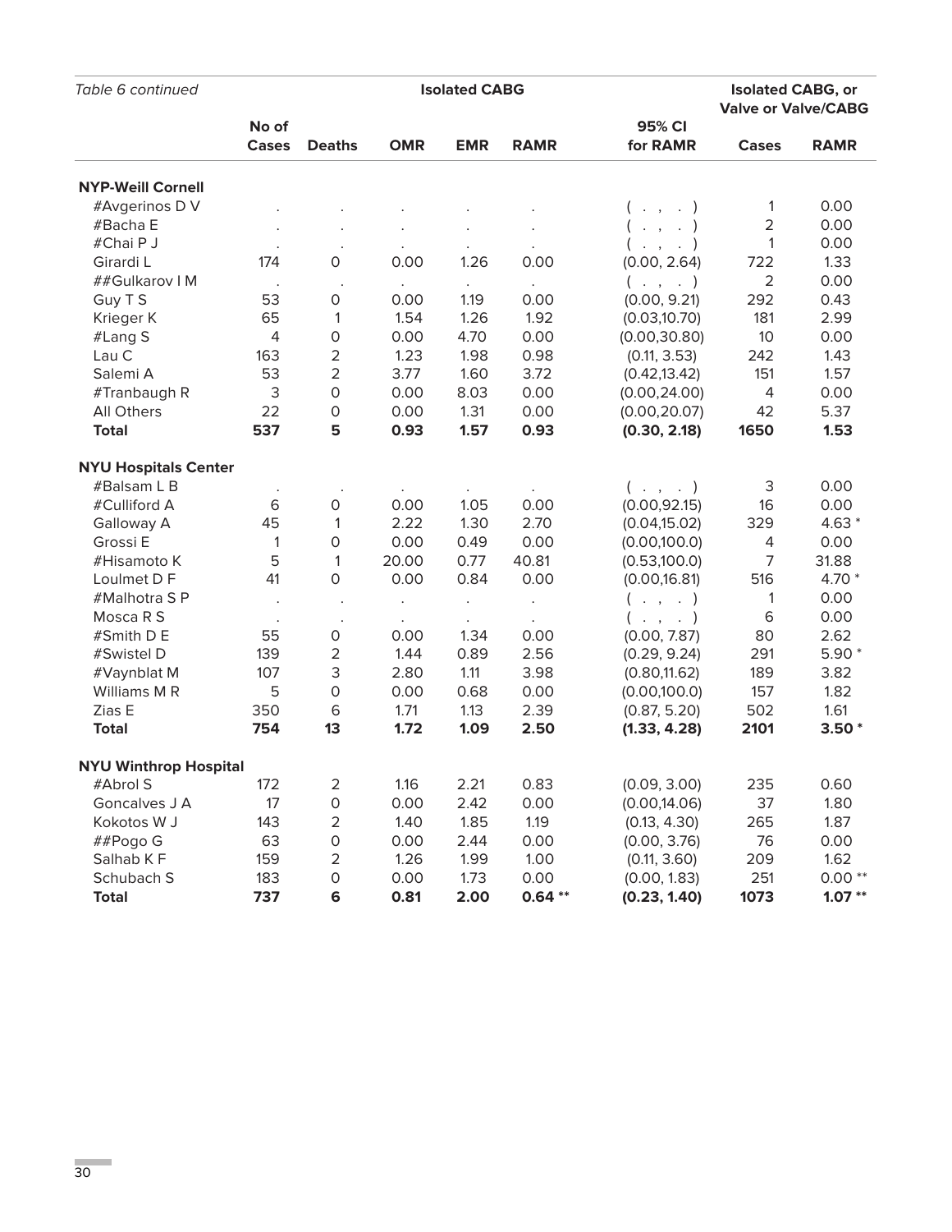*Table 6 continued*

| | Isolated CABG | | | | | | Isolated CABG, or Valve or Valve/CABG | |
|---|---|---|---|---|---|---|---|---|
| | No of Cases | Deaths | OMR | EMR | RAMR | 95% CI for RAMR | Cases | RAMR |
| **NYP-Weill Cornell** | | | | | | | | |
| #Avgerinos D V | . | . | . | . | . | ( . , . ) | 1 | 0.00 |
| #Bacha E | . | . | . | . | . | ( . , . ) | 2 | 0.00 |
| #Chai P J | . | . | . | . | . | ( . , . ) | 1 | 0.00 |
| Girardi L | 174 | 0 | 0.00 | 1.26 | 0.00 | (0.00, 2.64) | 722 | 1.33 |
| ##Gulkarov I M | . | . | . | . | . | ( . , . ) | 2 | 0.00 |
| Guy T S | 53 | 0 | 0.00 | 1.19 | 0.00 | (0.00, 9.21) | 292 | 0.43 |
| Krieger K | 65 | 1 | 1.54 | 1.26 | 1.92 | (0.03,10.70) | 181 | 2.99 |
| #Lang S | 4 | 0 | 0.00 | 4.70 | 0.00 | (0.00,30.80) | 10 | 0.00 |
| Lau C | 163 | 2 | 1.23 | 1.98 | 0.98 | (0.11, 3.53) | 242 | 1.43 |
| Salemi A | 53 | 2 | 3.77 | 1.60 | 3.72 | (0.42,13.42) | 151 | 1.57 |
| #Tranbaugh R | 3 | 0 | 0.00 | 8.03 | 0.00 | (0.00,24.00) | 4 | 0.00 |
| All Others | 22 | 0 | 0.00 | 1.31 | 0.00 | (0.00,20.07) | 42 | 5.37 |
| **Total** | **537** | **5** | **0.93** | **1.57** | **0.93** | **(0.30, 2.18)** | **1650** | **1.53** |
| **NYU Hospitals Center** | | | | | | | | |
| #Balsam L B | . | . | . | . | . | ( . , . ) | 3 | 0.00 |
| #Culliford A | 6 | 0 | 0.00 | 1.05 | 0.00 | (0.00,92.15) | 16 | 0.00 |
| Galloway A | 45 | 1 | 2.22 | 1.30 | 2.70 | (0.04,15.02) | 329 | 4.63 * |
| Grossi E | 1 | 0 | 0.00 | 0.49 | 0.00 | (0.00,100.0) | 4 | 0.00 |
| #Hisamoto K | 5 | 1 | 20.00 | 0.77 | 40.81 | (0.53,100.0) | 7 | 31.88 |
| Loulmet D F | 41 | 0 | 0.00 | 0.84 | 0.00 | (0.00,16.81) | 516 | 4.70 * |
| #Malhotra S P | . | . | . | . | . | ( . , . ) | 1 | 0.00 |
| Mosca R S | . | . | . | . | . | ( . , . ) | 6 | 0.00 |
| #Smith D E | 55 | 0 | 0.00 | 1.34 | 0.00 | (0.00, 7.87) | 80 | 2.62 |
| #Swistel D | 139 | 2 | 1.44 | 0.89 | 2.56 | (0.29, 9.24) | 291 | 5.90 * |
| #Vaynblat M | 107 | 3 | 2.80 | 1.11 | 3.98 | (0.80,11.62) | 189 | 3.82 |
| Williams M R | 5 | 0 | 0.00 | 0.68 | 0.00 | (0.00,100.0) | 157 | 1.82 |
| Zias E | 350 | 6 | 1.71 | 1.13 | 2.39 | (0.87, 5.20) | 502 | 1.61 |
| **Total** | **754** | **13** | **1.72** | **1.09** | **2.50** | **(1.33, 4.28)** | **2101** | **3.50 *** |
| **NYU Winthrop Hospital** | | | | | | | | |
| #Abrol S | 172 | 2 | 1.16 | 2.21 | 0.83 | (0.09, 3.00) | 235 | 0.60 |
| Goncalves J A | 17 | 0 | 0.00 | 2.42 | 0.00 | (0.00,14.06) | 37 | 1.80 |
| Kokotos W J | 143 | 2 | 1.40 | 1.85 | 1.19 | (0.13, 4.30) | 265 | 1.87 |
| ##Pogo G | 63 | 0 | 0.00 | 2.44 | 0.00 | (0.00, 3.76) | 76 | 0.00 |
| Salhab K F | 159 | 2 | 1.26 | 1.99 | 1.00 | (0.11, 3.60) | 209 | 1.62 |
| Schubach S | 183 | 0 | 0.00 | 1.73 | 0.00 | (0.00, 1.83) | 251 | 0.00 ** |
| **Total** | **737** | **6** | **0.81** | **2.00** | **0.64 **** | **(0.23, 1.40)** | **1073** | **1.07 **** |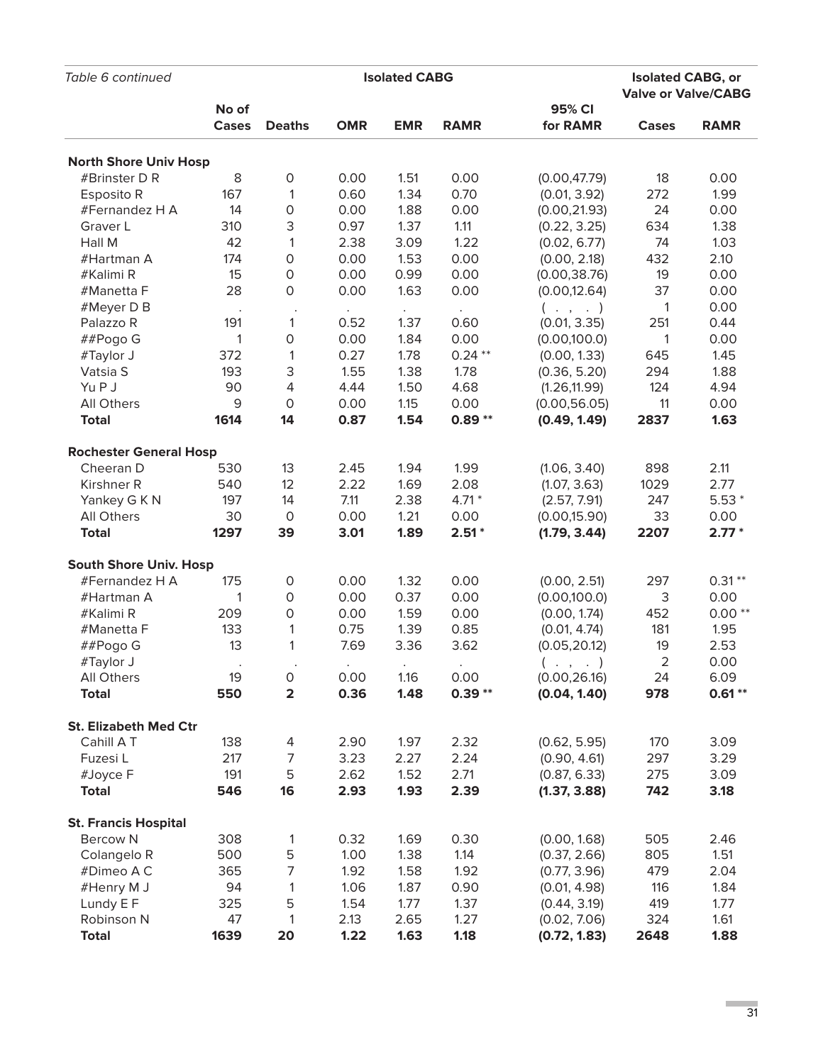| Table 6 continued | Isolated CABG | | | | | | Isolated CABG, or Valve or Valve/CABG | |
|---|---|---|---|---|---|---|---|---|
| | No of Cases | Deaths | OMR | EMR | RAMR | 95% CI for RAMR | Cases | RAMR |
| **North Shore Univ Hosp** | | | | | | | | |
| #Brinster D R | 8 | 0 | 0.00 | 1.51 | 0.00 | (0.00,47.79) | 18 | 0.00 |
| Esposito R | 167 | 1 | 0.60 | 1.34 | 0.70 | (0.01, 3.92) | 272 | 1.99 |
| #Fernandez H A | 14 | 0 | 0.00 | 1.88 | 0.00 | (0.00,21.93) | 24 | 0.00 |
| Graver L | 310 | 3 | 0.97 | 1.37 | 1.11 | (0.22, 3.25) | 634 | 1.38 |
| Hall M | 42 | 1 | 2.38 | 3.09 | 1.22 | (0.02, 6.77) | 74 | 1.03 |
| #Hartman A | 174 | 0 | 0.00 | 1.53 | 0.00 | (0.00, 2.18) | 432 | 2.10 |
| #Kalimi R | 15 | 0 | 0.00 | 0.99 | 0.00 | (0.00,38.76) | 19 | 0.00 |
| #Manetta F | 28 | 0 | 0.00 | 1.63 | 0.00 | (0.00,12.64) | 37 | 0.00 |
| #Meyer D B | . | . | . | . | . | ( . , . ) | 1 | 0.00 |
| Palazzo R | 191 | 1 | 0.52 | 1.37 | 0.60 | (0.01, 3.35) | 251 | 0.44 |
| ##Pogo G | 1 | 0 | 0.00 | 1.84 | 0.00 | (0.00,100.0) | 1 | 0.00 |
| #Taylor J | 372 | 1 | 0.27 | 1.78 | 0.24 ** | (0.00, 1.33) | 645 | 1.45 |
| Vatsia S | 193 | 3 | 1.55 | 1.38 | 1.78 | (0.36, 5.20) | 294 | 1.88 |
| Yu P J | 90 | 4 | 4.44 | 1.50 | 4.68 | (1.26,11.99) | 124 | 4.94 |
| All Others | 9 | 0 | 0.00 | 1.15 | 0.00 | (0.00,56.05) | 11 | 0.00 |
| **Total** | **1614** | **14** | **0.87** | **1.54** | **0.89 \*\*** | **(0.49, 1.49)** | **2837** | **1.63** |
| **Rochester General Hosp** | | | | | | | | |
| Cheeran D | 530 | 13 | 2.45 | 1.94 | 1.99 | (1.06, 3.40) | 898 | 2.11 |
| Kirshner R | 540 | 12 | 2.22 | 1.69 | 2.08 | (1.07, 3.63) | 1029 | 2.77 |
| Yankey G K N | 197 | 14 | 7.11 | 2.38 | 4.71 * | (2.57, 7.91) | 247 | 5.53 * |
| All Others | 30 | 0 | 0.00 | 1.21 | 0.00 | (0.00,15.90) | 33 | 0.00 |
| **Total** | **1297** | **39** | **3.01** | **1.89** | **2.51 \*** | **(1.79, 3.44)** | **2207** | **2.77 \*** |
| **South Shore Univ. Hosp** | | | | | | | | |
| #Fernandez H A | 175 | 0 | 0.00 | 1.32 | 0.00 | (0.00, 2.51) | 297 | 0.31 ** |
| #Hartman A | 1 | 0 | 0.00 | 0.37 | 0.00 | (0.00,100.0) | 3 | 0.00 |
| #Kalimi R | 209 | 0 | 0.00 | 1.59 | 0.00 | (0.00, 1.74) | 452 | 0.00 ** |
| #Manetta F | 133 | 1 | 0.75 | 1.39 | 0.85 | (0.01, 4.74) | 181 | 1.95 |
| ##Pogo G | 13 | 1 | 7.69 | 3.36 | 3.62 | (0.05,20.12) | 19 | 2.53 |
| #Taylor J | . | . | . | . | . | ( . , . ) | 2 | 0.00 |
| All Others | 19 | 0 | 0.00 | 1.16 | 0.00 | (0.00,26.16) | 24 | 6.09 |
| **Total** | **550** | **2** | **0.36** | **1.48** | **0.39 \*\*** | **(0.04, 1.40)** | **978** | **0.61 \*\*** |
| **St. Elizabeth Med Ctr** | | | | | | | | |
| Cahill A T | 138 | 4 | 2.90 | 1.97 | 2.32 | (0.62, 5.95) | 170 | 3.09 |
| Fuzesi L | 217 | 7 | 3.23 | 2.27 | 2.24 | (0.90, 4.61) | 297 | 3.29 |
| #Joyce F | 191 | 5 | 2.62 | 1.52 | 2.71 | (0.87, 6.33) | 275 | 3.09 |
| **Total** | **546** | **16** | **2.93** | **1.93** | **2.39** | **(1.37, 3.88)** | **742** | **3.18** |
| **St. Francis Hospital** | | | | | | | | |
| Bercow N | 308 | 1 | 0.32 | 1.69 | 0.30 | (0.00, 1.68) | 505 | 2.46 |
| Colangelo R | 500 | 5 | 1.00 | 1.38 | 1.14 | (0.37, 2.66) | 805 | 1.51 |
| #Dimeo A C | 365 | 7 | 1.92 | 1.58 | 1.92 | (0.77, 3.96) | 479 | 2.04 |
| #Henry M J | 94 | 1 | 1.06 | 1.87 | 0.90 | (0.01, 4.98) | 116 | 1.84 |
| Lundy E F | 325 | 5 | 1.54 | 1.77 | 1.37 | (0.44, 3.19) | 419 | 1.77 |
| Robinson N | 47 | 1 | 2.13 | 2.65 | 1.27 | (0.02, 7.06) | 324 | 1.61 |
| **Total** | **1639** | **20** | **1.22** | **1.63** | **1.18** | **(0.72, 1.83)** | **2648** | **1.88** |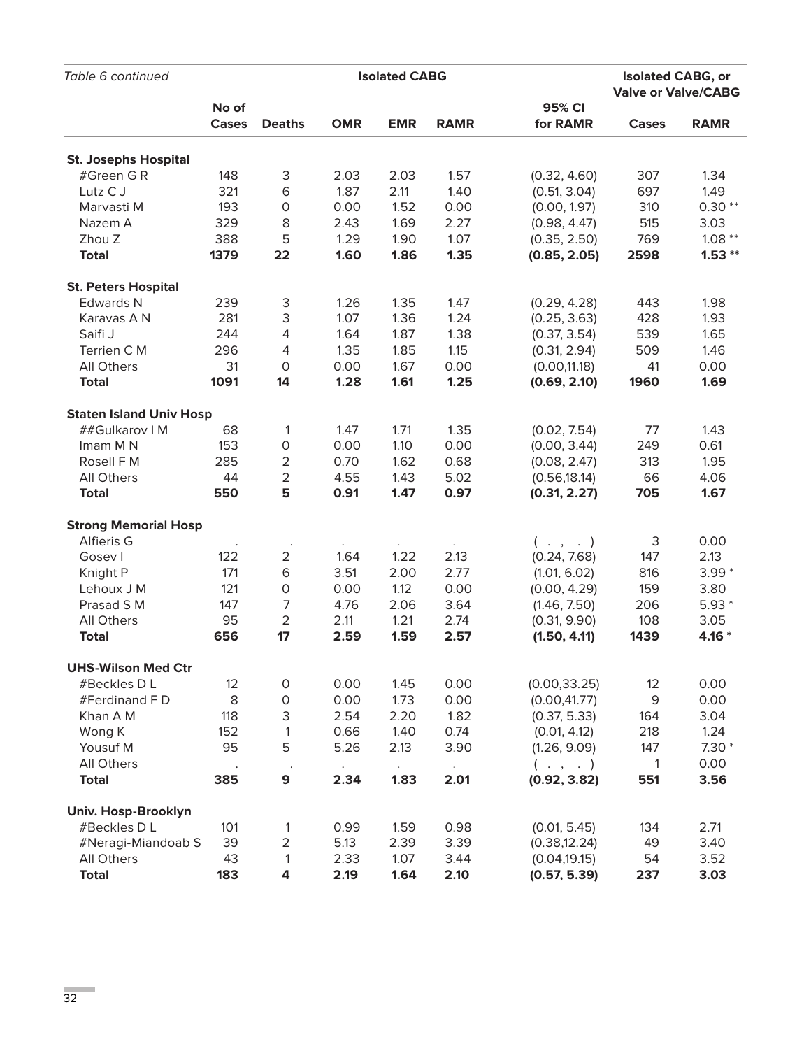| *Table 6 continued* | Isolated CABG | | | | | | Isolated CABG, or Valve or Valve/CABG | |
|---|---|---|---|---|---|---|---|---|
| | No of Cases | Deaths | OMR | EMR | RAMR | 95% CI for RAMR | Cases | RAMR |
| **St. Josephs Hospital** | | | | | | | | |
| #Green G R | 148 | 3 | 2.03 | 2.03 | 1.57 | (0.32, 4.60) | 307 | 1.34 |
| Lutz C J | 321 | 6 | 1.87 | 2.11 | 1.40 | (0.51, 3.04) | 697 | 1.49 |
| Marvasti M | 193 | 0 | 0.00 | 1.52 | 0.00 | (0.00, 1.97) | 310 | 0.30 ** |
| Nazem A | 329 | 8 | 2.43 | 1.69 | 2.27 | (0.98, 4.47) | 515 | 3.03 |
| Zhou Z | 388 | 5 | 1.29 | 1.90 | 1.07 | (0.35, 2.50) | 769 | 1.08 ** |
| **Total** | **1379** | **22** | **1.60** | **1.86** | **1.35** | **(0.85, 2.05)** | **2598** | **1.53 \*\*** |
| **St. Peters Hospital** | | | | | | | | |
| Edwards N | 239 | 3 | 1.26 | 1.35 | 1.47 | (0.29, 4.28) | 443 | 1.98 |
| Karavas A N | 281 | 3 | 1.07 | 1.36 | 1.24 | (0.25, 3.63) | 428 | 1.93 |
| Saifi J | 244 | 4 | 1.64 | 1.87 | 1.38 | (0.37, 3.54) | 539 | 1.65 |
| Terrien C M | 296 | 4 | 1.35 | 1.85 | 1.15 | (0.31, 2.94) | 509 | 1.46 |
| All Others | 31 | 0 | 0.00 | 1.67 | 0.00 | (0.00,11.18) | 41 | 0.00 |
| **Total** | **1091** | **14** | **1.28** | **1.61** | **1.25** | **(0.69, 2.10)** | **1960** | **1.69** |
| **Staten Island Univ Hosp** | | | | | | | | |
| ##Gulkarov I M | 68 | 1 | 1.47 | 1.71 | 1.35 | (0.02, 7.54) | 77 | 1.43 |
| Imam M N | 153 | 0 | 0.00 | 1.10 | 0.00 | (0.00, 3.44) | 249 | 0.61 |
| Rosell F M | 285 | 2 | 0.70 | 1.62 | 0.68 | (0.08, 2.47) | 313 | 1.95 |
| All Others | 44 | 2 | 4.55 | 1.43 | 5.02 | (0.56,18.14) | 66 | 4.06 |
| **Total** | **550** | **5** | **0.91** | **1.47** | **0.97** | **(0.31, 2.27)** | **705** | **1.67** |
| **Strong Memorial Hosp** | | | | | | | | |
| Alfieris G | . | . | . | . | . | ( . , . ) | 3 | 0.00 |
| Gosev I | 122 | 2 | 1.64 | 1.22 | 2.13 | (0.24, 7.68) | 147 | 2.13 |
| Knight P | 171 | 6 | 3.51 | 2.00 | 2.77 | (1.01, 6.02) | 816 | 3.99 * |
| Lehoux J M | 121 | 0 | 0.00 | 1.12 | 0.00 | (0.00, 4.29) | 159 | 3.80 |
| Prasad S M | 147 | 7 | 4.76 | 2.06 | 3.64 | (1.46, 7.50) | 206 | 5.93 * |
| All Others | 95 | 2 | 2.11 | 1.21 | 2.74 | (0.31, 9.90) | 108 | 3.05 |
| **Total** | **656** | **17** | **2.59** | **1.59** | **2.57** | **(1.50, 4.11)** | **1439** | **4.16 \*** |
| **UHS-Wilson Med Ctr** | | | | | | | | |
| #Beckles D L | 12 | 0 | 0.00 | 1.45 | 0.00 | (0.00,33.25) | 12 | 0.00 |
| #Ferdinand F D | 8 | 0 | 0.00 | 1.73 | 0.00 | (0.00,41.77) | 9 | 0.00 |
| Khan A M | 118 | 3 | 2.54 | 2.20 | 1.82 | (0.37, 5.33) | 164 | 3.04 |
| Wong K | 152 | 1 | 0.66 | 1.40 | 0.74 | (0.01, 4.12) | 218 | 1.24 |
| Yousuf M | 95 | 5 | 5.26 | 2.13 | 3.90 | (1.26, 9.09) | 147 | 7.30 * |
| All Others | . | . | . | . | . | ( . , . ) | 1 | 0.00 |
| **Total** | **385** | **9** | **2.34** | **1.83** | **2.01** | **(0.92, 3.82)** | **551** | **3.56** |
| **Univ. Hosp-Brooklyn** | | | | | | | | |
| #Beckles D L | 101 | 1 | 0.99 | 1.59 | 0.98 | (0.01, 5.45) | 134 | 2.71 |
| #Neragi-Miandoab S | 39 | 2 | 5.13 | 2.39 | 3.39 | (0.38,12.24) | 49 | 3.40 |
| All Others | 43 | 1 | 2.33 | 1.07 | 3.44 | (0.04,19.15) | 54 | 3.52 |
| **Total** | **183** | **4** | **2.19** | **1.64** | **2.10** | **(0.57, 5.39)** | **237** | **3.03** |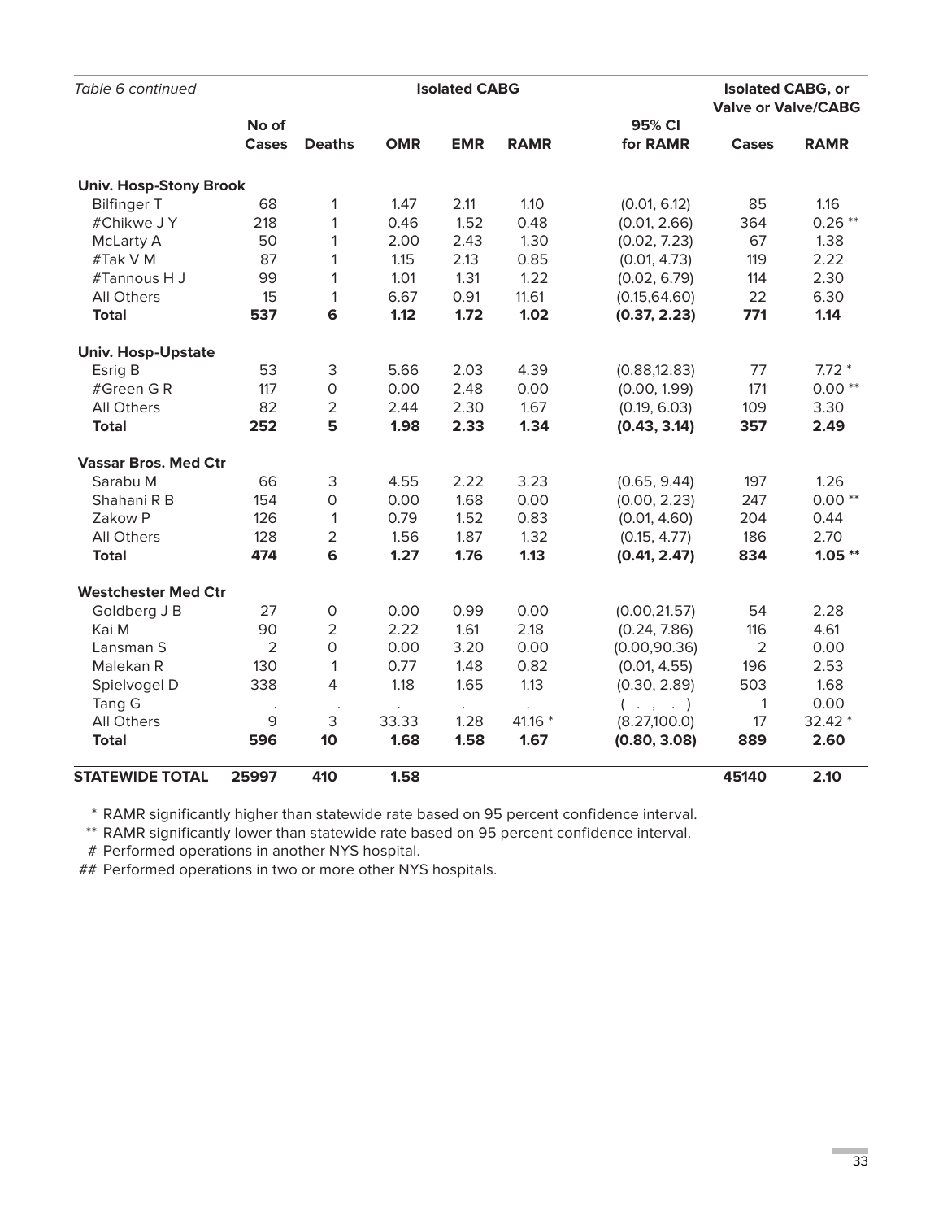| *Table 6 continued* | Isolated CABG | | | | | | Isolated CABG, or Valve or Valve/CABG | |
|---|---|---|---|---|---|---|---|---|
| | No of Cases | Deaths | OMR | EMR | RAMR | 95% CI for RAMR | Cases | RAMR |
| **Univ. Hosp-Stony Brook** | | | | | | | | |
| Bilfinger T | 68 | 1 | 1.47 | 2.11 | 1.10 | (0.01, 6.12) | 85 | 1.16 |
| #Chikwe J Y | 218 | 1 | 0.46 | 1.52 | 0.48 | (0.01, 2.66) | 364 | 0.26 ** |
| McLarty A | 50 | 1 | 2.00 | 2.43 | 1.30 | (0.02, 7.23) | 67 | 1.38 |
| #Tak V M | 87 | 1 | 1.15 | 2.13 | 0.85 | (0.01, 4.73) | 119 | 2.22 |
| #Tannous H J | 99 | 1 | 1.01 | 1.31 | 1.22 | (0.02, 6.79) | 114 | 2.30 |
| All Others | 15 | 1 | 6.67 | 0.91 | 11.61 | (0.15,64.60) | 22 | 6.30 |
| **Total** | **537** | **6** | **1.12** | **1.72** | **1.02** | **(0.37, 2.23)** | **771** | **1.14** |
| **Univ. Hosp-Upstate** | | | | | | | | |
| Esrig B | 53 | 3 | 5.66 | 2.03 | 4.39 | (0.88,12.83) | 77 | 7.72 * |
| #Green G R | 117 | 0 | 0.00 | 2.48 | 0.00 | (0.00, 1.99) | 171 | 0.00 ** |
| All Others | 82 | 2 | 2.44 | 2.30 | 1.67 | (0.19, 6.03) | 109 | 3.30 |
| **Total** | **252** | **5** | **1.98** | **2.33** | **1.34** | **(0.43, 3.14)** | **357** | **2.49** |
| **Vassar Bros. Med Ctr** | | | | | | | | |
| Sarabu M | 66 | 3 | 4.55 | 2.22 | 3.23 | (0.65, 9.44) | 197 | 1.26 |
| Shahani R B | 154 | 0 | 0.00 | 1.68 | 0.00 | (0.00, 2.23) | 247 | 0.00 ** |
| Zakow P | 126 | 1 | 0.79 | 1.52 | 0.83 | (0.01, 4.60) | 204 | 0.44 |
| All Others | 128 | 2 | 1.56 | 1.87 | 1.32 | (0.15, 4.77) | 186 | 2.70 |
| **Total** | **474** | **6** | **1.27** | **1.76** | **1.13** | **(0.41, 2.47)** | **834** | **1.05 \*\*** |
| **Westchester Med Ctr** | | | | | | | | |
| Goldberg J B | 27 | 0 | 0.00 | 0.99 | 0.00 | (0.00,21.57) | 54 | 2.28 |
| Kai M | 90 | 2 | 2.22 | 1.61 | 2.18 | (0.24, 7.86) | 116 | 4.61 |
| Lansman S | 2 | 0 | 0.00 | 3.20 | 0.00 | (0.00,90.36) | 2 | 0.00 |
| Malekan R | 130 | 1 | 0.77 | 1.48 | 0.82 | (0.01, 4.55) | 196 | 2.53 |
| Spielvogel D | 338 | 4 | 1.18 | 1.65 | 1.13 | (0.30, 2.89) | 503 | 1.68 |
| Tang G | . | . | . | . | . | ( . , . ) | 1 | 0.00 |
| All Others | 9 | 3 | 33.33 | 1.28 | 41.16 * | (8.27,100.0) | 17 | 32.42 * |
| **Total** | **596** | **10** | **1.68** | **1.58** | **1.67** | **(0.80, 3.08)** | **889** | **2.60** |
| **STATEWIDE TOTAL** | **25997** | **410** | **1.58** | | | | **45140** | **2.10** |

\* RAMR significantly higher than statewide rate based on 95 percent confidence interval.

** RAMR significantly lower than statewide rate based on 95 percent confidence interval.

\# Performed operations in another NYS hospital.

\## Performed operations in two or more other NYS hospitals.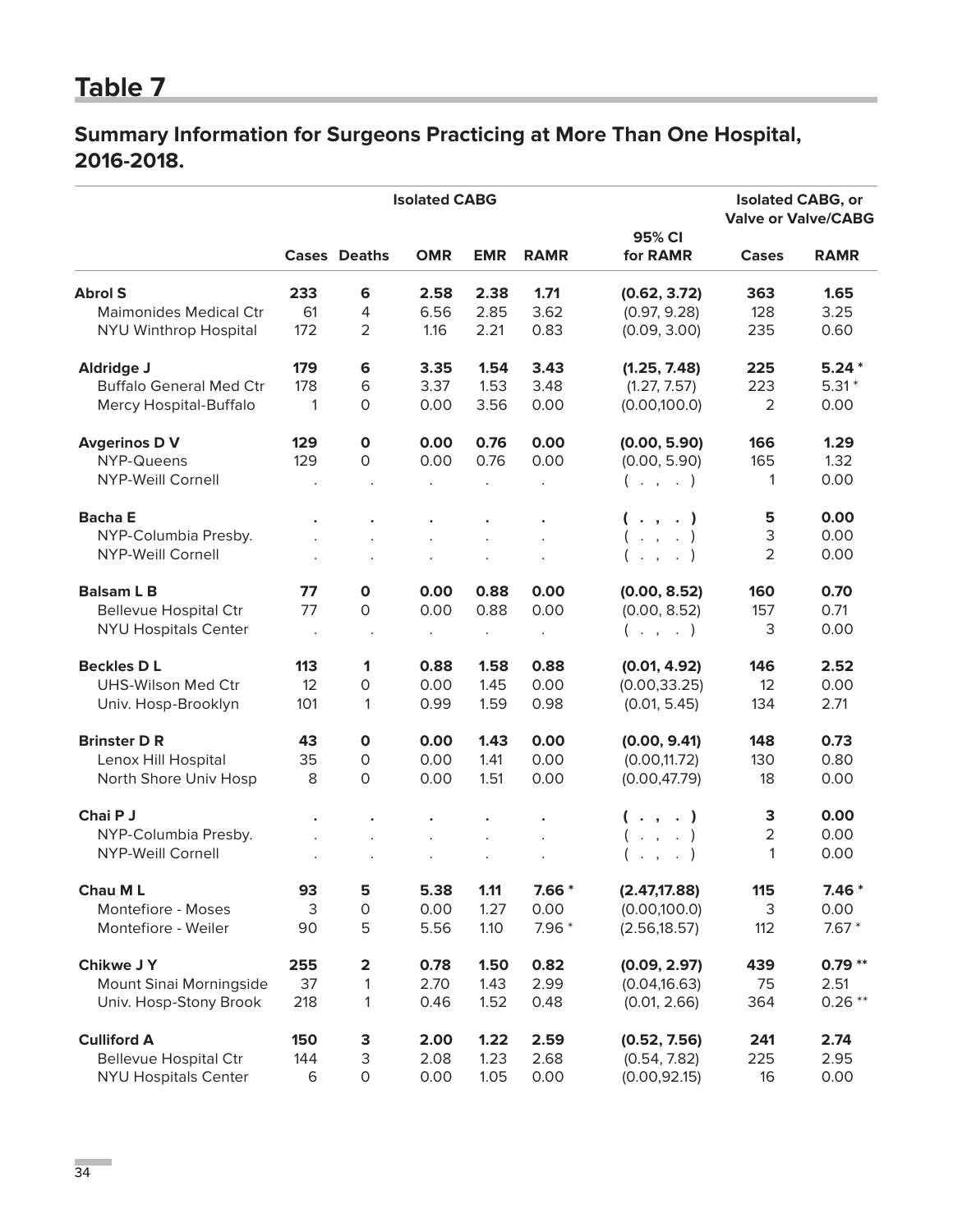# Table 7

## Summary Information for Surgeons Practicing at More Than One Hospital, 2016-2018.

| | Isolated CABG | | | | | | Isolated CABG, or Valve or Valve/CABG | |
|---|---|---|---|---|---|---|---|---|
| | Cases | Deaths | OMR | EMR | RAMR | 95% CI for RAMR | Cases | RAMR |
| **Abrol S** | **233** | **6** | **2.58** | **2.38** | **1.71** | **(0.62, 3.72)** | **363** | **1.65** |
| Maimonides Medical Ctr | 61 | 4 | 6.56 | 2.85 | 3.62 | (0.97, 9.28) | 128 | 3.25 |
| NYU Winthrop Hospital | 172 | 2 | 1.16 | 2.21 | 0.83 | (0.09, 3.00) | 235 | 0.60 |
| **Aldridge J** | **179** | **6** | **3.35** | **1.54** | **3.43** | **(1.25, 7.48)** | **225** | **5.24 *** |
| Buffalo General Med Ctr | 178 | 6 | 3.37 | 1.53 | 3.48 | (1.27, 7.57) | 223 | 5.31 * |
| Mercy Hospital-Buffalo | 1 | 0 | 0.00 | 3.56 | 0.00 | (0.00,100.0) | 2 | 0.00 |
| **Avgerinos D V** | **129** | **0** | **0.00** | **0.76** | **0.00** | **(0.00, 5.90)** | **166** | **1.29** |
| NYP-Queens | 129 | 0 | 0.00 | 0.76 | 0.00 | (0.00, 5.90) | 165 | 1.32 |
| NYP-Weill Cornell | . | . | . | . | . | ( . , . ) | 1 | 0.00 |
| **Bacha E** | **.** | **.** | **.** | **.** | **.** | **( . , . )** | **5** | **0.00** |
| NYP-Columbia Presby. | . | . | . | . | . | ( . , . ) | 3 | 0.00 |
| NYP-Weill Cornell | . | . | . | . | . | ( . , . ) | 2 | 0.00 |
| **Balsam L B** | **77** | **0** | **0.00** | **0.88** | **0.00** | **(0.00, 8.52)** | **160** | **0.70** |
| Bellevue Hospital Ctr | 77 | 0 | 0.00 | 0.88 | 0.00 | (0.00, 8.52) | 157 | 0.71 |
| NYU Hospitals Center | . | . | . | . | . | ( . , . ) | 3 | 0.00 |
| **Beckles D L** | **113** | **1** | **0.88** | **1.58** | **0.88** | **(0.01, 4.92)** | **146** | **2.52** |
| UHS-Wilson Med Ctr | 12 | 0 | 0.00 | 1.45 | 0.00 | (0.00,33.25) | 12 | 0.00 |
| Univ. Hosp-Brooklyn | 101 | 1 | 0.99 | 1.59 | 0.98 | (0.01, 5.45) | 134 | 2.71 |
| **Brinster D R** | **43** | **0** | **0.00** | **1.43** | **0.00** | **(0.00, 9.41)** | **148** | **0.73** |
| Lenox Hill Hospital | 35 | 0 | 0.00 | 1.41 | 0.00 | (0.00,11.72) | 130 | 0.80 |
| North Shore Univ Hosp | 8 | 0 | 0.00 | 1.51 | 0.00 | (0.00,47.79) | 18 | 0.00 |
| **Chai P J** | **.** | **.** | **.** | **.** | **.** | **( . , . )** | **3** | **0.00** |
| NYP-Columbia Presby. | . | . | . | . | . | ( . , . ) | 2 | 0.00 |
| NYP-Weill Cornell | . | . | . | . | . | ( . , . ) | 1 | 0.00 |
| **Chau M L** | **93** | **5** | **5.38** | **1.11** | **7.66 *** | **(2.47,17.88)** | **115** | **7.46 *** |
| Montefiore - Moses | 3 | 0 | 0.00 | 1.27 | 0.00 | (0.00,100.0) | 3 | 0.00 |
| Montefiore - Weiler | 90 | 5 | 5.56 | 1.10 | 7.96 * | (2.56,18.57) | 112 | 7.67 * |
| **Chikwe J Y** | **255** | **2** | **0.78** | **1.50** | **0.82** | **(0.09, 2.97)** | **439** | **0.79 **** |
| Mount Sinai Morningside | 37 | 1 | 2.70 | 1.43 | 2.99 | (0.04,16.63) | 75 | 2.51 |
| Univ. Hosp-Stony Brook | 218 | 1 | 0.46 | 1.52 | 0.48 | (0.01, 2.66) | 364 | 0.26 ** |
| **Culliford A** | **150** | **3** | **2.00** | **1.22** | **2.59** | **(0.52, 7.56)** | **241** | **2.74** |
| Bellevue Hospital Ctr | 144 | 3 | 2.08 | 1.23 | 2.68 | (0.54, 7.82) | 225 | 2.95 |
| NYU Hospitals Center | 6 | 0 | 0.00 | 1.05 | 0.00 | (0.00,92.15) | 16 | 0.00 |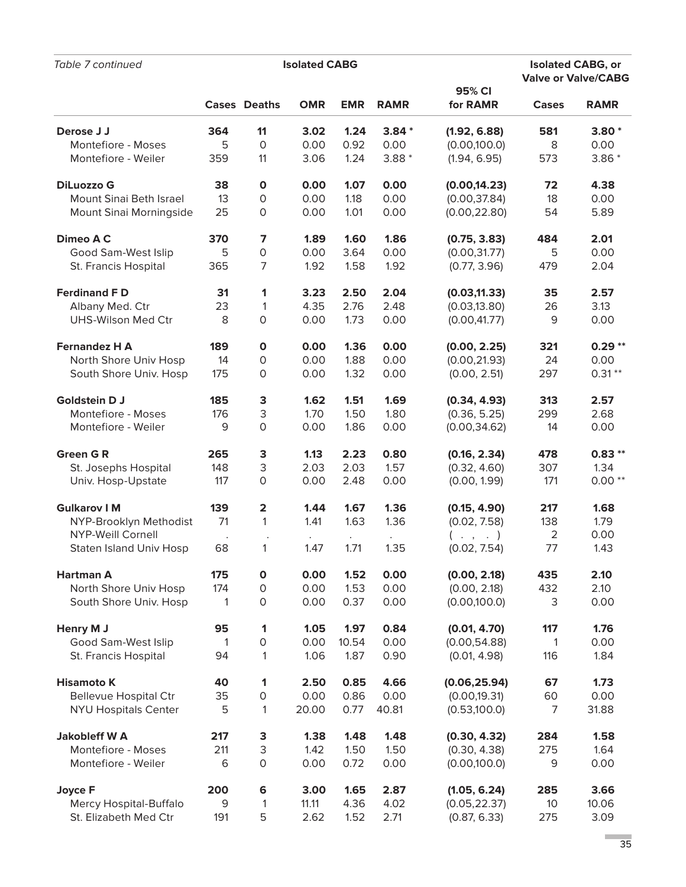*Table 7 continued*

| | Isolated CABG | | | | | | Isolated CABG, or Valve or Valve/CABG | |
|---|---|---|---|---|---|---|---|---|
| | Cases | Deaths | OMR | EMR | RAMR | 95% CI for RAMR | Cases | RAMR |
| **Derose J J** | **364** | **11** | **3.02** | **1.24** | **3.84 *** | **(1.92, 6.88)** | **581** | **3.80 *** |
| Montefiore - Moses | 5 | 0 | 0.00 | 0.92 | 0.00 | (0.00,100.0) | 8 | 0.00 |
| Montefiore - Weiler | 359 | 11 | 3.06 | 1.24 | 3.88 * | (1.94, 6.95) | 573 | 3.86 * |
| **DiLuozzo G** | **38** | **0** | **0.00** | **1.07** | **0.00** | **(0.00,14.23)** | **72** | **4.38** |
| Mount Sinai Beth Israel | 13 | 0 | 0.00 | 1.18 | 0.00 | (0.00,37.84) | 18 | 0.00 |
| Mount Sinai Morningside | 25 | 0 | 0.00 | 1.01 | 0.00 | (0.00,22.80) | 54 | 5.89 |
| **Dimeo A C** | **370** | **7** | **1.89** | **1.60** | **1.86** | **(0.75, 3.83)** | **484** | **2.01** |
| Good Sam-West Islip | 5 | 0 | 0.00 | 3.64 | 0.00 | (0.00,31.77) | 5 | 0.00 |
| St. Francis Hospital | 365 | 7 | 1.92 | 1.58 | 1.92 | (0.77, 3.96) | 479 | 2.04 |
| **Ferdinand F D** | **31** | **1** | **3.23** | **2.50** | **2.04** | **(0.03,11.33)** | **35** | **2.57** |
| Albany Med. Ctr | 23 | 1 | 4.35 | 2.76 | 2.48 | (0.03,13.80) | 26 | 3.13 |
| UHS-Wilson Med Ctr | 8 | 0 | 0.00 | 1.73 | 0.00 | (0.00,41.77) | 9 | 0.00 |
| **Fernandez H A** | **189** | **0** | **0.00** | **1.36** | **0.00** | **(0.00, 2.25)** | **321** | **0.29 **** |
| North Shore Univ Hosp | 14 | 0 | 0.00 | 1.88 | 0.00 | (0.00,21.93) | 24 | 0.00 |
| South Shore Univ. Hosp | 175 | 0 | 0.00 | 1.32 | 0.00 | (0.00, 2.51) | 297 | 0.31 ** |
| **Goldstein D J** | **185** | **3** | **1.62** | **1.51** | **1.69** | **(0.34, 4.93)** | **313** | **2.57** |
| Montefiore - Moses | 176 | 3 | 1.70 | 1.50 | 1.80 | (0.36, 5.25) | 299 | 2.68 |
| Montefiore - Weiler | 9 | 0 | 0.00 | 1.86 | 0.00 | (0.00,34.62) | 14 | 0.00 |
| **Green G R** | **265** | **3** | **1.13** | **2.23** | **0.80** | **(0.16, 2.34)** | **478** | **0.83 **** |
| St. Josephs Hospital | 148 | 3 | 2.03 | 2.03 | 1.57 | (0.32, 4.60) | 307 | 1.34 |
| Univ. Hosp-Upstate | 117 | 0 | 0.00 | 2.48 | 0.00 | (0.00, 1.99) | 171 | 0.00 ** |
| **Gulkarov I M** | **139** | **2** | **1.44** | **1.67** | **1.36** | **(0.15, 4.90)** | **217** | **1.68** |
| NYP-Brooklyn Methodist | 71 | 1 | 1.41 | 1.63 | 1.36 | (0.02, 7.58) | 138 | 1.79 |
| NYP-Weill Cornell | . | . | . | . | . | ( . , . ) | 2 | 0.00 |
| Staten Island Univ Hosp | 68 | 1 | 1.47 | 1.71 | 1.35 | (0.02, 7.54) | 77 | 1.43 |
| **Hartman A** | **175** | **0** | **0.00** | **1.52** | **0.00** | **(0.00, 2.18)** | **435** | **2.10** |
| North Shore Univ Hosp | 174 | 0 | 0.00 | 1.53 | 0.00 | (0.00, 2.18) | 432 | 2.10 |
| South Shore Univ. Hosp | 1 | 0 | 0.00 | 0.37 | 0.00 | (0.00,100.0) | 3 | 0.00 |
| **Henry M J** | **95** | **1** | **1.05** | **1.97** | **0.84** | **(0.01, 4.70)** | **117** | **1.76** |
| Good Sam-West Islip | 1 | 0 | 0.00 | 10.54 | 0.00 | (0.00,54.88) | 1 | 0.00 |
| St. Francis Hospital | 94 | 1 | 1.06 | 1.87 | 0.90 | (0.01, 4.98) | 116 | 1.84 |
| **Hisamoto K** | **40** | **1** | **2.50** | **0.85** | **4.66** | **(0.06,25.94)** | **67** | **1.73** |
| Bellevue Hospital Ctr | 35 | 0 | 0.00 | 0.86 | 0.00 | (0.00,19.31) | 60 | 0.00 |
| NYU Hospitals Center | 5 | 1 | 20.00 | 0.77 | 40.81 | (0.53,100.0) | 7 | 31.88 |
| **Jakobleff W A** | **217** | **3** | **1.38** | **1.48** | **1.48** | **(0.30, 4.32)** | **284** | **1.58** |
| Montefiore - Moses | 211 | 3 | 1.42 | 1.50 | 1.50 | (0.30, 4.38) | 275 | 1.64 |
| Montefiore - Weiler | 6 | 0 | 0.00 | 0.72 | 0.00 | (0.00,100.0) | 9 | 0.00 |
| **Joyce F** | **200** | **6** | **3.00** | **1.65** | **2.87** | **(1.05, 6.24)** | **285** | **3.66** |
| Mercy Hospital-Buffalo | 9 | 1 | 11.11 | 4.36 | 4.02 | (0.05,22.37) | 10 | 10.06 |
| St. Elizabeth Med Ctr | 191 | 5 | 2.62 | 1.52 | 2.71 | (0.87, 6.33) | 275 | 3.09 |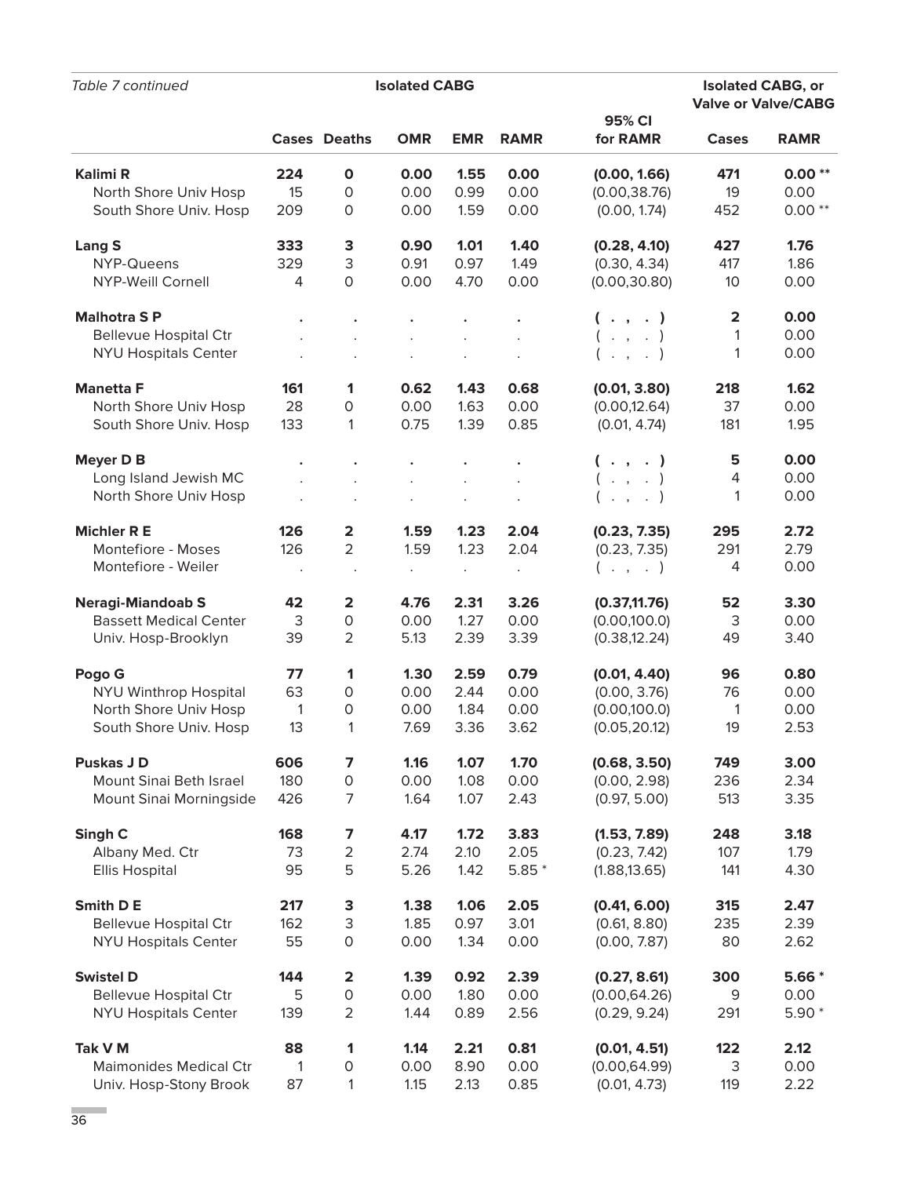*Table 7 continued*

| | Isolated CABG | | | | | | Isolated CABG, or Valve or Valve/CABG | |
|---|---|---|---|---|---|---|---|---|
| | Cases | Deaths | OMR | EMR | RAMR | 95% CI for RAMR | Cases | RAMR |
| **Kalimi R** | **224** | **0** | **0.00** | **1.55** | **0.00** | **(0.00, 1.66)** | **471** | **0.00 \*\*** |
| North Shore Univ Hosp | 15 | 0 | 0.00 | 0.99 | 0.00 | (0.00,38.76) | 19 | 0.00 |
| South Shore Univ. Hosp | 209 | 0 | 0.00 | 1.59 | 0.00 | (0.00, 1.74) | 452 | 0.00 ** |
| **Lang S** | **333** | **3** | **0.90** | **1.01** | **1.40** | **(0.28, 4.10)** | **427** | **1.76** |
| NYP-Queens | 329 | 3 | 0.91 | 0.97 | 1.49 | (0.30, 4.34) | 417 | 1.86 |
| NYP-Weill Cornell | 4 | 0 | 0.00 | 4.70 | 0.00 | (0.00,30.80) | 10 | 0.00 |
| **Malhotra S P** | **.** | **.** | **.** | **.** | **.** | **( . , . )** | **2** | **0.00** |
| Bellevue Hospital Ctr | . | . | . | . | . | ( . , . ) | 1 | 0.00 |
| NYU Hospitals Center | . | . | . | . | . | ( . , . ) | 1 | 0.00 |
| **Manetta F** | **161** | **1** | **0.62** | **1.43** | **0.68** | **(0.01, 3.80)** | **218** | **1.62** |
| North Shore Univ Hosp | 28 | 0 | 0.00 | 1.63 | 0.00 | (0.00,12.64) | 37 | 0.00 |
| South Shore Univ. Hosp | 133 | 1 | 0.75 | 1.39 | 0.85 | (0.01, 4.74) | 181 | 1.95 |
| **Meyer D B** | **.** | **.** | **.** | **.** | **.** | **( . , . )** | **5** | **0.00** |
| Long Island Jewish MC | . | . | . | . | . | ( . , . ) | 4 | 0.00 |
| North Shore Univ Hosp | . | . | . | . | . | ( . , . ) | 1 | 0.00 |
| **Michler R E** | **126** | **2** | **1.59** | **1.23** | **2.04** | **(0.23, 7.35)** | **295** | **2.72** |
| Montefiore - Moses | 126 | 2 | 1.59 | 1.23 | 2.04 | (0.23, 7.35) | 291 | 2.79 |
| Montefiore - Weiler | . | . | . | . | . | ( . , . ) | 4 | 0.00 |
| **Neragi-Miandoab S** | **42** | **2** | **4.76** | **2.31** | **3.26** | **(0.37,11.76)** | **52** | **3.30** |
| Bassett Medical Center | 3 | 0 | 0.00 | 1.27 | 0.00 | (0.00,100.0) | 3 | 0.00 |
| Univ. Hosp-Brooklyn | 39 | 2 | 5.13 | 2.39 | 3.39 | (0.38,12.24) | 49 | 3.40 |
| **Pogo G** | **77** | **1** | **1.30** | **2.59** | **0.79** | **(0.01, 4.40)** | **96** | **0.80** |
| NYU Winthrop Hospital | 63 | 0 | 0.00 | 2.44 | 0.00 | (0.00, 3.76) | 76 | 0.00 |
| North Shore Univ Hosp | 1 | 0 | 0.00 | 1.84 | 0.00 | (0.00,100.0) | 1 | 0.00 |
| South Shore Univ. Hosp | 13 | 1 | 7.69 | 3.36 | 3.62 | (0.05,20.12) | 19 | 2.53 |
| **Puskas J D** | **606** | **7** | **1.16** | **1.07** | **1.70** | **(0.68, 3.50)** | **749** | **3.00** |
| Mount Sinai Beth Israel | 180 | 0 | 0.00 | 1.08 | 0.00 | (0.00, 2.98) | 236 | 2.34 |
| Mount Sinai Morningside | 426 | 7 | 1.64 | 1.07 | 2.43 | (0.97, 5.00) | 513 | 3.35 |
| **Singh C** | **168** | **7** | **4.17** | **1.72** | **3.83** | **(1.53, 7.89)** | **248** | **3.18** |
| Albany Med. Ctr | 73 | 2 | 2.74 | 2.10 | 2.05 | (0.23, 7.42) | 107 | 1.79 |
| Ellis Hospital | 95 | 5 | 5.26 | 1.42 | 5.85 * | (1.88,13.65) | 141 | 4.30 |
| **Smith D E** | **217** | **3** | **1.38** | **1.06** | **2.05** | **(0.41, 6.00)** | **315** | **2.47** |
| Bellevue Hospital Ctr | 162 | 3 | 1.85 | 0.97 | 3.01 | (0.61, 8.80) | 235 | 2.39 |
| NYU Hospitals Center | 55 | 0 | 0.00 | 1.34 | 0.00 | (0.00, 7.87) | 80 | 2.62 |
| **Swistel D** | **144** | **2** | **1.39** | **0.92** | **2.39** | **(0.27, 8.61)** | **300** | **5.66 \*** |
| Bellevue Hospital Ctr | 5 | 0 | 0.00 | 1.80 | 0.00 | (0.00,64.26) | 9 | 0.00 |
| NYU Hospitals Center | 139 | 2 | 1.44 | 0.89 | 2.56 | (0.29, 9.24) | 291 | 5.90 * |
| **Tak V M** | **88** | **1** | **1.14** | **2.21** | **0.81** | **(0.01, 4.51)** | **122** | **2.12** |
| Maimonides Medical Ctr | 1 | 0 | 0.00 | 8.90 | 0.00 | (0.00,64.99) | 3 | 0.00 |
| Univ. Hosp-Stony Brook | 87 | 1 | 1.15 | 2.13 | 0.85 | (0.01, 4.73) | 119 | 2.22 |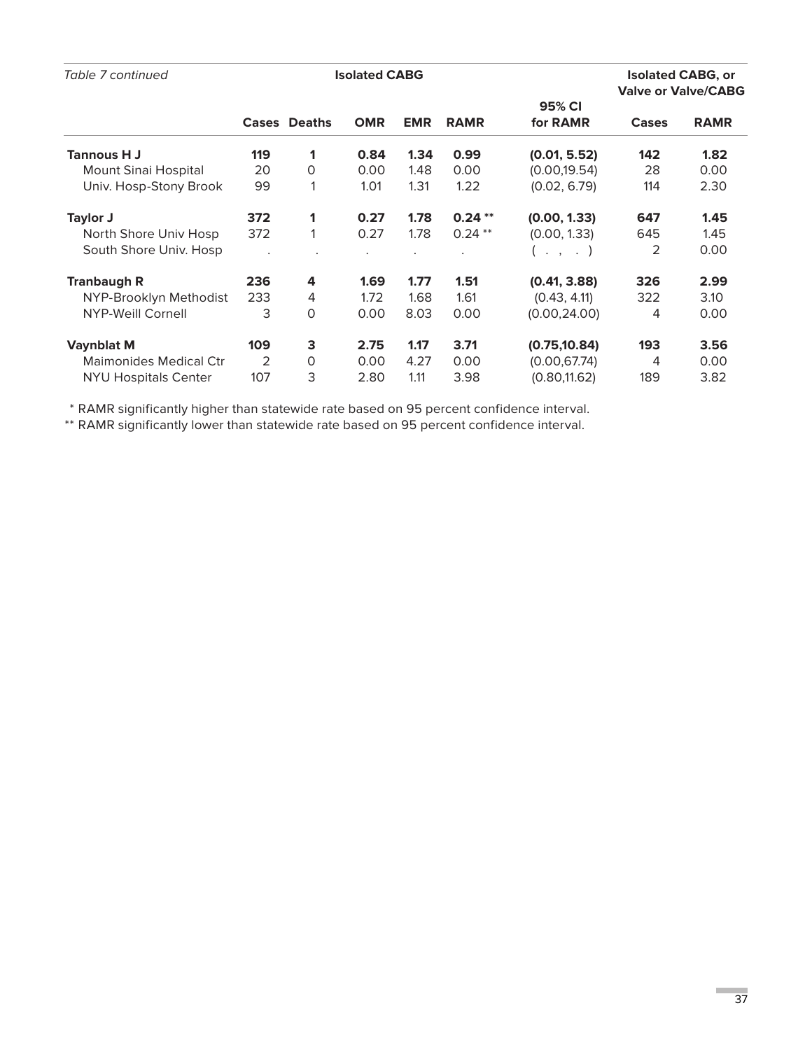*Table 7 continued*

| | Isolated CABG | | | | | | Isolated CABG, or Valve or Valve/CABG | |
|---|---|---|---|---|---|---|---|---|
| | Cases | Deaths | OMR | EMR | RAMR | 95% CI for RAMR | Cases | RAMR |
| **Tannous H J** | **119** | **1** | **0.84** | **1.34** | **0.99** | **(0.01, 5.52)** | **142** | **1.82** |
| Mount Sinai Hospital | 20 | 0 | 0.00 | 1.48 | 0.00 | (0.00,19.54) | 28 | 0.00 |
| Univ. Hosp-Stony Brook | 99 | 1 | 1.01 | 1.31 | 1.22 | (0.02, 6.79) | 114 | 2.30 |
| **Taylor J** | **372** | **1** | **0.27** | **1.78** | **0.24 \*\*** | **(0.00, 1.33)** | **647** | **1.45** |
| North Shore Univ Hosp | 372 | 1 | 0.27 | 1.78 | 0.24 ** | (0.00, 1.33) | 645 | 1.45 |
| South Shore Univ. Hosp | . | . | . | . | . | ( . , . ) | 2 | 0.00 |
| **Tranbaugh R** | **236** | **4** | **1.69** | **1.77** | **1.51** | **(0.41, 3.88)** | **326** | **2.99** |
| NYP-Brooklyn Methodist | 233 | 4 | 1.72 | 1.68 | 1.61 | (0.43, 4.11) | 322 | 3.10 |
| NYP-Weill Cornell | 3 | 0 | 0.00 | 8.03 | 0.00 | (0.00,24.00) | 4 | 0.00 |
| **Vaynblat M** | **109** | **3** | **2.75** | **1.17** | **3.71** | **(0.75,10.84)** | **193** | **3.56** |
| Maimonides Medical Ctr | 2 | 0 | 0.00 | 4.27 | 0.00 | (0.00,67.74) | 4 | 0.00 |
| NYU Hospitals Center | 107 | 3 | 2.80 | 1.11 | 3.98 | (0.80,11.62) | 189 | 3.82 |

\* RAMR significantly higher than statewide rate based on 95 percent confidence interval.

\*\* RAMR significantly lower than statewide rate based on 95 percent confidence interval.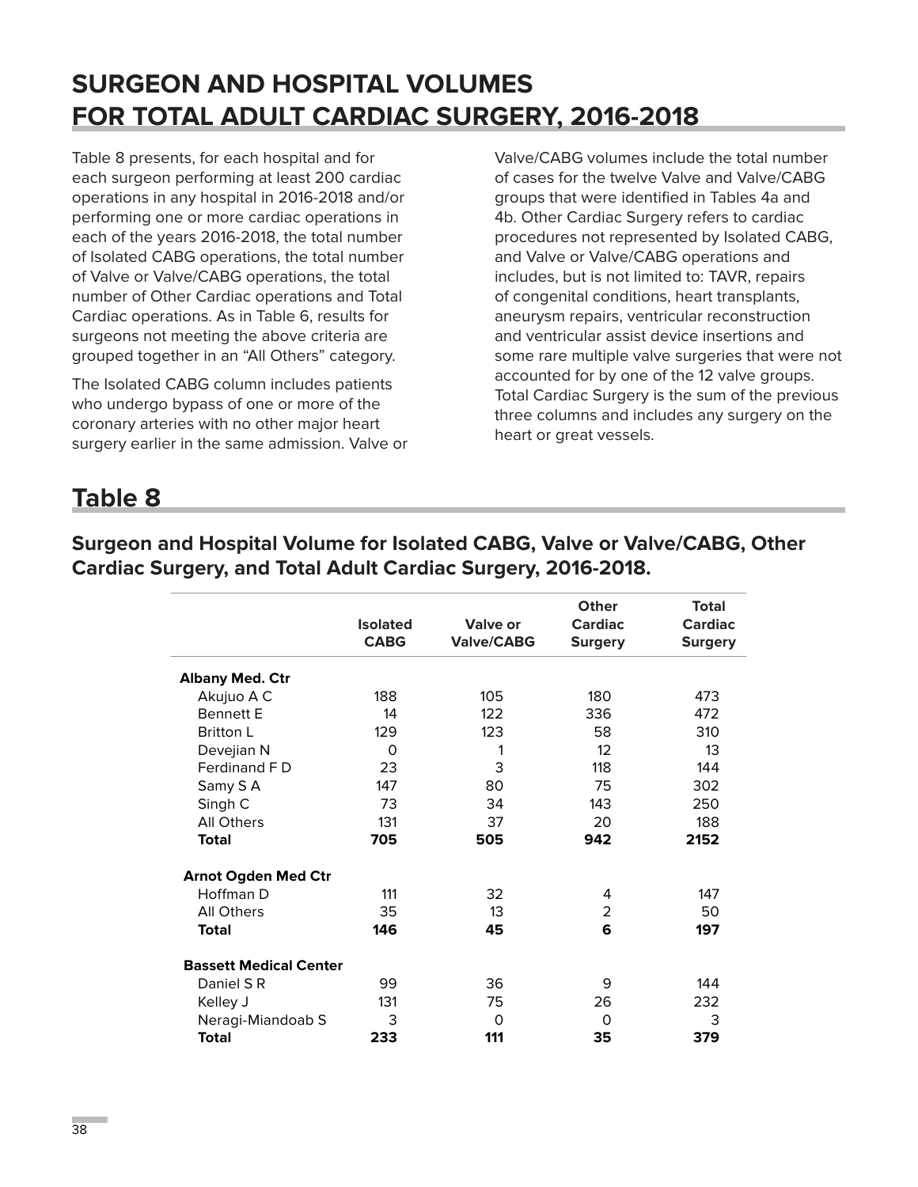# SURGEON AND HOSPITAL VOLUMES FOR TOTAL ADULT CARDIAC SURGERY, 2016-2018

Table 8 presents, for each hospital and for each surgeon performing at least 200 cardiac operations in any hospital in 2016-2018 and/or performing one or more cardiac operations in each of the years 2016-2018, the total number of Isolated CABG operations, the total number of Valve or Valve/CABG operations, the total number of Other Cardiac operations and Total Cardiac operations. As in Table 6, results for surgeons not meeting the above criteria are grouped together in an "All Others" category.

The Isolated CABG column includes patients who undergo bypass of one or more of the coronary arteries with no other major heart surgery earlier in the same admission. Valve or Valve/CABG volumes include the total number of cases for the twelve Valve and Valve/CABG groups that were identified in Tables 4a and 4b. Other Cardiac Surgery refers to cardiac procedures not represented by Isolated CABG, and Valve or Valve/CABG operations and includes, but is not limited to: TAVR, repairs of congenital conditions, heart transplants, aneurysm repairs, ventricular reconstruction and ventricular assist device insertions and some rare multiple valve surgeries that were not accounted for by one of the 12 valve groups. Total Cardiac Surgery is the sum of the previous three columns and includes any surgery on the heart or great vessels.

## Table 8

### Surgeon and Hospital Volume for Isolated CABG, Valve or Valve/CABG, Other Cardiac Surgery, and Total Adult Cardiac Surgery, 2016-2018.

| | Isolated CABG | Valve or Valve/CABG | Other Cardiac Surgery | Total Cardiac Surgery |
|---|---|---|---|---|
| **Albany Med. Ctr** | | | | |
| Akujuo A C | 188 | 105 | 180 | 473 |
| Bennett E | 14 | 122 | 336 | 472 |
| Britton L | 129 | 123 | 58 | 310 |
| Devejian N | 0 | 1 | 12 | 13 |
| Ferdinand F D | 23 | 3 | 118 | 144 |
| Samy S A | 147 | 80 | 75 | 302 |
| Singh C | 73 | 34 | 143 | 250 |
| All Others | 131 | 37 | 20 | 188 |
| **Total** | **705** | **505** | **942** | **2152** |
| **Arnot Ogden Med Ctr** | | | | |
| Hoffman D | 111 | 32 | 4 | 147 |
| All Others | 35 | 13 | 2 | 50 |
| **Total** | **146** | **45** | **6** | **197** |
| **Bassett Medical Center** | | | | |
| Daniel S R | 99 | 36 | 9 | 144 |
| Kelley J | 131 | 75 | 26 | 232 |
| Neragi-Miandoab S | 3 | 0 | 0 | 3 |
| **Total** | **233** | **111** | **35** | **379** |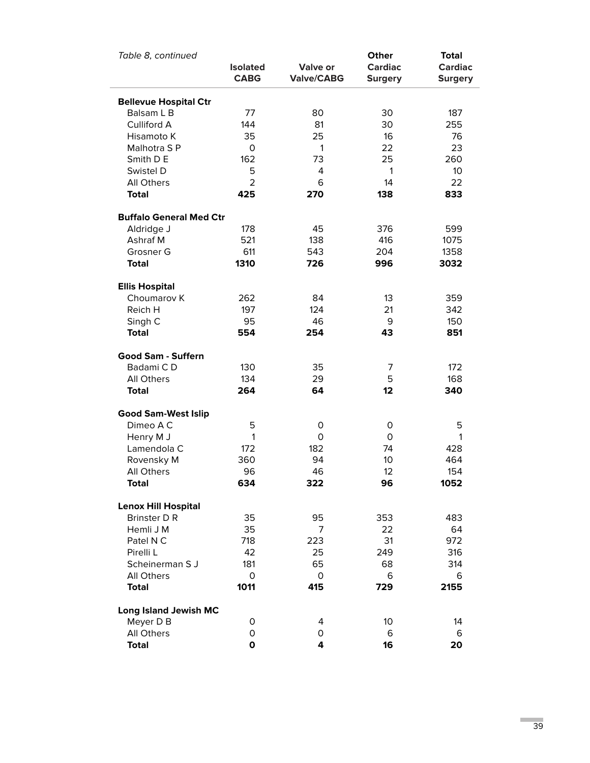*Table 8, continued*

| | Isolated CABG | Valve or Valve/CABG | Other Cardiac Surgery | Total Cardiac Surgery |
|---|---|---|---|---|
| **Bellevue Hospital Ctr** | | | | |
| Balsam L B | 77 | 80 | 30 | 187 |
| Culliford A | 144 | 81 | 30 | 255 |
| Hisamoto K | 35 | 25 | 16 | 76 |
| Malhotra S P | 0 | 1 | 22 | 23 |
| Smith D E | 162 | 73 | 25 | 260 |
| Swistel D | 5 | 4 | 1 | 10 |
| All Others | 2 | 6 | 14 | 22 |
| **Total** | **425** | **270** | **138** | **833** |
| **Buffalo General Med Ctr** | | | | |
| Aldridge J | 178 | 45 | 376 | 599 |
| Ashraf M | 521 | 138 | 416 | 1075 |
| Grosner G | 611 | 543 | 204 | 1358 |
| **Total** | **1310** | **726** | **996** | **3032** |
| **Ellis Hospital** | | | | |
| Choumarov K | 262 | 84 | 13 | 359 |
| Reich H | 197 | 124 | 21 | 342 |
| Singh C | 95 | 46 | 9 | 150 |
| **Total** | **554** | **254** | **43** | **851** |
| **Good Sam - Suffern** | | | | |
| Badami C D | 130 | 35 | 7 | 172 |
| All Others | 134 | 29 | 5 | 168 |
| **Total** | **264** | **64** | **12** | **340** |
| **Good Sam-West Islip** | | | | |
| Dimeo A C | 5 | 0 | 0 | 5 |
| Henry M J | 1 | 0 | 0 | 1 |
| Lamendola C | 172 | 182 | 74 | 428 |
| Rovensky M | 360 | 94 | 10 | 464 |
| All Others | 96 | 46 | 12 | 154 |
| **Total** | **634** | **322** | **96** | **1052** |
| **Lenox Hill Hospital** | | | | |
| Brinster D R | 35 | 95 | 353 | 483 |
| Hemli J M | 35 | 7 | 22 | 64 |
| Patel N C | 718 | 223 | 31 | 972 |
| Pirelli L | 42 | 25 | 249 | 316 |
| Scheinerman S J | 181 | 65 | 68 | 314 |
| All Others | 0 | 0 | 6 | 6 |
| **Total** | **1011** | **415** | **729** | **2155** |
| **Long Island Jewish MC** | | | | |
| Meyer D B | 0 | 4 | 10 | 14 |
| All Others | 0 | 0 | 6 | 6 |
| **Total** | **0** | **4** | **16** | **20** |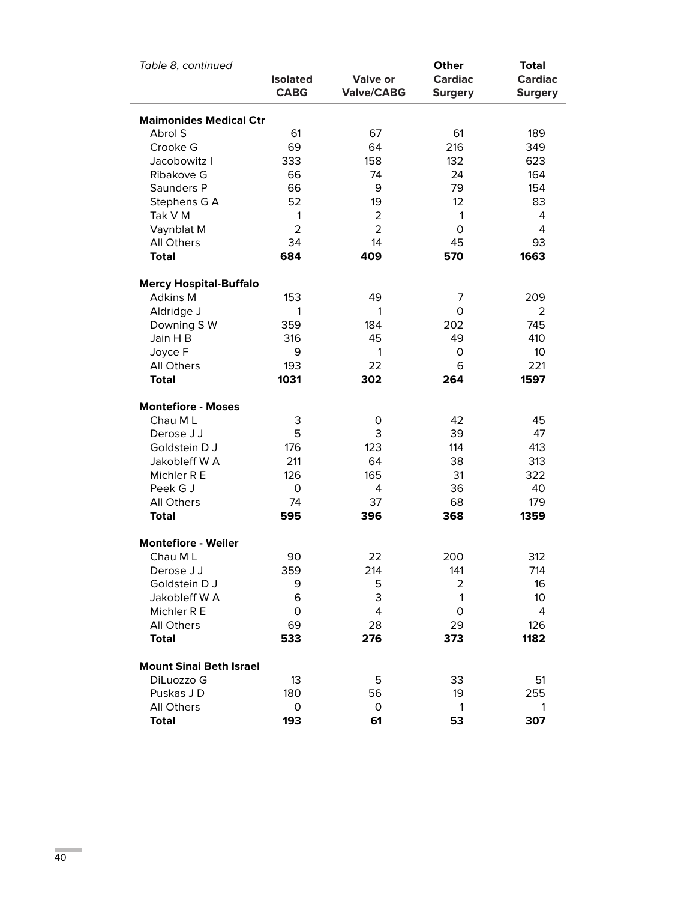*Table 8, continued*

| | Isolated CABG | Valve or Valve/CABG | Other Cardiac Surgery | Total Cardiac Surgery |
|---|---|---|---|---|
| **Maimonides Medical Ctr** | | | | |
| Abrol S | 61 | 67 | 61 | 189 |
| Crooke G | 69 | 64 | 216 | 349 |
| Jacobowitz I | 333 | 158 | 132 | 623 |
| Ribakove G | 66 | 74 | 24 | 164 |
| Saunders P | 66 | 9 | 79 | 154 |
| Stephens G A | 52 | 19 | 12 | 83 |
| Tak V M | 1 | 2 | 1 | 4 |
| Vaynblat M | 2 | 2 | 0 | 4 |
| All Others | 34 | 14 | 45 | 93 |
| **Total** | **684** | **409** | **570** | **1663** |
| **Mercy Hospital-Buffalo** | | | | |
| Adkins M | 153 | 49 | 7 | 209 |
| Aldridge J | 1 | 1 | 0 | 2 |
| Downing S W | 359 | 184 | 202 | 745 |
| Jain H B | 316 | 45 | 49 | 410 |
| Joyce F | 9 | 1 | 0 | 10 |
| All Others | 193 | 22 | 6 | 221 |
| **Total** | **1031** | **302** | **264** | **1597** |
| **Montefiore - Moses** | | | | |
| Chau M L | 3 | 0 | 42 | 45 |
| Derose J J | 5 | 3 | 39 | 47 |
| Goldstein D J | 176 | 123 | 114 | 413 |
| Jakobleff W A | 211 | 64 | 38 | 313 |
| Michler R E | 126 | 165 | 31 | 322 |
| Peek G J | 0 | 4 | 36 | 40 |
| All Others | 74 | 37 | 68 | 179 |
| **Total** | **595** | **396** | **368** | **1359** |
| **Montefiore - Weiler** | | | | |
| Chau M L | 90 | 22 | 200 | 312 |
| Derose J J | 359 | 214 | 141 | 714 |
| Goldstein D J | 9 | 5 | 2 | 16 |
| Jakobleff W A | 6 | 3 | 1 | 10 |
| Michler R E | 0 | 4 | 0 | 4 |
| All Others | 69 | 28 | 29 | 126 |
| **Total** | **533** | **276** | **373** | **1182** |
| **Mount Sinai Beth Israel** | | | | |
| DiLuozzo G | 13 | 5 | 33 | 51 |
| Puskas J D | 180 | 56 | 19 | 255 |
| All Others | 0 | 0 | 1 | 1 |
| **Total** | **193** | **61** | **53** | **307** |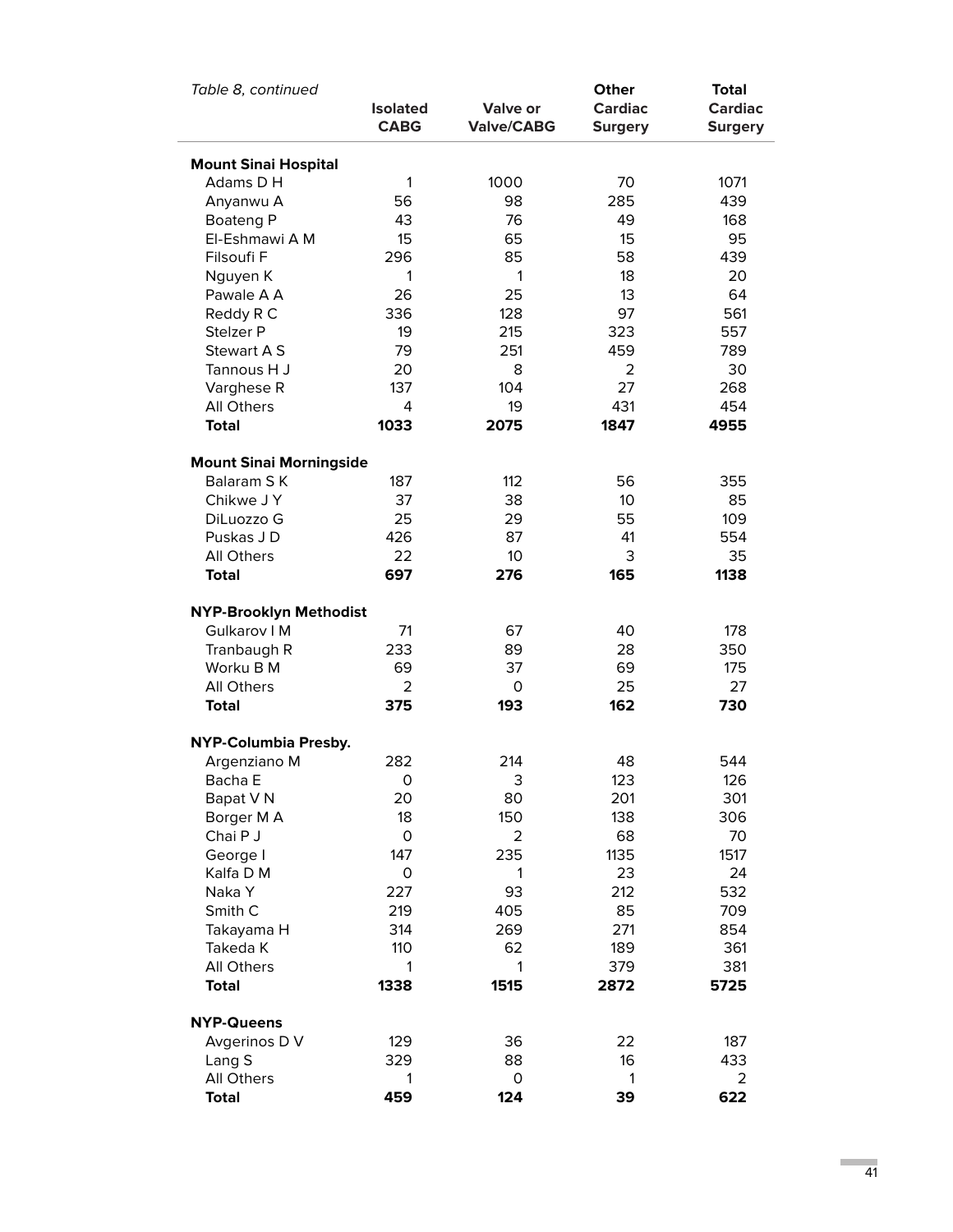*Table 8, continued*

| | Isolated CABG | Valve or Valve/CABG | Other Cardiac Surgery | Total Cardiac Surgery |
|---|---|---|---|---|
| **Mount Sinai Hospital** | | | | |
| Adams D H | 1 | 1000 | 70 | 1071 |
| Anyanwu A | 56 | 98 | 285 | 439 |
| Boateng P | 43 | 76 | 49 | 168 |
| El-Eshmawi A M | 15 | 65 | 15 | 95 |
| Filsoufi F | 296 | 85 | 58 | 439 |
| Nguyen K | 1 | 1 | 18 | 20 |
| Pawale A A | 26 | 25 | 13 | 64 |
| Reddy R C | 336 | 128 | 97 | 561 |
| Stelzer P | 19 | 215 | 323 | 557 |
| Stewart A S | 79 | 251 | 459 | 789 |
| Tannous H J | 20 | 8 | 2 | 30 |
| Varghese R | 137 | 104 | 27 | 268 |
| All Others | 4 | 19 | 431 | 454 |
| **Total** | **1033** | **2075** | **1847** | **4955** |
| **Mount Sinai Morningside** | | | | |
| Balaram S K | 187 | 112 | 56 | 355 |
| Chikwe J Y | 37 | 38 | 10 | 85 |
| DiLuozzo G | 25 | 29 | 55 | 109 |
| Puskas J D | 426 | 87 | 41 | 554 |
| All Others | 22 | 10 | 3 | 35 |
| **Total** | **697** | **276** | **165** | **1138** |
| **NYP-Brooklyn Methodist** | | | | |
| Gulkarov I M | 71 | 67 | 40 | 178 |
| Tranbaugh R | 233 | 89 | 28 | 350 |
| Worku B M | 69 | 37 | 69 | 175 |
| All Others | 2 | 0 | 25 | 27 |
| **Total** | **375** | **193** | **162** | **730** |
| **NYP-Columbia Presby.** | | | | |
| Argenziano M | 282 | 214 | 48 | 544 |
| Bacha E | 0 | 3 | 123 | 126 |
| Bapat V N | 20 | 80 | 201 | 301 |
| Borger M A | 18 | 150 | 138 | 306 |
| Chai P J | 0 | 2 | 68 | 70 |
| George I | 147 | 235 | 1135 | 1517 |
| Kalfa D M | 0 | 1 | 23 | 24 |
| Naka Y | 227 | 93 | 212 | 532 |
| Smith C | 219 | 405 | 85 | 709 |
| Takayama H | 314 | 269 | 271 | 854 |
| Takeda K | 110 | 62 | 189 | 361 |
| All Others | 1 | 1 | 379 | 381 |
| **Total** | **1338** | **1515** | **2872** | **5725** |
| **NYP-Queens** | | | | |
| Avgerinos D V | 129 | 36 | 22 | 187 |
| Lang S | 329 | 88 | 16 | 433 |
| All Others | 1 | 0 | 1 | 2 |
| **Total** | **459** | **124** | **39** | **622** |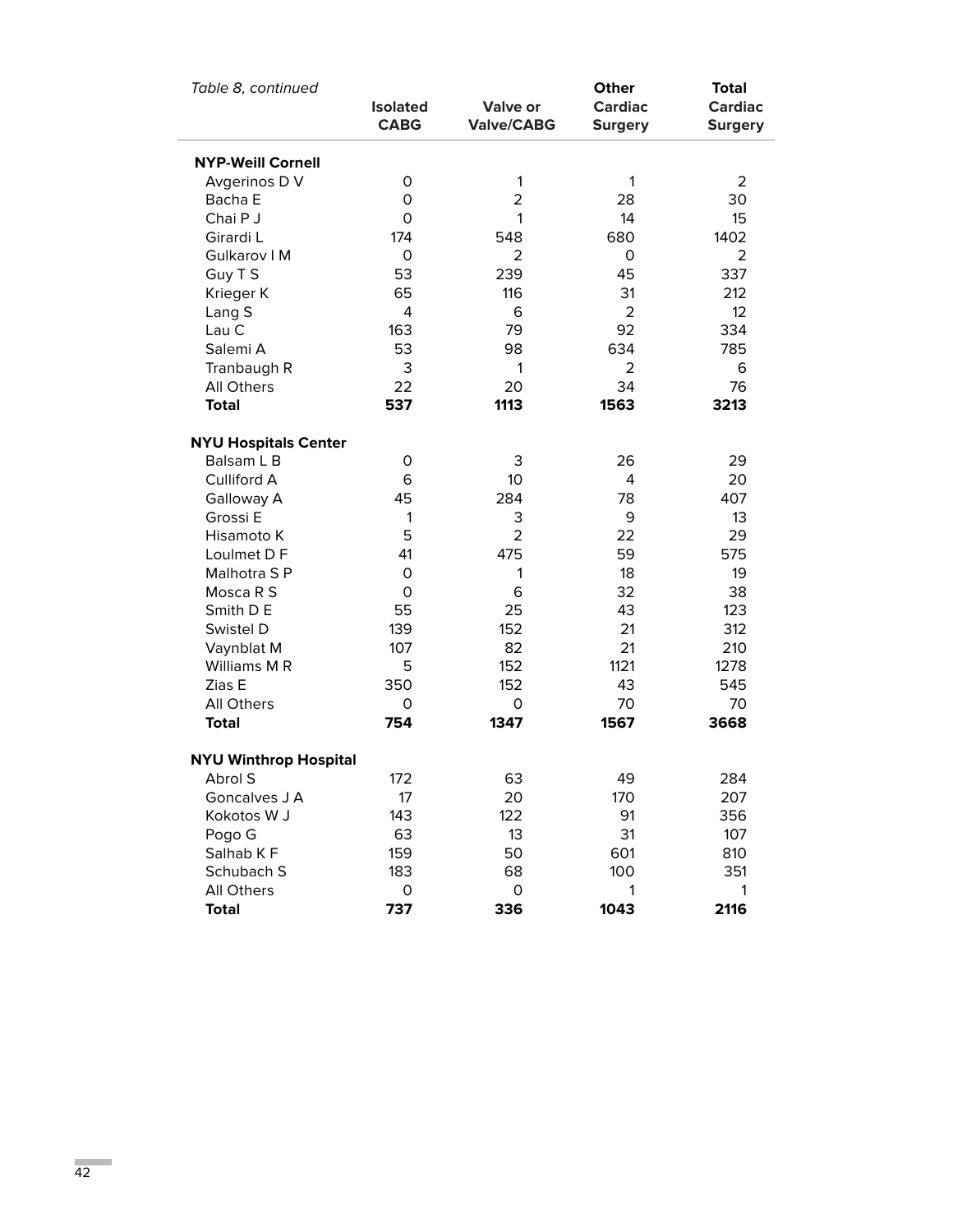*Table 8, continued*

| | Isolated CABG | Valve or Valve/CABG | Other Cardiac Surgery | Total Cardiac Surgery |
|---|---|---|---|---|
| **NYP-Weill Cornell** | | | | |
| Avgerinos D V | 0 | 1 | 1 | 2 |
| Bacha E | 0 | 2 | 28 | 30 |
| Chai P J | 0 | 1 | 14 | 15 |
| Girardi L | 174 | 548 | 680 | 1402 |
| Gulkarov I M | 0 | 2 | 0 | 2 |
| Guy T S | 53 | 239 | 45 | 337 |
| Krieger K | 65 | 116 | 31 | 212 |
| Lang S | 4 | 6 | 2 | 12 |
| Lau C | 163 | 79 | 92 | 334 |
| Salemi A | 53 | 98 | 634 | 785 |
| Tranbaugh R | 3 | 1 | 2 | 6 |
| All Others | 22 | 20 | 34 | 76 |
| **Total** | **537** | **1113** | **1563** | **3213** |
| **NYU Hospitals Center** | | | | |
| Balsam L B | 0 | 3 | 26 | 29 |
| Culliford A | 6 | 10 | 4 | 20 |
| Galloway A | 45 | 284 | 78 | 407 |
| Grossi E | 1 | 3 | 9 | 13 |
| Hisamoto K | 5 | 2 | 22 | 29 |
| Loulmet D F | 41 | 475 | 59 | 575 |
| Malhotra S P | 0 | 1 | 18 | 19 |
| Mosca R S | 0 | 6 | 32 | 38 |
| Smith D E | 55 | 25 | 43 | 123 |
| Swistel D | 139 | 152 | 21 | 312 |
| Vaynblat M | 107 | 82 | 21 | 210 |
| Williams M R | 5 | 152 | 1121 | 1278 |
| Zias E | 350 | 152 | 43 | 545 |
| All Others | 0 | 0 | 70 | 70 |
| **Total** | **754** | **1347** | **1567** | **3668** |
| **NYU Winthrop Hospital** | | | | |
| Abrol S | 172 | 63 | 49 | 284 |
| Goncalves J A | 17 | 20 | 170 | 207 |
| Kokotos W J | 143 | 122 | 91 | 356 |
| Pogo G | 63 | 13 | 31 | 107 |
| Salhab K F | 159 | 50 | 601 | 810 |
| Schubach S | 183 | 68 | 100 | 351 |
| All Others | 0 | 0 | 1 | 1 |
| **Total** | **737** | **336** | **1043** | **2116** |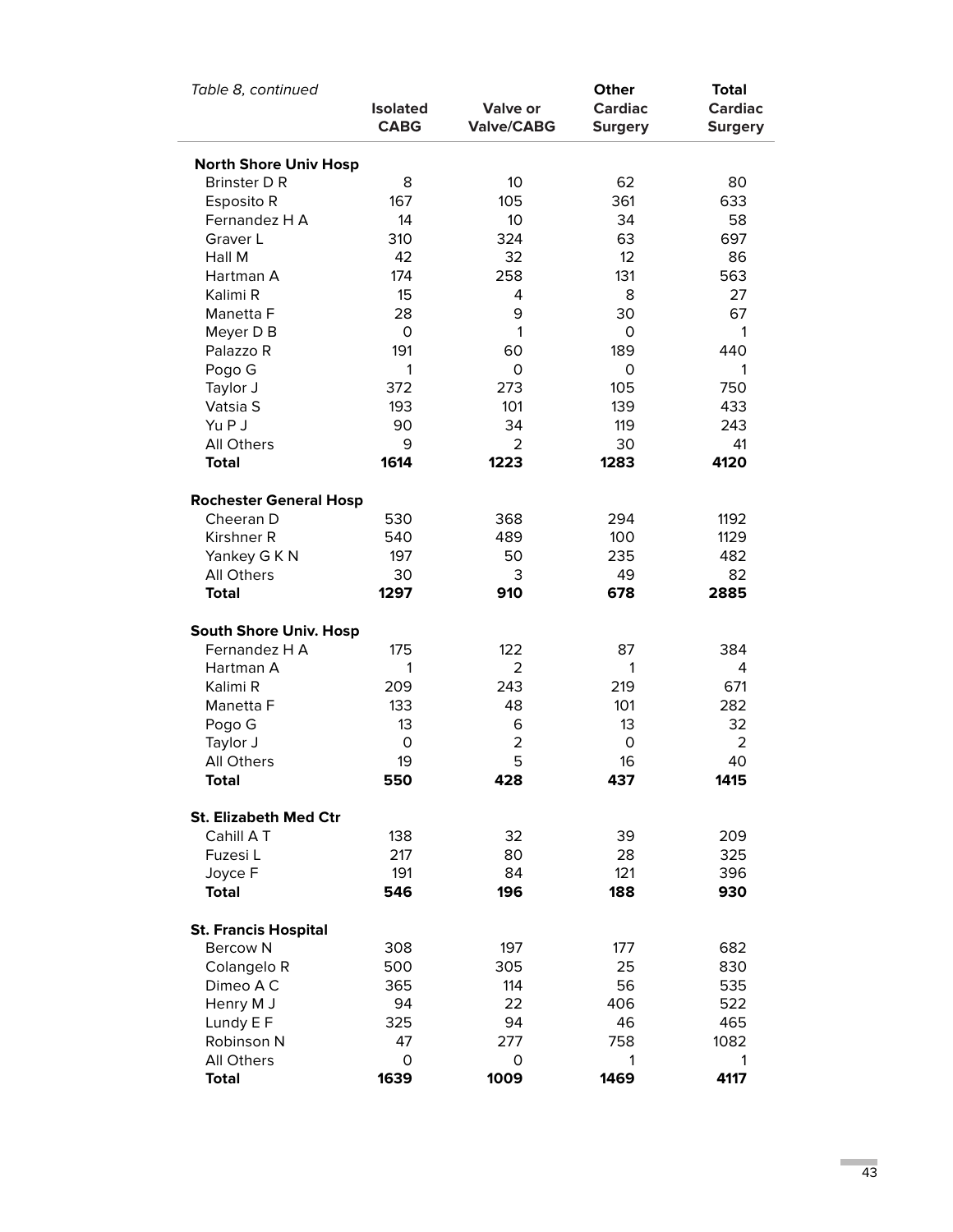*Table 8, continued*

| | Isolated CABG | Valve or Valve/CABG | Other Cardiac Surgery | Total Cardiac Surgery |
|---|---|---|---|---|
| **North Shore Univ Hosp** | | | | |
| Brinster D R | 8 | 10 | 62 | 80 |
| Esposito R | 167 | 105 | 361 | 633 |
| Fernandez H A | 14 | 10 | 34 | 58 |
| Graver L | 310 | 324 | 63 | 697 |
| Hall M | 42 | 32 | 12 | 86 |
| Hartman A | 174 | 258 | 131 | 563 |
| Kalimi R | 15 | 4 | 8 | 27 |
| Manetta F | 28 | 9 | 30 | 67 |
| Meyer D B | 0 | 1 | 0 | 1 |
| Palazzo R | 191 | 60 | 189 | 440 |
| Pogo G | 1 | 0 | 0 | 1 |
| Taylor J | 372 | 273 | 105 | 750 |
| Vatsia S | 193 | 101 | 139 | 433 |
| Yu P J | 90 | 34 | 119 | 243 |
| All Others | 9 | 2 | 30 | 41 |
| **Total** | **1614** | **1223** | **1283** | **4120** |
| **Rochester General Hosp** | | | | |
| Cheeran D | 530 | 368 | 294 | 1192 |
| Kirshner R | 540 | 489 | 100 | 1129 |
| Yankey G K N | 197 | 50 | 235 | 482 |
| All Others | 30 | 3 | 49 | 82 |
| **Total** | **1297** | **910** | **678** | **2885** |
| **South Shore Univ. Hosp** | | | | |
| Fernandez H A | 175 | 122 | 87 | 384 |
| Hartman A | 1 | 2 | 1 | 4 |
| Kalimi R | 209 | 243 | 219 | 671 |
| Manetta F | 133 | 48 | 101 | 282 |
| Pogo G | 13 | 6 | 13 | 32 |
| Taylor J | 0 | 2 | 0 | 2 |
| All Others | 19 | 5 | 16 | 40 |
| **Total** | **550** | **428** | **437** | **1415** |
| **St. Elizabeth Med Ctr** | | | | |
| Cahill A T | 138 | 32 | 39 | 209 |
| Fuzesi L | 217 | 80 | 28 | 325 |
| Joyce F | 191 | 84 | 121 | 396 |
| **Total** | **546** | **196** | **188** | **930** |
| **St. Francis Hospital** | | | | |
| Bercow N | 308 | 197 | 177 | 682 |
| Colangelo R | 500 | 305 | 25 | 830 |
| Dimeo A C | 365 | 114 | 56 | 535 |
| Henry M J | 94 | 22 | 406 | 522 |
| Lundy E F | 325 | 94 | 46 | 465 |
| Robinson N | 47 | 277 | 758 | 1082 |
| All Others | 0 | 0 | 1 | 1 |
| **Total** | **1639** | **1009** | **1469** | **4117** |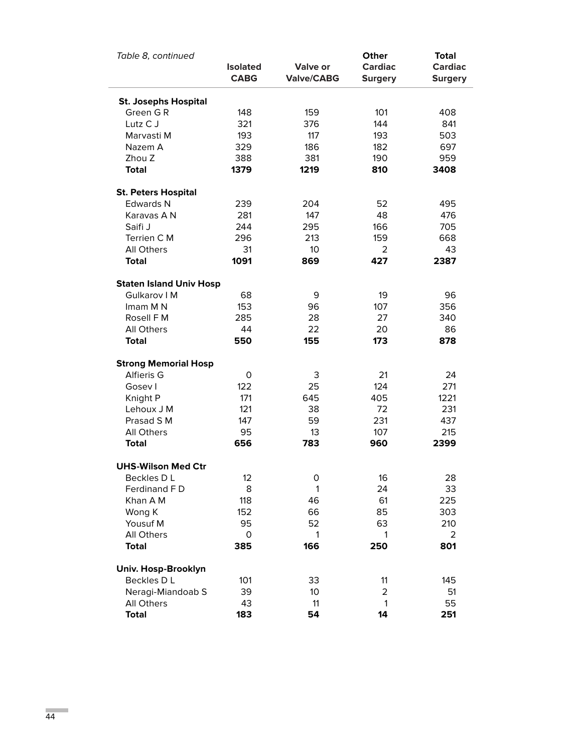*Table 8, continued*

| | Isolated CABG | Valve or Valve/CABG | Other Cardiac Surgery | Total Cardiac Surgery |
|---|---|---|---|---|
| **St. Josephs Hospital** | | | | |
| Green G R | 148 | 159 | 101 | 408 |
| Lutz C J | 321 | 376 | 144 | 841 |
| Marvasti M | 193 | 117 | 193 | 503 |
| Nazem A | 329 | 186 | 182 | 697 |
| Zhou Z | 388 | 381 | 190 | 959 |
| **Total** | **1379** | **1219** | **810** | **3408** |
| **St. Peters Hospital** | | | | |
| Edwards N | 239 | 204 | 52 | 495 |
| Karavas A N | 281 | 147 | 48 | 476 |
| Saifi J | 244 | 295 | 166 | 705 |
| Terrien C M | 296 | 213 | 159 | 668 |
| All Others | 31 | 10 | 2 | 43 |
| **Total** | **1091** | **869** | **427** | **2387** |
| **Staten Island Univ Hosp** | | | | |
| Gulkarov I M | 68 | 9 | 19 | 96 |
| Imam M N | 153 | 96 | 107 | 356 |
| Rosell F M | 285 | 28 | 27 | 340 |
| All Others | 44 | 22 | 20 | 86 |
| **Total** | **550** | **155** | **173** | **878** |
| **Strong Memorial Hosp** | | | | |
| Alfieris G | 0 | 3 | 21 | 24 |
| Gosev I | 122 | 25 | 124 | 271 |
| Knight P | 171 | 645 | 405 | 1221 |
| Lehoux J M | 121 | 38 | 72 | 231 |
| Prasad S M | 147 | 59 | 231 | 437 |
| All Others | 95 | 13 | 107 | 215 |
| **Total** | **656** | **783** | **960** | **2399** |
| **UHS-Wilson Med Ctr** | | | | |
| Beckles D L | 12 | 0 | 16 | 28 |
| Ferdinand F D | 8 | 1 | 24 | 33 |
| Khan A M | 118 | 46 | 61 | 225 |
| Wong K | 152 | 66 | 85 | 303 |
| Yousuf M | 95 | 52 | 63 | 210 |
| All Others | 0 | 1 | 1 | 2 |
| **Total** | **385** | **166** | **250** | **801** |
| **Univ. Hosp-Brooklyn** | | | | |
| Beckles D L | 101 | 33 | 11 | 145 |
| Neragi-Miandoab S | 39 | 10 | 2 | 51 |
| All Others | 43 | 11 | 1 | 55 |
| **Total** | **183** | **54** | **14** | **251** |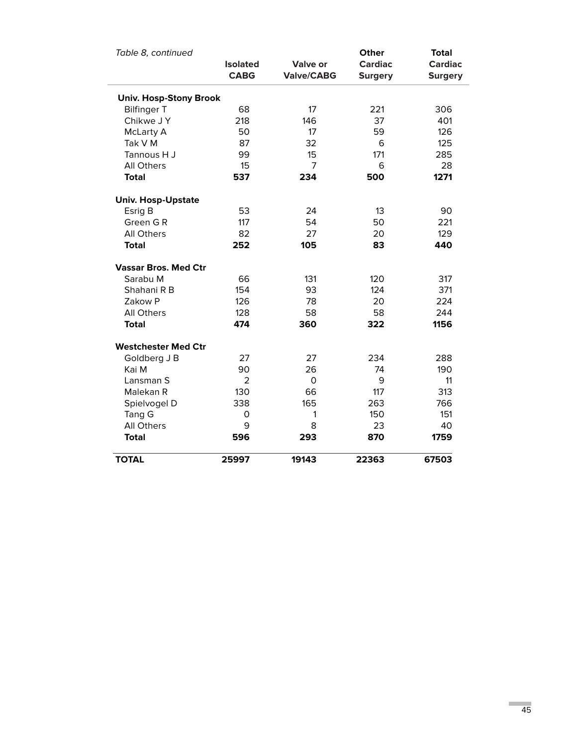*Table 8, continued*

| | Isolated CABG | Valve or Valve/CABG | Other Cardiac Surgery | Total Cardiac Surgery |
|---|---|---|---|---|
| **Univ. Hosp-Stony Brook** | | | | |
| Bilfinger T | 68 | 17 | 221 | 306 |
| Chikwe J Y | 218 | 146 | 37 | 401 |
| McLarty A | 50 | 17 | 59 | 126 |
| Tak V M | 87 | 32 | 6 | 125 |
| Tannous H J | 99 | 15 | 171 | 285 |
| All Others | 15 | 7 | 6 | 28 |
| **Total** | **537** | **234** | **500** | **1271** |
| **Univ. Hosp-Upstate** | | | | |
| Esrig B | 53 | 24 | 13 | 90 |
| Green G R | 117 | 54 | 50 | 221 |
| All Others | 82 | 27 | 20 | 129 |
| **Total** | **252** | **105** | **83** | **440** |
| **Vassar Bros. Med Ctr** | | | | |
| Sarabu M | 66 | 131 | 120 | 317 |
| Shahani R B | 154 | 93 | 124 | 371 |
| Zakow P | 126 | 78 | 20 | 224 |
| All Others | 128 | 58 | 58 | 244 |
| **Total** | **474** | **360** | **322** | **1156** |
| **Westchester Med Ctr** | | | | |
| Goldberg J B | 27 | 27 | 234 | 288 |
| Kai M | 90 | 26 | 74 | 190 |
| Lansman S | 2 | 0 | 9 | 11 |
| Malekan R | 130 | 66 | 117 | 313 |
| Spielvogel D | 338 | 165 | 263 | 766 |
| Tang G | 0 | 1 | 150 | 151 |
| All Others | 9 | 8 | 23 | 40 |
| **Total** | **596** | **293** | **870** | **1759** |
| **TOTAL** | **25997** | **19143** | **22363** | **67503** |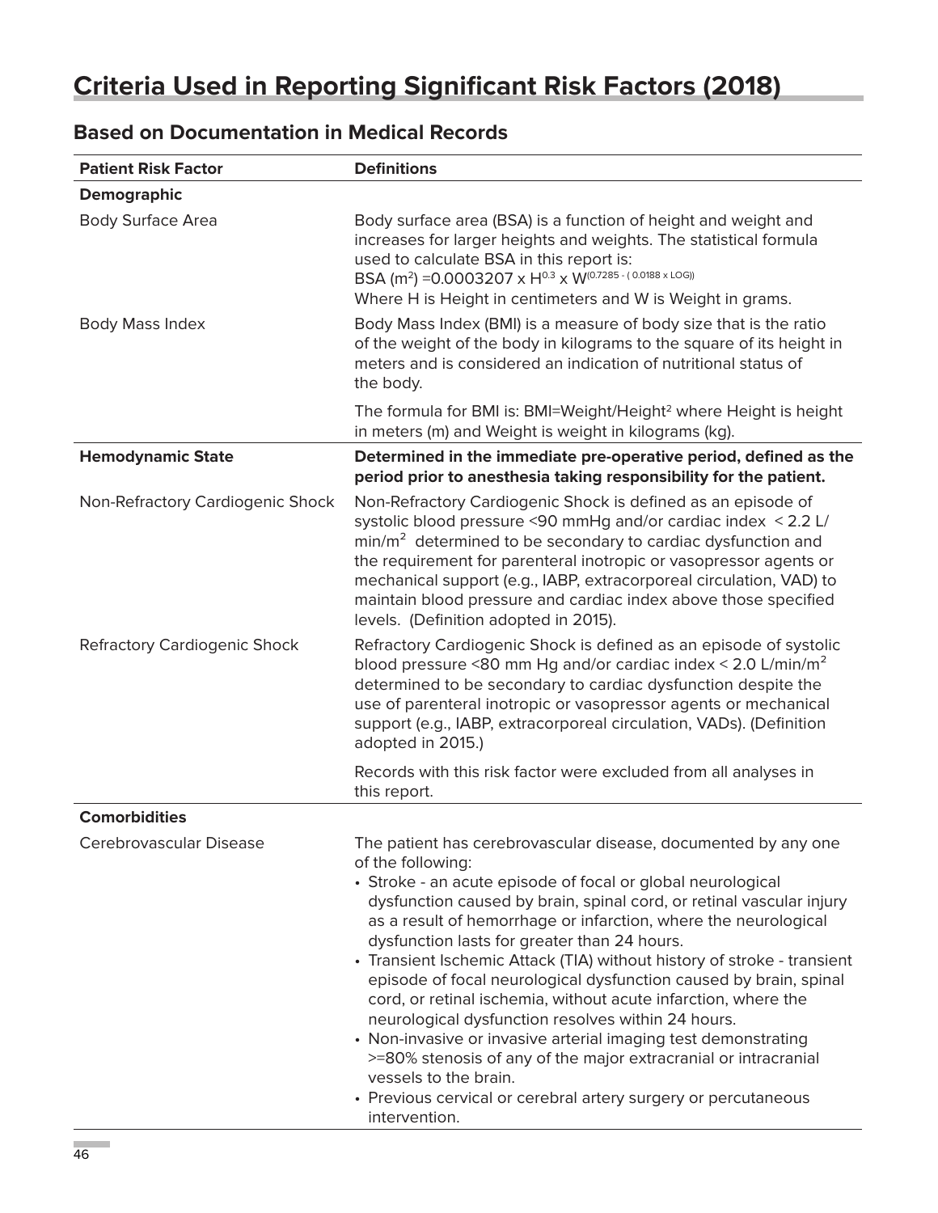# Criteria Used in Reporting Significant Risk Factors (2018)

## Based on Documentation in Medical Records

| Patient Risk Factor | Definitions |
| --- | --- |
| **Demographic** | |
| Body Surface Area | Body surface area (BSA) is a function of height and weight and increases for larger heights and weights. The statistical formula used to calculate BSA in this report is: BSA ($m^2$) =0.0003207 x $H^{0.3}$ x $W^{(0.7285 - ( 0.0188 \times LOG))}$ Where H is Height in centimeters and W is Weight in grams. |
| Body Mass Index | Body Mass Index (BMI) is a measure of body size that is the ratio of the weight of the body in kilograms to the square of its height in meters and is considered an indication of nutritional status of the body. The formula for BMI is: BMI=Weight/$Height^2$ where Height is height in meters (m) and Weight is weight in kilograms (kg). |
| **Hemodynamic State** | **Determined in the immediate pre-operative period, defined as the period prior to anesthesia taking responsibility for the patient.** |
| Non-Refractory Cardiogenic Shock | Non-Refractory Cardiogenic Shock is defined as an episode of systolic blood pressure <90 mmHg and/or cardiac index < 2.2 L/min/$m^2$ determined to be secondary to cardiac dysfunction and the requirement for parenteral inotropic or vasopressor agents or mechanical support (e.g., IABP, extracorporeal circulation, VAD) to maintain blood pressure and cardiac index above those specified levels. (Definition adopted in 2015). |
| Refractory Cardiogenic Shock | Refractory Cardiogenic Shock is defined as an episode of systolic blood pressure <80 mm Hg and/or cardiac index < 2.0 L/min/$m^2$ determined to be secondary to cardiac dysfunction despite the use of parenteral inotropic or vasopressor agents or mechanical support (e.g., IABP, extracorporeal circulation, VADs). (Definition adopted in 2015.) Records with this risk factor were excluded from all analyses in this report. |
| **Comorbidities** | |
| Cerebrovascular Disease | The patient has cerebrovascular disease, documented by any one of the following: • Stroke - an acute episode of focal or global neurological dysfunction caused by brain, spinal cord, or retinal vascular injury as a result of hemorrhage or infarction, where the neurological dysfunction lasts for greater than 24 hours. • Transient Ischemic Attack (TIA) without history of stroke - transient episode of focal neurological dysfunction caused by brain, spinal cord, or retinal ischemia, without acute infarction, where the neurological dysfunction resolves within 24 hours. • Non-invasive or invasive arterial imaging test demonstrating >=80% stenosis of any of the major extracranial or intracranial vessels to the brain. • Previous cervical or cerebral artery surgery or percutaneous intervention. |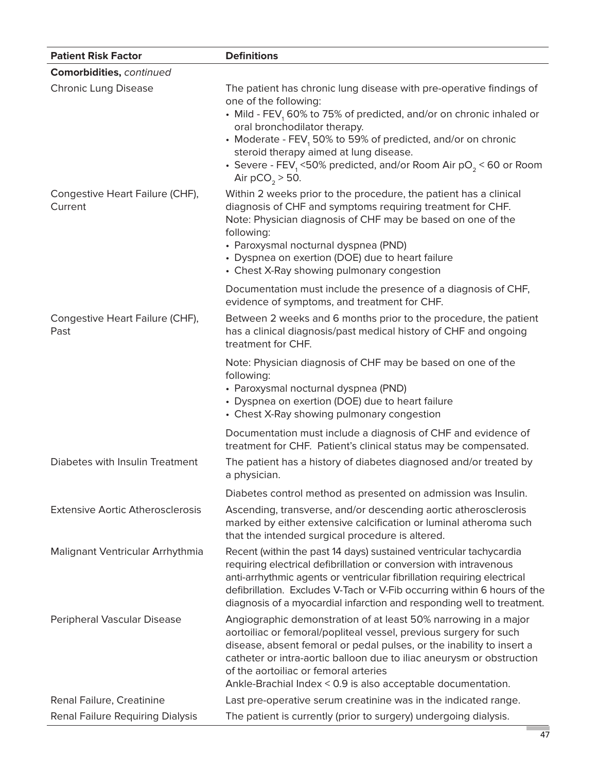| Patient Risk Factor | Definitions |
|---|---|
| **Comorbidities,** *continued* | |
| Chronic Lung Disease | The patient has chronic lung disease with pre-operative findings of one of the following:<br>• Mild - $FEV_1$ 60% to 75% of predicted, and/or on chronic inhaled or oral bronchodilator therapy.<br>• Moderate - $FEV_1$ 50% to 59% of predicted, and/or on chronic steroid therapy aimed at lung disease.<br>• Severe - $FEV_1$ <50% predicted, and/or Room Air $pO_2$ < 60 or Room Air $pCO_2$ > 50. |
| Congestive Heart Failure (CHF), Current | Within 2 weeks prior to the procedure, the patient has a clinical diagnosis of CHF and symptoms requiring treatment for CHF. Note: Physician diagnosis of CHF may be based on one of the following:<br>• Paroxysmal nocturnal dyspnea (PND)<br>• Dyspnea on exertion (DOE) due to heart failure<br>• Chest X-Ray showing pulmonary congestion<br><br>Documentation must include the presence of a diagnosis of CHF, evidence of symptoms, and treatment for CHF. |
| Congestive Heart Failure (CHF), Past | Between 2 weeks and 6 months prior to the procedure, the patient has a clinical diagnosis/past medical history of CHF and ongoing treatment for CHF.<br><br>Note: Physician diagnosis of CHF may be based on one of the following:<br>• Paroxysmal nocturnal dyspnea (PND)<br>• Dyspnea on exertion (DOE) due to heart failure<br>• Chest X-Ray showing pulmonary congestion<br><br>Documentation must include a diagnosis of CHF and evidence of treatment for CHF. Patient's clinical status may be compensated. |
| Diabetes with Insulin Treatment | The patient has a history of diabetes diagnosed and/or treated by a physician.<br><br>Diabetes control method as presented on admission was Insulin. |
| Extensive Aortic Atherosclerosis | Ascending, transverse, and/or descending aortic atherosclerosis marked by either extensive calcification or luminal atheroma such that the intended surgical procedure is altered. |
| Malignant Ventricular Arrhythmia | Recent (within the past 14 days) sustained ventricular tachycardia requiring electrical defibrillation or conversion with intravenous anti-arrhythmic agents or ventricular fibrillation requiring electrical defibrillation. Excludes V-Tach or V-Fib occurring within 6 hours of the diagnosis of a myocardial infarction and responding well to treatment. |
| Peripheral Vascular Disease | Angiographic demonstration of at least 50% narrowing in a major aortoiliac or femoral/popliteal vessel, previous surgery for such disease, absent femoral or pedal pulses, or the inability to insert a catheter or intra-aortic balloon due to iliac aneurysm or obstruction of the aortoiliac or femoral arteries<br>Ankle-Brachial Index < 0.9 is also acceptable documentation. |
| Renal Failure, Creatinine | Last pre-operative serum creatinine was in the indicated range. |
| Renal Failure Requiring Dialysis | The patient is currently (prior to surgery) undergoing dialysis. |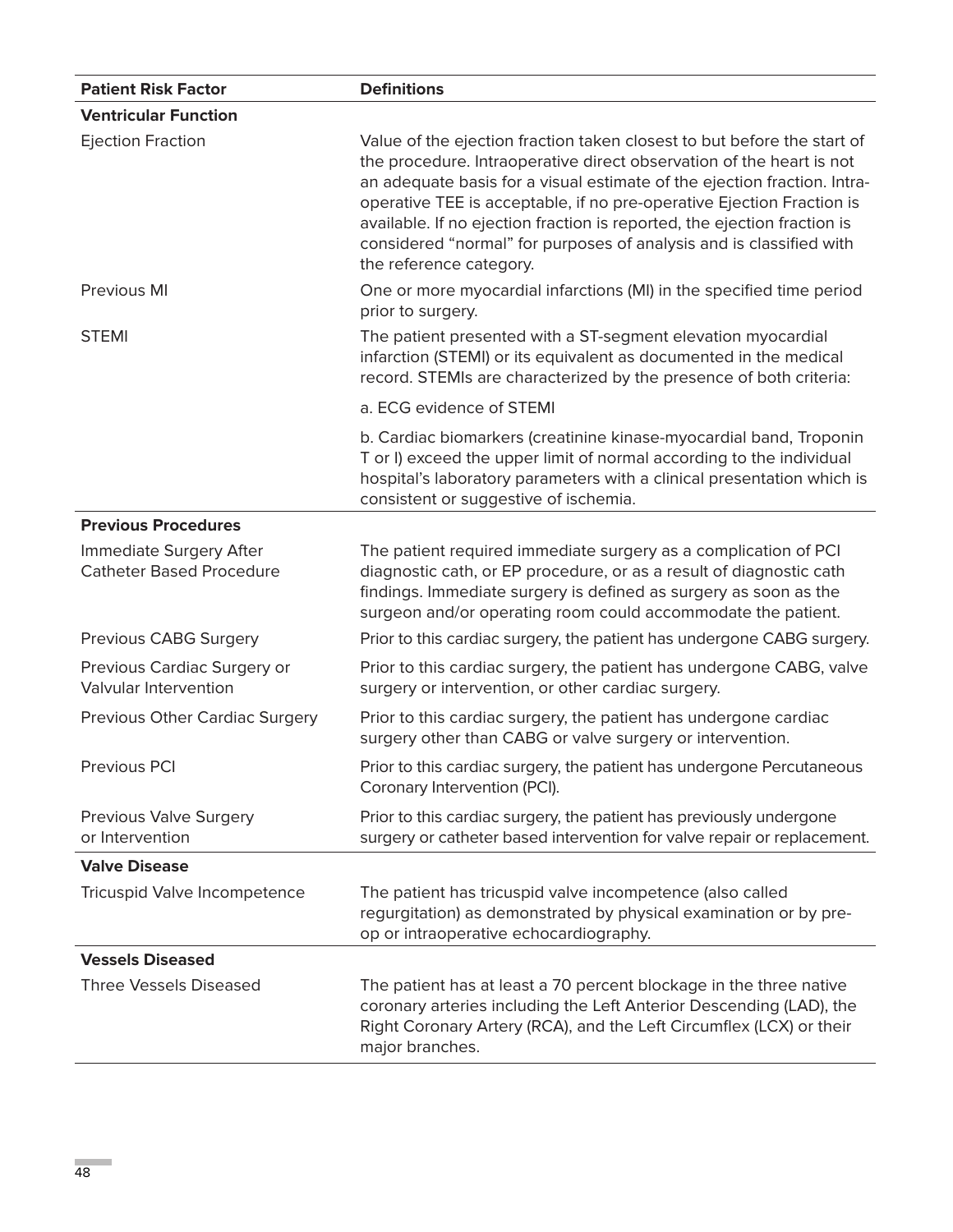| Patient Risk Factor | Definitions |
|---|---|
| **Ventricular Function** | |
| Ejection Fraction | Value of the ejection fraction taken closest to but before the start of the procedure. Intraoperative direct observation of the heart is not an adequate basis for a visual estimate of the ejection fraction. Intra-operative TEE is acceptable, if no pre-operative Ejection Fraction is available. If no ejection fraction is reported, the ejection fraction is considered “normal” for purposes of analysis and is classified with the reference category. |
| Previous MI | One or more myocardial infarctions (MI) in the specified time period prior to surgery. |
| STEMI | The patient presented with a ST-segment elevation myocardial infarction (STEMI) or its equivalent as documented in the medical record. STEMIs are characterized by the presence of both criteria: |
| | a. ECG evidence of STEMI |
| | b. Cardiac biomarkers (creatinine kinase-myocardial band, Troponin T or I) exceed the upper limit of normal according to the individual hospital’s laboratory parameters with a clinical presentation which is consistent or suggestive of ischemia. |
| **Previous Procedures** | |
| Immediate Surgery After Catheter Based Procedure | The patient required immediate surgery as a complication of PCI diagnostic cath, or EP procedure, or as a result of diagnostic cath findings. Immediate surgery is defined as surgery as soon as the surgeon and/or operating room could accommodate the patient. |
| Previous CABG Surgery | Prior to this cardiac surgery, the patient has undergone CABG surgery. |
| Previous Cardiac Surgery or Valvular Intervention | Prior to this cardiac surgery, the patient has undergone CABG, valve surgery or intervention, or other cardiac surgery. |
| Previous Other Cardiac Surgery | Prior to this cardiac surgery, the patient has undergone cardiac surgery other than CABG or valve surgery or intervention. |
| Previous PCI | Prior to this cardiac surgery, the patient has undergone Percutaneous Coronary Intervention (PCI). |
| Previous Valve Surgery or Intervention | Prior to this cardiac surgery, the patient has previously undergone surgery or catheter based intervention for valve repair or replacement. |
| **Valve Disease** | |
| Tricuspid Valve Incompetence | The patient has tricuspid valve incompetence (also called regurgitation) as demonstrated by physical examination or by pre-op or intraoperative echocardiography. |
| **Vessels Diseased** | |
| Three Vessels Diseased | The patient has at least a 70 percent blockage in the three native coronary arteries including the Left Anterior Descending (LAD), the Right Coronary Artery (RCA), and the Left Circumflex (LCX) or their major branches. |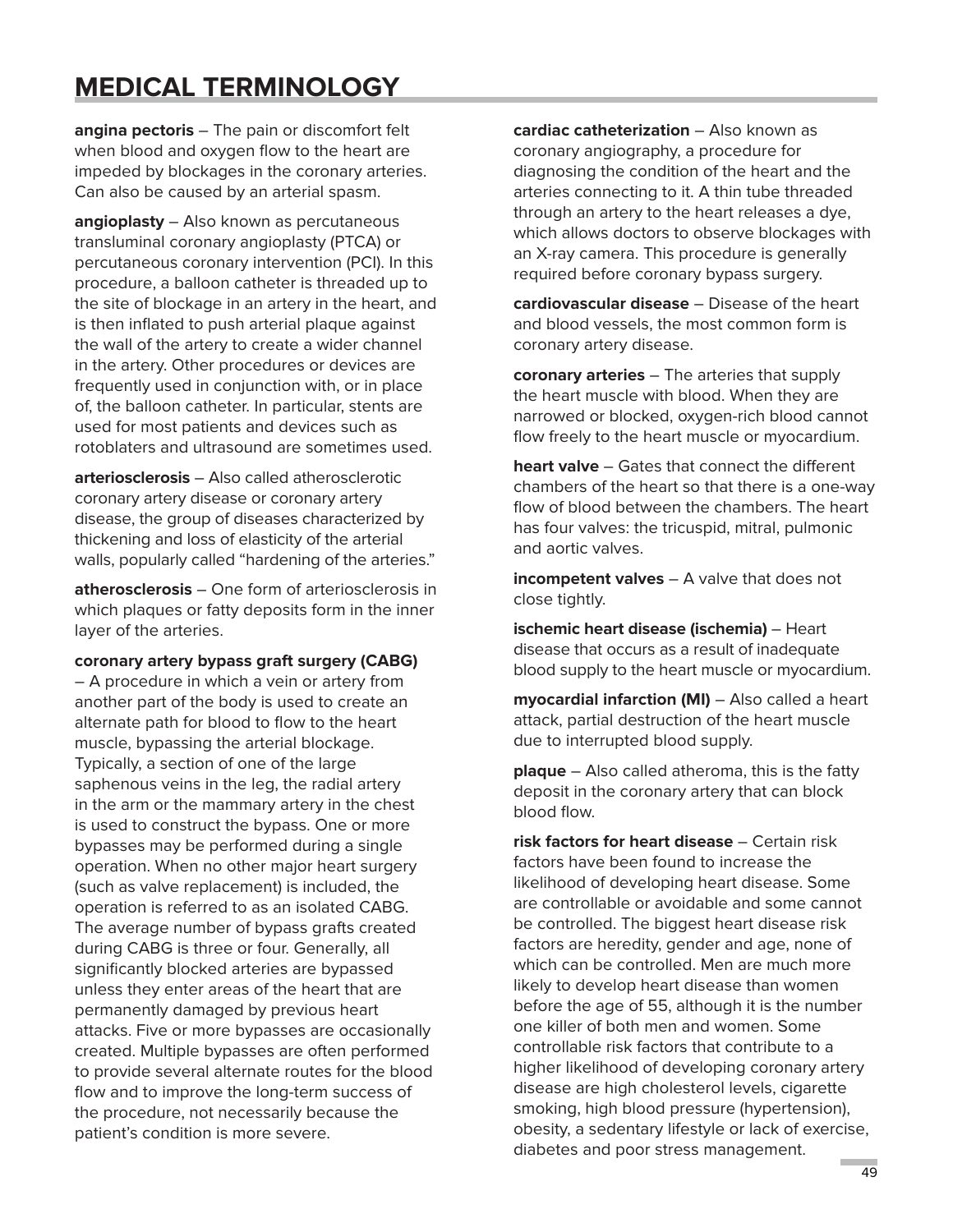# MEDICAL TERMINOLOGY

**angina pectoris** – The pain or discomfort felt when blood and oxygen flow to the heart are impeded by blockages in the coronary arteries. Can also be caused by an arterial spasm.

**angioplasty** – Also known as percutaneous transluminal coronary angioplasty (PTCA) or percutaneous coronary intervention (PCI). In this procedure, a balloon catheter is threaded up to the site of blockage in an artery in the heart, and is then inflated to push arterial plaque against the wall of the artery to create a wider channel in the artery. Other procedures or devices are frequently used in conjunction with, or in place of, the balloon catheter. In particular, stents are used for most patients and devices such as rotoblaters and ultrasound are sometimes used.

**arteriosclerosis** – Also called atherosclerotic coronary artery disease or coronary artery disease, the group of diseases characterized by thickening and loss of elasticity of the arterial walls, popularly called "hardening of the arteries."

**atherosclerosis** – One form of arteriosclerosis in which plaques or fatty deposits form in the inner layer of the arteries.

**coronary artery bypass graft surgery (CABG)** – A procedure in which a vein or artery from another part of the body is used to create an alternate path for blood to flow to the heart muscle, bypassing the arterial blockage. Typically, a section of one of the large saphenous veins in the leg, the radial artery in the arm or the mammary artery in the chest is used to construct the bypass. One or more bypasses may be performed during a single operation. When no other major heart surgery (such as valve replacement) is included, the operation is referred to as an isolated CABG. The average number of bypass grafts created during CABG is three or four. Generally, all significantly blocked arteries are bypassed unless they enter areas of the heart that are permanently damaged by previous heart attacks. Five or more bypasses are occasionally created. Multiple bypasses are often performed to provide several alternate routes for the blood flow and to improve the long-term success of the procedure, not necessarily because the patient's condition is more severe.

**cardiac catheterization** – Also known as coronary angiography, a procedure for diagnosing the condition of the heart and the arteries connecting to it. A thin tube threaded through an artery to the heart releases a dye, which allows doctors to observe blockages with an X-ray camera. This procedure is generally required before coronary bypass surgery.

**cardiovascular disease** – Disease of the heart and blood vessels, the most common form is coronary artery disease.

**coronary arteries** – The arteries that supply the heart muscle with blood. When they are narrowed or blocked, oxygen-rich blood cannot flow freely to the heart muscle or myocardium.

**heart valve** – Gates that connect the different chambers of the heart so that there is a one-way flow of blood between the chambers. The heart has four valves: the tricuspid, mitral, pulmonic and aortic valves.

**incompetent valves** – A valve that does not close tightly.

**ischemic heart disease (ischemia)** – Heart disease that occurs as a result of inadequate blood supply to the heart muscle or myocardium.

**myocardial infarction (MI)** – Also called a heart attack, partial destruction of the heart muscle due to interrupted blood supply.

**plaque** – Also called atheroma, this is the fatty deposit in the coronary artery that can block blood flow.

**risk factors for heart disease** – Certain risk factors have been found to increase the likelihood of developing heart disease. Some are controllable or avoidable and some cannot be controlled. The biggest heart disease risk factors are heredity, gender and age, none of which can be controlled. Men are much more likely to develop heart disease than women before the age of 55, although it is the number one killer of both men and women. Some controllable risk factors that contribute to a higher likelihood of developing coronary artery disease are high cholesterol levels, cigarette smoking, high blood pressure (hypertension), obesity, a sedentary lifestyle or lack of exercise, diabetes and poor stress management.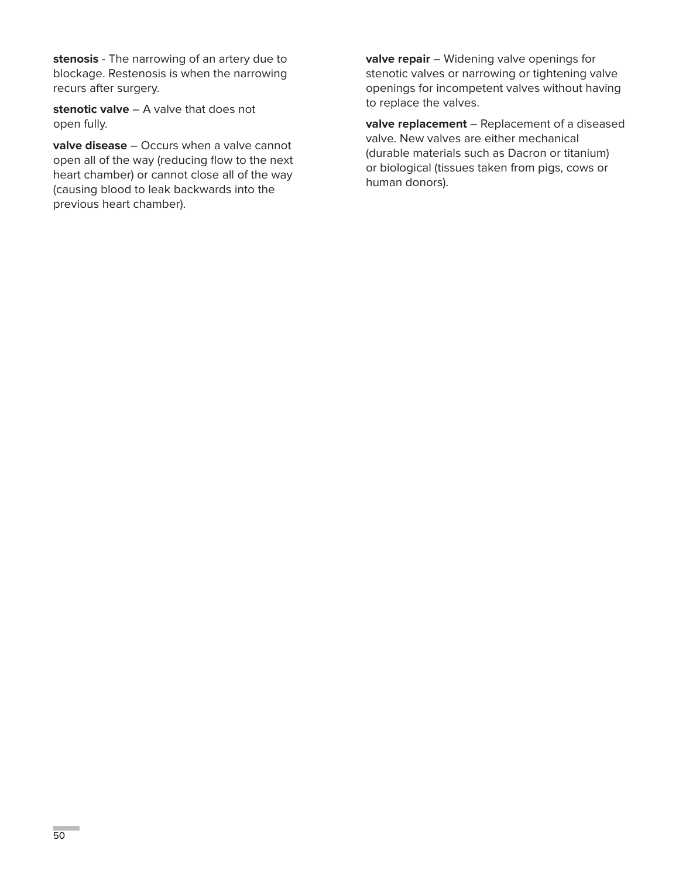**stenosis** - The narrowing of an artery due to blockage. Restenosis is when the narrowing recurs after surgery.

**stenotic valve** – A valve that does not open fully.

**valve disease** – Occurs when a valve cannot open all of the way (reducing flow to the next heart chamber) or cannot close all of the way (causing blood to leak backwards into the previous heart chamber).

**valve repair** – Widening valve openings for stenotic valves or narrowing or tightening valve openings for incompetent valves without having to replace the valves.

**valve replacement** – Replacement of a diseased valve. New valves are either mechanical (durable materials such as Dacron or titanium) or biological (tissues taken from pigs, cows or human donors).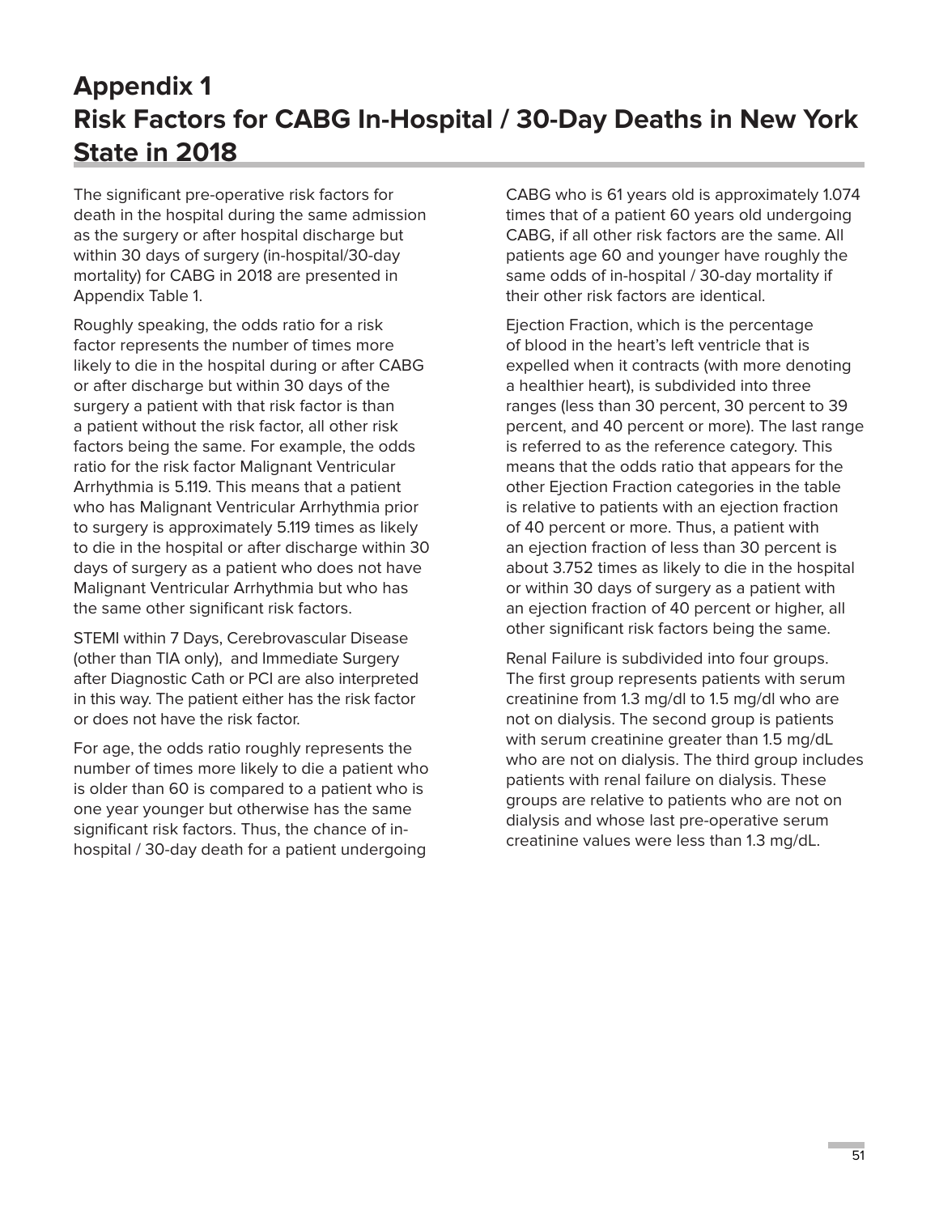# Appendix 1
# Risk Factors for CABG In-Hospital / 30-Day Deaths in New York State in 2018

The significant pre-operative risk factors for death in the hospital during the same admission as the surgery or after hospital discharge but within 30 days of surgery (in-hospital/30-day mortality) for CABG in 2018 are presented in Appendix Table 1.

Roughly speaking, the odds ratio for a risk factor represents the number of times more likely to die in the hospital during or after CABG or after discharge but within 30 days of the surgery a patient with that risk factor is than a patient without the risk factor, all other risk factors being the same. For example, the odds ratio for the risk factor Malignant Ventricular Arrhythmia is 5.119. This means that a patient who has Malignant Ventricular Arrhythmia prior to surgery is approximately 5.119 times as likely to die in the hospital or after discharge within 30 days of surgery as a patient who does not have Malignant Ventricular Arrhythmia but who has the same other significant risk factors.

STEMI within 7 Days, Cerebrovascular Disease (other than TIA only), and Immediate Surgery after Diagnostic Cath or PCI are also interpreted in this way. The patient either has the risk factor or does not have the risk factor.

For age, the odds ratio roughly represents the number of times more likely to die a patient who is older than 60 is compared to a patient who is one year younger but otherwise has the same significant risk factors. Thus, the chance of in-hospital / 30-day death for a patient undergoing CABG who is 61 years old is approximately 1.074 times that of a patient 60 years old undergoing CABG, if all other risk factors are the same. All patients age 60 and younger have roughly the same odds of in-hospital / 30-day mortality if their other risk factors are identical.

Ejection Fraction, which is the percentage of blood in the heart's left ventricle that is expelled when it contracts (with more denoting a healthier heart), is subdivided into three ranges (less than 30 percent, 30 percent to 39 percent, and 40 percent or more). The last range is referred to as the reference category. This means that the odds ratio that appears for the other Ejection Fraction categories in the table is relative to patients with an ejection fraction of 40 percent or more. Thus, a patient with an ejection fraction of less than 30 percent is about 3.752 times as likely to die in the hospital or within 30 days of surgery as a patient with an ejection fraction of 40 percent or higher, all other significant risk factors being the same.

Renal Failure is subdivided into four groups. The first group represents patients with serum creatinine from 1.3 mg/dl to 1.5 mg/dl who are not on dialysis. The second group is patients with serum creatinine greater than 1.5 mg/dL who are not on dialysis. The third group includes patients with renal failure on dialysis. These groups are relative to patients who are not on dialysis and whose last pre-operative serum creatinine values were less than 1.3 mg/dL.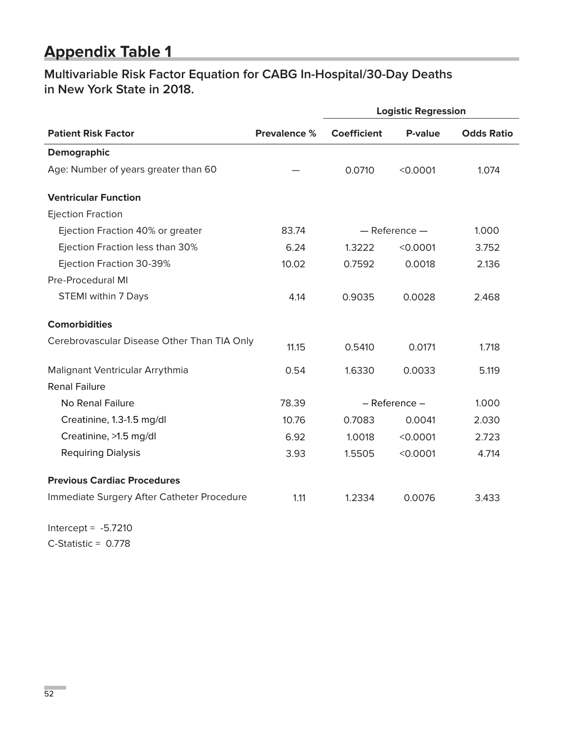# Appendix Table 1

## Multivariable Risk Factor Equation for CABG In-Hospital/30-Day Deaths in New York State in 2018.

| | | Logistic Regression | | |
|---|---|---|---|---|
| **Patient Risk Factor** | **Prevalence %** | **Coefficient** | **P-value** | **Odds Ratio** |
| **Demographic** | | | | |
| Age: Number of years greater than 60 | — | 0.0710 | <0.0001 | 1.074 |
| **Ventricular Function** | | | | |
| Ejection Fraction | | | | |
| Ejection Fraction 40% or greater | 83.74 | — Reference — | | 1.000 |
| Ejection Fraction less than 30% | 6.24 | 1.3222 | <0.0001 | 3.752 |
| Ejection Fraction 30-39% | 10.02 | 0.7592 | 0.0018 | 2.136 |
| Pre-Procedural MI | | | | |
| STEMI within 7 Days | 4.14 | 0.9035 | 0.0028 | 2.468 |
| **Comorbidities** | | | | |
| Cerebrovascular Disease Other Than TIA Only | 11.15 | 0.5410 | 0.0171 | 1.718 |
| Malignant Ventricular Arrythmia | 0.54 | 1.6330 | 0.0033 | 5.119 |
| Renal Failure | | | | |
| No Renal Failure | 78.39 | – Reference – | | 1.000 |
| Creatinine, 1.3-1.5 mg/dl | 10.76 | 0.7083 | 0.0041 | 2.030 |
| Creatinine, >1.5 mg/dl | 6.92 | 1.0018 | <0.0001 | 2.723 |
| Requiring Dialysis | 3.93 | 1.5505 | <0.0001 | 4.714 |
| **Previous Cardiac Procedures** | | | | |
| Immediate Surgery After Catheter Procedure | 1.11 | 1.2334 | 0.0076 | 3.433 |

Intercept = -5.7210

C-Statistic = 0.778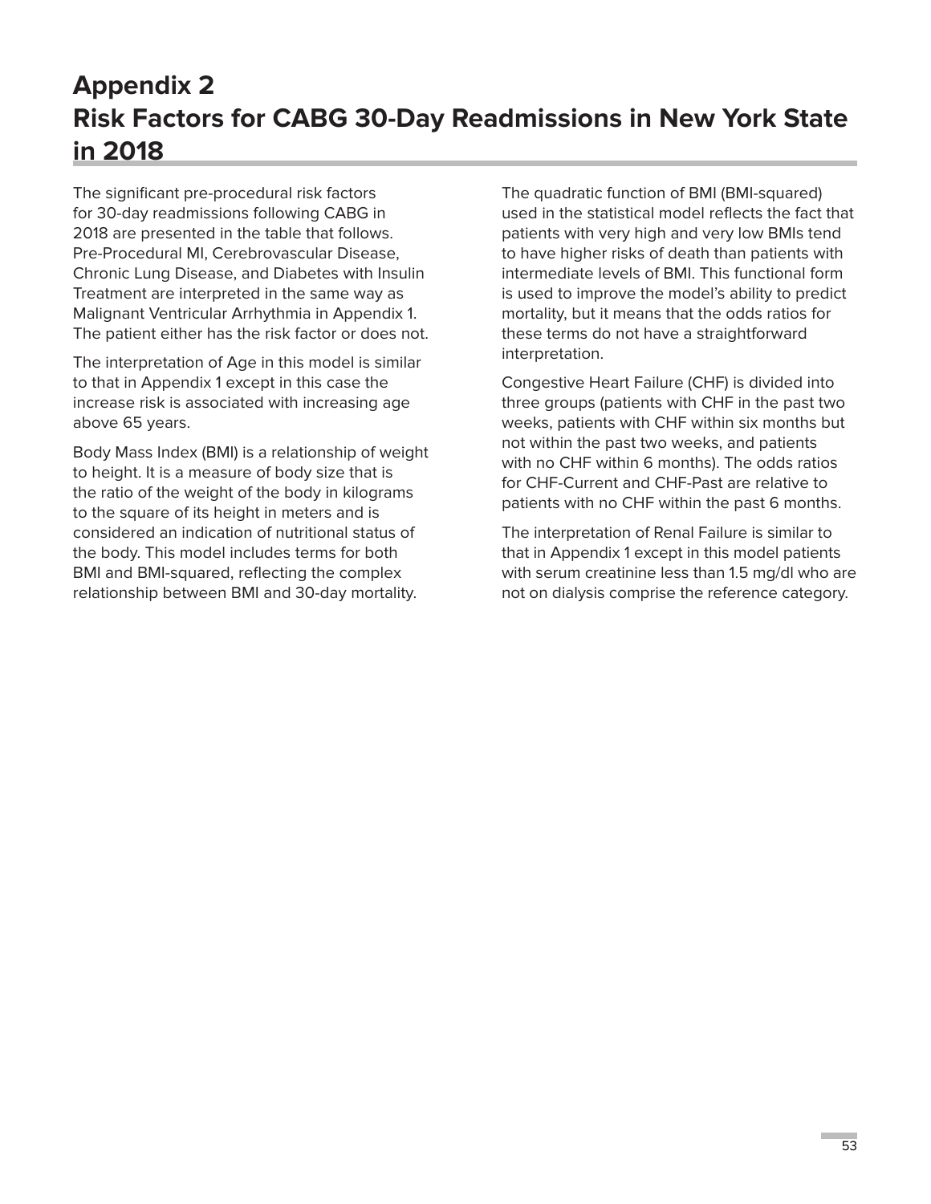# Appendix 2
# Risk Factors for CABG 30-Day Readmissions in New York State in 2018

The significant pre-procedural risk factors for 30-day readmissions following CABG in 2018 are presented in the table that follows. Pre-Procedural MI, Cerebrovascular Disease, Chronic Lung Disease, and Diabetes with Insulin Treatment are interpreted in the same way as Malignant Ventricular Arrhythmia in Appendix 1. The patient either has the risk factor or does not.

The interpretation of Age in this model is similar to that in Appendix 1 except in this case the increase risk is associated with increasing age above 65 years.

Body Mass Index (BMI) is a relationship of weight to height. It is a measure of body size that is the ratio of the weight of the body in kilograms to the square of its height in meters and is considered an indication of nutritional status of the body. This model includes terms for both BMI and BMI-squared, reflecting the complex relationship between BMI and 30-day mortality.

The quadratic function of BMI (BMI-squared) used in the statistical model reflects the fact that patients with very high and very low BMIs tend to have higher risks of death than patients with intermediate levels of BMI. This functional form is used to improve the model's ability to predict mortality, but it means that the odds ratios for these terms do not have a straightforward interpretation.

Congestive Heart Failure (CHF) is divided into three groups (patients with CHF in the past two weeks, patients with CHF within six months but not within the past two weeks, and patients with no CHF within 6 months). The odds ratios for CHF-Current and CHF-Past are relative to patients with no CHF within the past 6 months.

The interpretation of Renal Failure is similar to that in Appendix 1 except in this model patients with serum creatinine less than 1.5 mg/dl who are not on dialysis comprise the reference category.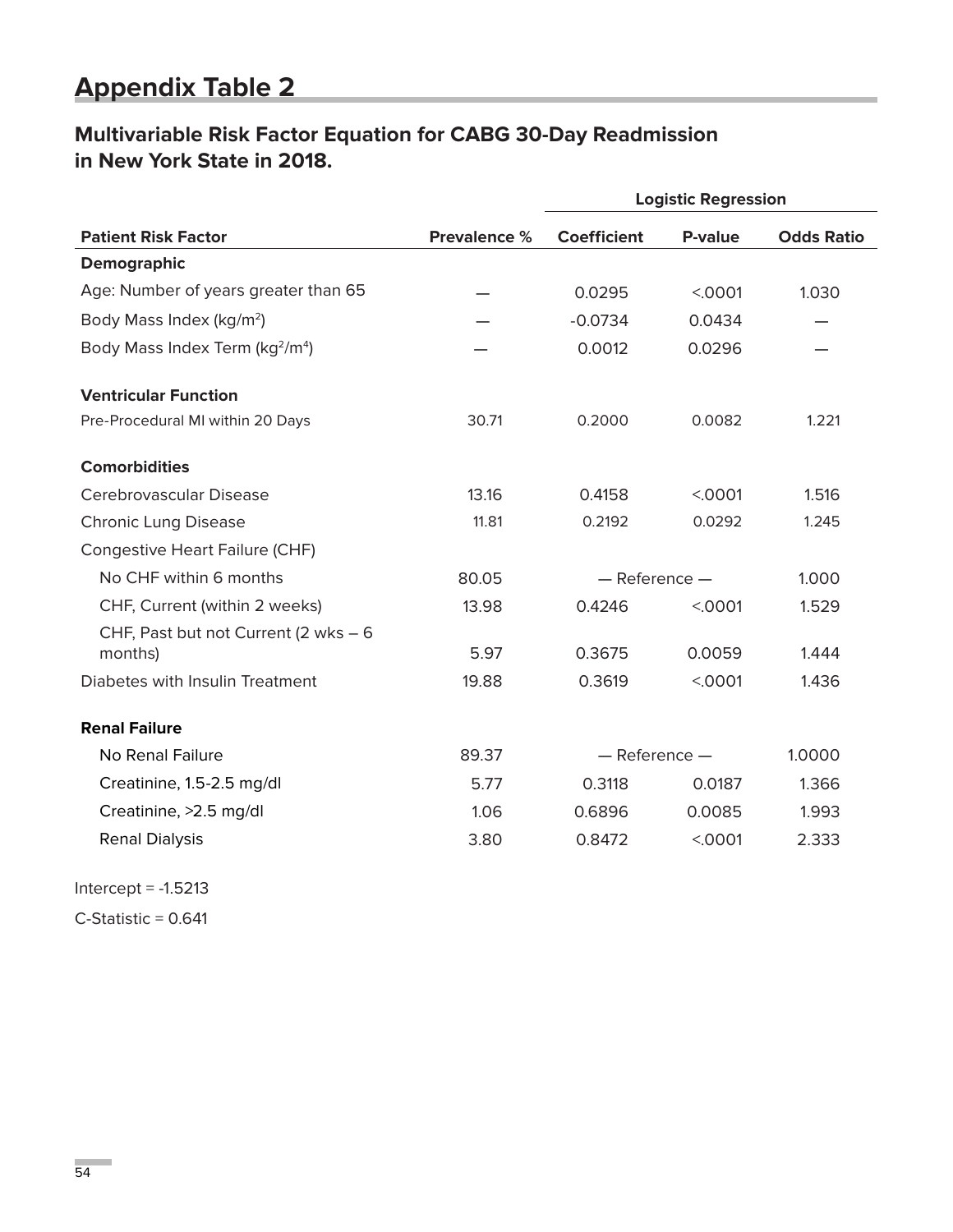# Appendix Table 2

## Multivariable Risk Factor Equation for CABG 30-Day Readmission in New York State in 2018.

| | | Logistic Regression | | |
|---|---|---|---|---|
| **Patient Risk Factor** | **Prevalence %** | **Coefficient** | **P-value** | **Odds Ratio** |
| **Demographic** | | | | |
| Age: Number of years greater than 65 | — | 0.0295 | <.0001 | 1.030 |
| Body Mass Index (kg/m$^2$) | — | -0.0734 | 0.0434 | — |
| Body Mass Index Term (kg$^2$/m$^4$) | — | 0.0012 | 0.0296 | — |
| **Ventricular Function** | | | | |
| Pre-Procedural MI within 20 Days | 30.71 | 0.2000 | 0.0082 | 1.221 |
| **Comorbidities** | | | | |
| Cerebrovascular Disease | 13.16 | 0.4158 | <.0001 | 1.516 |
| Chronic Lung Disease | 11.81 | 0.2192 | 0.0292 | 1.245 |
| Congestive Heart Failure (CHF) | | | | |
| No CHF within 6 months | 80.05 | — Reference — | | 1.000 |
| CHF, Current (within 2 weeks) | 13.98 | 0.4246 | <.0001 | 1.529 |
| CHF, Past but not Current (2 wks – 6 months) | 5.97 | 0.3675 | 0.0059 | 1.444 |
| Diabetes with Insulin Treatment | 19.88 | 0.3619 | <.0001 | 1.436 |
| **Renal Failure** | | | | |
| No Renal Failure | 89.37 | — Reference — | | 1.0000 |
| Creatinine, 1.5-2.5 mg/dl | 5.77 | 0.3118 | 0.0187 | 1.366 |
| Creatinine, >2.5 mg/dl | 1.06 | 0.6896 | 0.0085 | 1.993 |
| Renal Dialysis | 3.80 | 0.8472 | <.0001 | 2.333 |

Intercept = -1.5213

C-Statistic = 0.641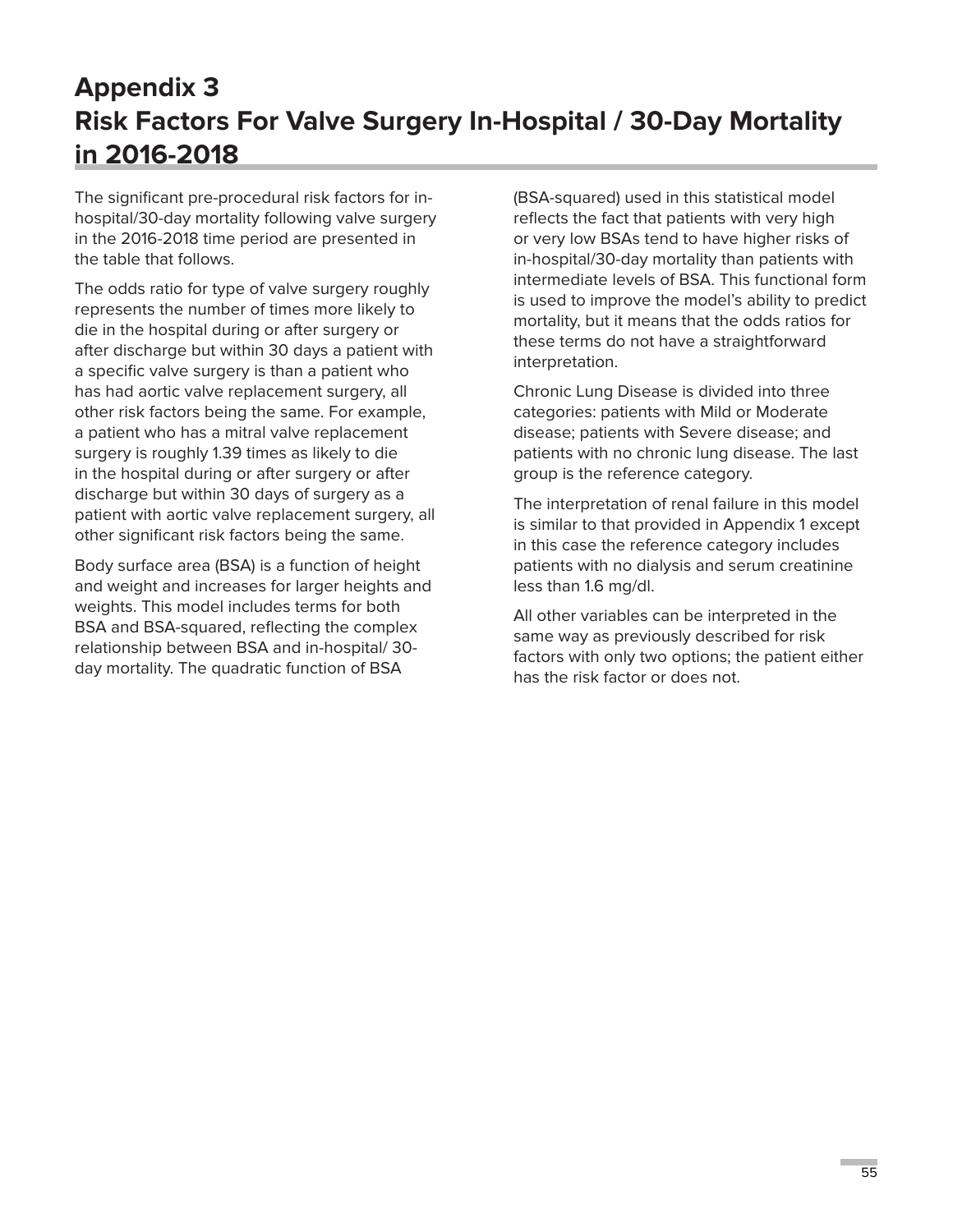# Appendix 3
# Risk Factors For Valve Surgery In-Hospital / 30-Day Mortality in 2016-2018

The significant pre-procedural risk factors for in-hospital/30-day mortality following valve surgery in the 2016-2018 time period are presented in the table that follows.

The odds ratio for type of valve surgery roughly represents the number of times more likely to die in the hospital during or after surgery or after discharge but within 30 days a patient with a specific valve surgery is than a patient who has had aortic valve replacement surgery, all other risk factors being the same. For example, a patient who has a mitral valve replacement surgery is roughly 1.39 times as likely to die in the hospital during or after surgery or after discharge but within 30 days of surgery as a patient with aortic valve replacement surgery, all other significant risk factors being the same.

Body surface area (BSA) is a function of height and weight and increases for larger heights and weights. This model includes terms for both BSA and BSA-squared, reflecting the complex relationship between BSA and in-hospital/ 30-day mortality. The quadratic function of BSA (BSA-squared) used in this statistical model reflects the fact that patients with very high or very low BSAs tend to have higher risks of in-hospital/30-day mortality than patients with intermediate levels of BSA. This functional form is used to improve the model's ability to predict mortality, but it means that the odds ratios for these terms do not have a straightforward interpretation.

Chronic Lung Disease is divided into three categories: patients with Mild or Moderate disease; patients with Severe disease; and patients with no chronic lung disease. The last group is the reference category.

The interpretation of renal failure in this model is similar to that provided in Appendix 1 except in this case the reference category includes patients with no dialysis and serum creatinine less than 1.6 mg/dl.

All other variables can be interpreted in the same way as previously described for risk factors with only two options; the patient either has the risk factor or does not.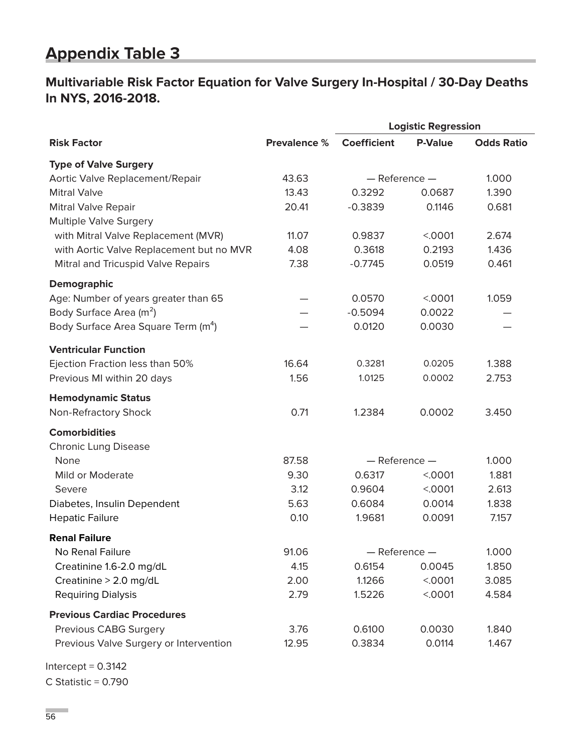# Appendix Table 3

## Multivariable Risk Factor Equation for Valve Surgery In-Hospital / 30-Day Deaths In NYS, 2016-2018.

| | | Logistic Regression | | |
|---|---|---|---|---|
| **Risk Factor** | **Prevalence %** | **Coefficient** | **P-Value** | **Odds Ratio** |
| **Type of Valve Surgery** | | | | |
| Aortic Valve Replacement/Repair | 43.63 | — Reference — | | 1.000 |
| Mitral Valve | 13.43 | 0.3292 | 0.0687 | 1.390 |
| Mitral Valve Repair | 20.41 | -0.3839 | 0.1146 | 0.681 |
| Multiple Valve Surgery | | | | |
| with Mitral Valve Replacement (MVR) | 11.07 | 0.9837 | <.0001 | 2.674 |
| with Aortic Valve Replacement but no MVR | 4.08 | 0.3618 | 0.2193 | 1.436 |
| Mitral and Tricuspid Valve Repairs | 7.38 | -0.7745 | 0.0519 | 0.461 |
| **Demographic** | | | | |
| Age: Number of years greater than 65 | — | 0.0570 | <.0001 | 1.059 |
| Body Surface Area ($m^2$) | — | -0.5094 | 0.0022 | — |
| Body Surface Area Square Term ($m^4$) | — | 0.0120 | 0.0030 | — |
| **Ventricular Function** | | | | |
| Ejection Fraction less than 50% | 16.64 | 0.3281 | 0.0205 | 1.388 |
| Previous MI within 20 days | 1.56 | 1.0125 | 0.0002 | 2.753 |
| **Hemodynamic Status** | | | | |
| Non-Refractory Shock | 0.71 | 1.2384 | 0.0002 | 3.450 |
| **Comorbidities** | | | | |
| Chronic Lung Disease | | | | |
| None | 87.58 | — Reference — | | 1.000 |
| Mild or Moderate | 9.30 | 0.6317 | <.0001 | 1.881 |
| Severe | 3.12 | 0.9604 | <.0001 | 2.613 |
| Diabetes, Insulin Dependent | 5.63 | 0.6084 | 0.0014 | 1.838 |
| Hepatic Failure | 0.10 | 1.9681 | 0.0091 | 7.157 |
| **Renal Failure** | | | | |
| No Renal Failure | 91.06 | — Reference — | | 1.000 |
| Creatinine 1.6-2.0 mg/dL | 4.15 | 0.6154 | 0.0045 | 1.850 |
| Creatinine > 2.0 mg/dL | 2.00 | 1.1266 | <.0001 | 3.085 |
| Requiring Dialysis | 2.79 | 1.5226 | <.0001 | 4.584 |
| **Previous Cardiac Procedures** | | | | |
| Previous CABG Surgery | 3.76 | 0.6100 | 0.0030 | 1.840 |
| Previous Valve Surgery or Intervention | 12.95 | 0.3834 | 0.0114 | 1.467 |

Intercept = 0.3142

C Statistic = 0.790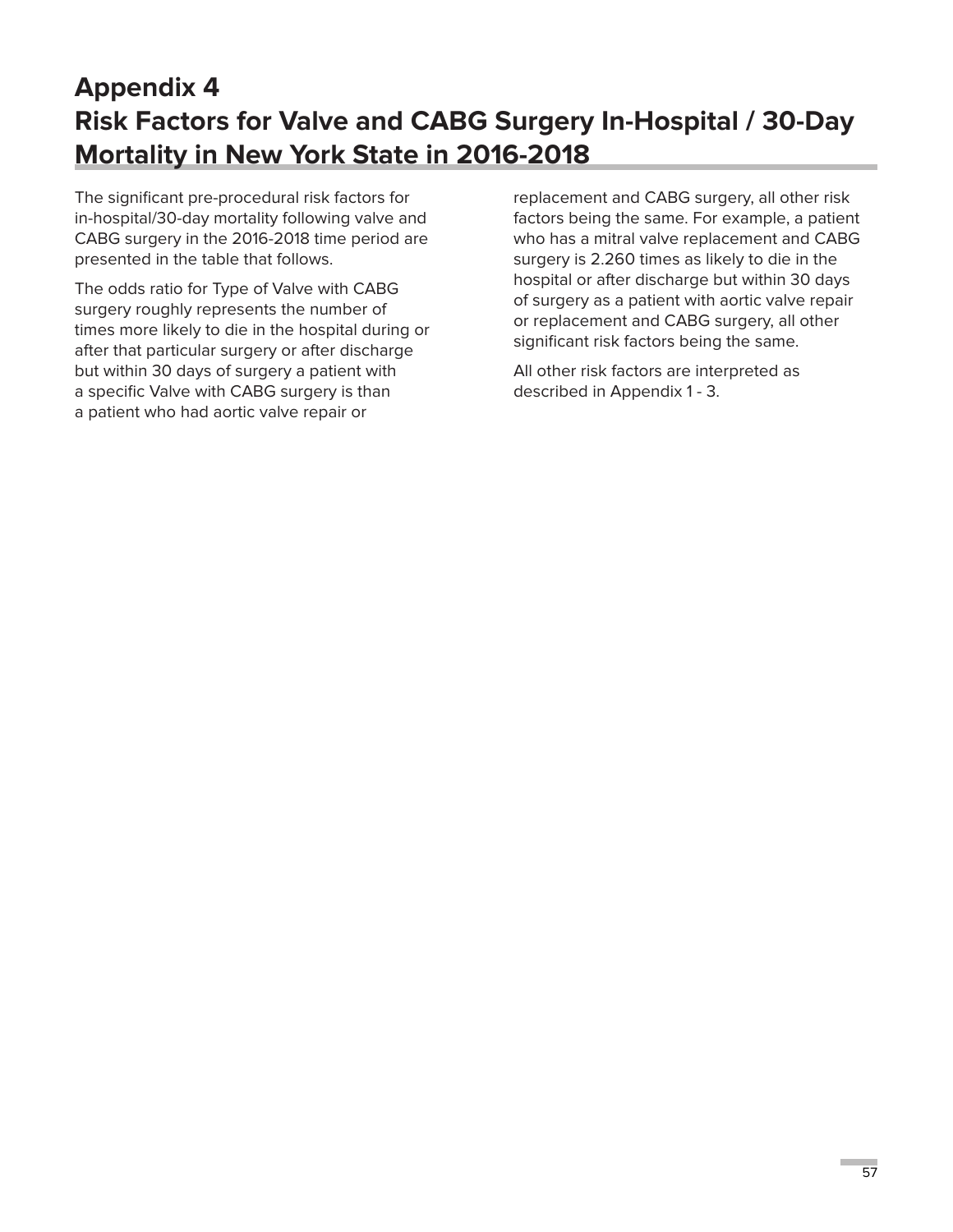# Appendix 4
# Risk Factors for Valve and CABG Surgery In-Hospital / 30-Day Mortality in New York State in 2016-2018

The significant pre-procedural risk factors for in-hospital/30-day mortality following valve and CABG surgery in the 2016-2018 time period are presented in the table that follows.

The odds ratio for Type of Valve with CABG surgery roughly represents the number of times more likely to die in the hospital during or after that particular surgery or after discharge but within 30 days of surgery a patient with a specific Valve with CABG surgery is than a patient who had aortic valve repair or replacement and CABG surgery, all other risk factors being the same. For example, a patient who has a mitral valve replacement and CABG surgery is 2.260 times as likely to die in the hospital or after discharge but within 30 days of surgery as a patient with aortic valve repair or replacement and CABG surgery, all other significant risk factors being the same.

All other risk factors are interpreted as described in Appendix 1 - 3.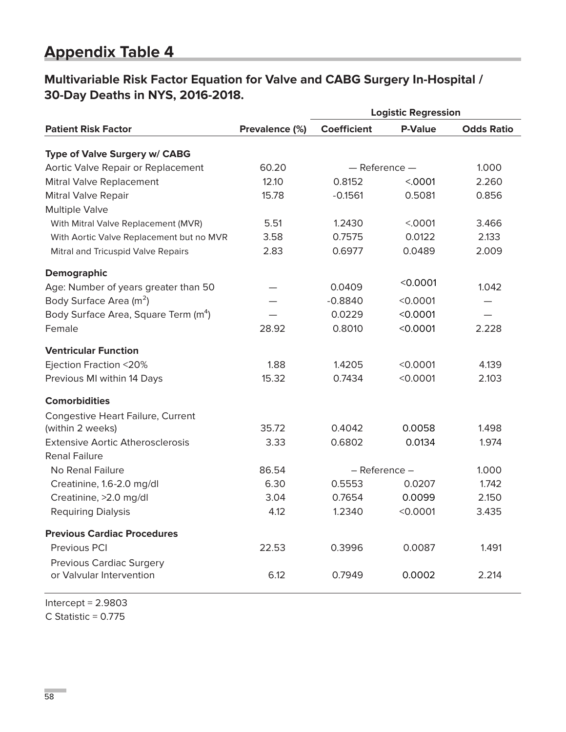# Appendix Table 4

## Multivariable Risk Factor Equation for Valve and CABG Surgery In-Hospital / 30-Day Deaths in NYS, 2016-2018.

| | | Logistic Regression | | |
|---|---|---|---|---|
| **Patient Risk Factor** | **Prevalence (%)** | **Coefficient** | **P-Value** | **Odds Ratio** |
| **Type of Valve Surgery w/ CABG** | | | | |
| Aortic Valve Repair or Replacement | 60.20 | — Reference — | | 1.000 |
| Mitral Valve Replacement | 12.10 | 0.8152 | <.0001 | 2.260 |
| Mitral Valve Repair | 15.78 | -0.1561 | 0.5081 | 0.856 |
| Multiple Valve | | | | |
| With Mitral Valve Replacement (MVR) | 5.51 | 1.2430 | <.0001 | 3.466 |
| With Aortic Valve Replacement but no MVR | 3.58 | 0.7575 | 0.0122 | 2.133 |
| Mitral and Tricuspid Valve Repairs | 2.83 | 0.6977 | 0.0489 | 2.009 |
| **Demographic** | | | | |
| Age: Number of years greater than 50 | — | 0.0409 | <0.0001 | 1.042 |
| Body Surface Area ($m^2$) | — | -0.8840 | <0.0001 | — |
| Body Surface Area, Square Term ($m^4$) | — | 0.0229 | <0.0001 | — |
| Female | 28.92 | 0.8010 | <0.0001 | 2.228 |
| **Ventricular Function** | | | | |
| Ejection Fraction <20% | 1.88 | 1.4205 | <0.0001 | 4.139 |
| Previous MI within 14 Days | 15.32 | 0.7434 | <0.0001 | 2.103 |
| **Comorbidities** | | | | |
| Congestive Heart Failure, Current (within 2 weeks) | 35.72 | 0.4042 | 0.0058 | 1.498 |
| Extensive Aortic Atherosclerosis | 3.33 | 0.6802 | 0.0134 | 1.974 |
| Renal Failure | | | | |
| No Renal Failure | 86.54 | – Reference – | | 1.000 |
| Creatinine, 1.6-2.0 mg/dl | 6.30 | 0.5553 | 0.0207 | 1.742 |
| Creatinine, >2.0 mg/dl | 3.04 | 0.7654 | 0.0099 | 2.150 |
| Requiring Dialysis | 4.12 | 1.2340 | <0.0001 | 3.435 |
| **Previous Cardiac Procedures** | | | | |
| Previous PCI | 22.53 | 0.3996 | 0.0087 | 1.491 |
| Previous Cardiac Surgery or Valvular Intervention | 6.12 | 0.7949 | 0.0002 | 2.214 |

Intercept = 2.9803

C Statistic = 0.775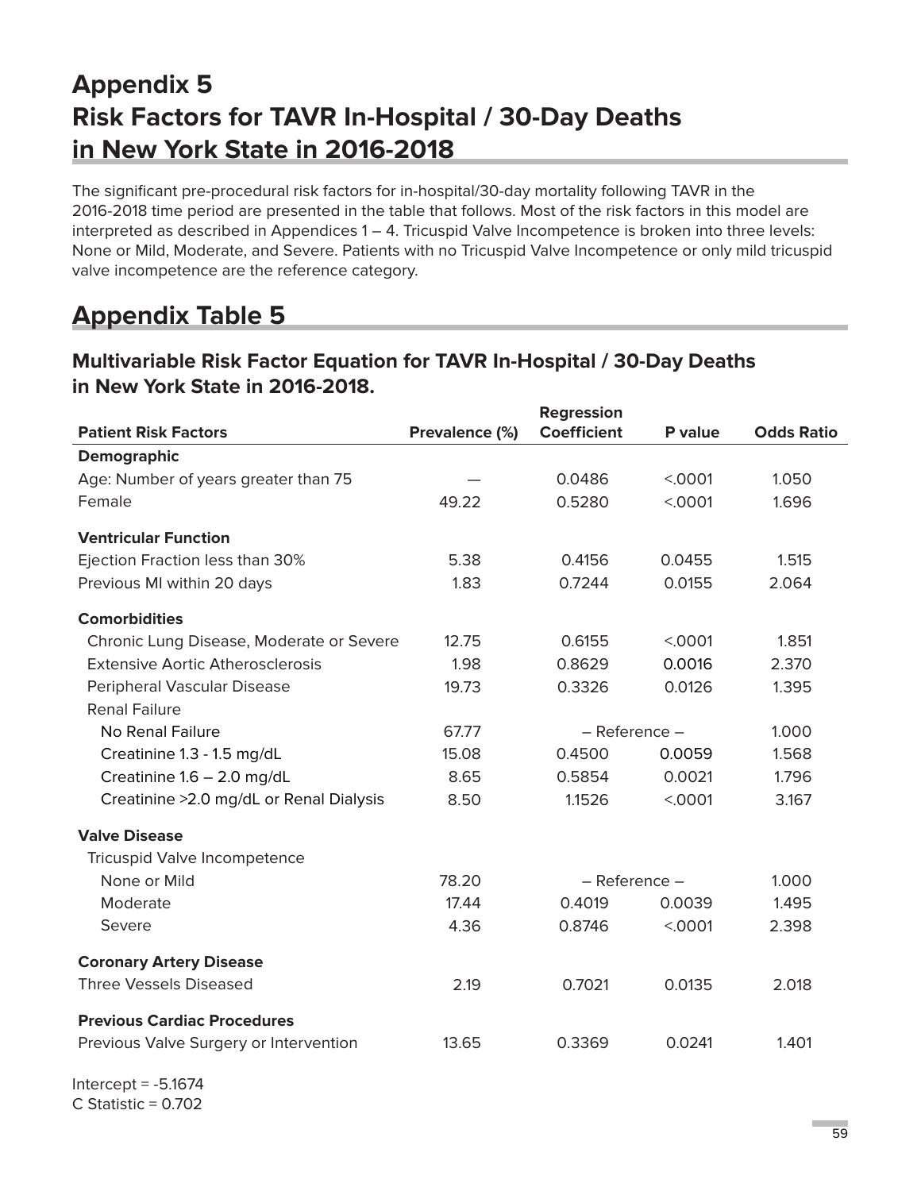# Appendix 5
# Risk Factors for TAVR In-Hospital / 30-Day Deaths in New York State in 2016-2018

The significant pre-procedural risk factors for in-hospital/30-day mortality following TAVR in the 2016-2018 time period are presented in the table that follows. Most of the risk factors in this model are interpreted as described in Appendices 1 – 4. Tricuspid Valve Incompetence is broken into three levels: None or Mild, Moderate, and Severe. Patients with no Tricuspid Valve Incompetence or only mild tricuspid valve incompetence are the reference category.

## Appendix Table 5

### Multivariable Risk Factor Equation for TAVR In-Hospital / 30-Day Deaths in New York State in 2016-2018.

| Patient Risk Factors | Prevalence (%) | Regression Coefficient | P value | Odds Ratio |
|---|---|---|---|---|
| **Demographic** | | | | |
| Age: Number of years greater than 75 | — | 0.0486 | <.0001 | 1.050 |
| Female | 49.22 | 0.5280 | <.0001 | 1.696 |
| **Ventricular Function** | | | | |
| Ejection Fraction less than 30% | 5.38 | 0.4156 | 0.0455 | 1.515 |
| Previous MI within 20 days | 1.83 | 0.7244 | 0.0155 | 2.064 |
| **Comorbidities** | | | | |
| Chronic Lung Disease, Moderate or Severe | 12.75 | 0.6155 | <.0001 | 1.851 |
| Extensive Aortic Atherosclerosis | 1.98 | 0.8629 | 0.0016 | 2.370 |
| Peripheral Vascular Disease | 19.73 | 0.3326 | 0.0126 | 1.395 |
| Renal Failure | | | | |
| No Renal Failure | 67.77 | – Reference – | | 1.000 |
| Creatinine 1.3 - 1.5 mg/dL | 15.08 | 0.4500 | 0.0059 | 1.568 |
| Creatinine 1.6 – 2.0 mg/dL | 8.65 | 0.5854 | 0.0021 | 1.796 |
| Creatinine >2.0 mg/dL or Renal Dialysis | 8.50 | 1.1526 | <.0001 | 3.167 |
| **Valve Disease** | | | | |
| Tricuspid Valve Incompetence | | | | |
| None or Mild | 78.20 | – Reference – | | 1.000 |
| Moderate | 17.44 | 0.4019 | 0.0039 | 1.495 |
| Severe | 4.36 | 0.8746 | <.0001 | 2.398 |
| **Coronary Artery Disease** | | | | |
| Three Vessels Diseased | 2.19 | 0.7021 | 0.0135 | 2.018 |
| **Previous Cardiac Procedures** | | | | |
| Previous Valve Surgery or Intervention | 13.65 | 0.3369 | 0.0241 | 1.401 |

Intercept = -5.1674
C Statistic = 0.702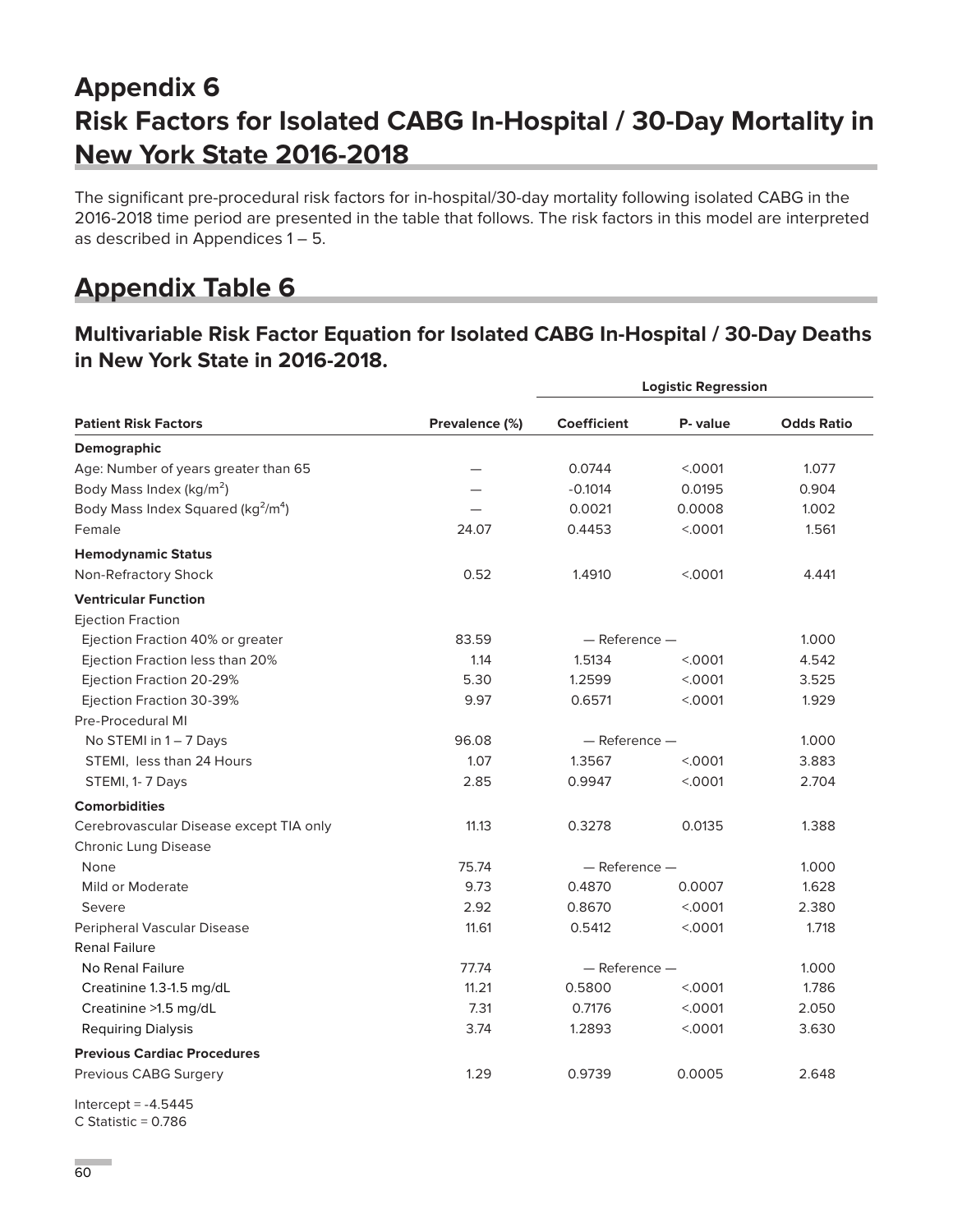# Appendix 6
# Risk Factors for Isolated CABG In-Hospital / 30-Day Mortality in New York State 2016-2018

The significant pre-procedural risk factors for in-hospital/30-day mortality following isolated CABG in the 2016-2018 time period are presented in the table that follows. The risk factors in this model are interpreted as described in Appendices 1 – 5.

## Appendix Table 6

### Multivariable Risk Factor Equation for Isolated CABG In-Hospital / 30-Day Deaths in New York State in 2016-2018.

| | | Logistic Regression | | |
|---|---|---|---|---|
| **Patient Risk Factors** | **Prevalence (%)** | **Coefficient** | **P- value** | **Odds Ratio** |
| **Demographic** | | | | |
| Age: Number of years greater than 65 | — | 0.0744 | <.0001 | 1.077 |
| Body Mass Index (kg/m$^2$) | — | -0.1014 | 0.0195 | 0.904 |
| Body Mass Index Squared (kg$^2$/m$^4$) | — | 0.0021 | 0.0008 | 1.002 |
| Female | 24.07 | 0.4453 | <.0001 | 1.561 |
| **Hemodynamic Status** | | | | |
| Non-Refractory Shock | 0.52 | 1.4910 | <.0001 | 4.441 |
| **Ventricular Function** | | | | |
| Ejection Fraction | | | | |
| Ejection Fraction 40% or greater | 83.59 | — Reference — | | 1.000 |
| Ejection Fraction less than 20% | 1.14 | 1.5134 | <.0001 | 4.542 |
| Ejection Fraction 20-29% | 5.30 | 1.2599 | <.0001 | 3.525 |
| Ejection Fraction 30-39% | 9.97 | 0.6571 | <.0001 | 1.929 |
| Pre-Procedural MI | | | | |
| No STEMI in 1 – 7 Days | 96.08 | — Reference — | | 1.000 |
| STEMI, less than 24 Hours | 1.07 | 1.3567 | <.0001 | 3.883 |
| STEMI, 1- 7 Days | 2.85 | 0.9947 | <.0001 | 2.704 |
| **Comorbidities** | | | | |
| Cerebrovascular Disease except TIA only | 11.13 | 0.3278 | 0.0135 | 1.388 |
| Chronic Lung Disease | | | | |
| None | 75.74 | — Reference — | | 1.000 |
| Mild or Moderate | 9.73 | 0.4870 | 0.0007 | 1.628 |
| Severe | 2.92 | 0.8670 | <.0001 | 2.380 |
| Peripheral Vascular Disease | 11.61 | 0.5412 | <.0001 | 1.718 |
| Renal Failure | | | | |
| No Renal Failure | 77.74 | — Reference — | | 1.000 |
| Creatinine 1.3-1.5 mg/dL | 11.21 | 0.5800 | <.0001 | 1.786 |
| Creatinine >1.5 mg/dL | 7.31 | 0.7176 | <.0001 | 2.050 |
| Requiring Dialysis | 3.74 | 1.2893 | <.0001 | 3.630 |
| **Previous Cardiac Procedures** | | | | |
| Previous CABG Surgery | 1.29 | 0.9739 | 0.0005 | 2.648 |

Intercept = -4.5445
C Statistic = 0.786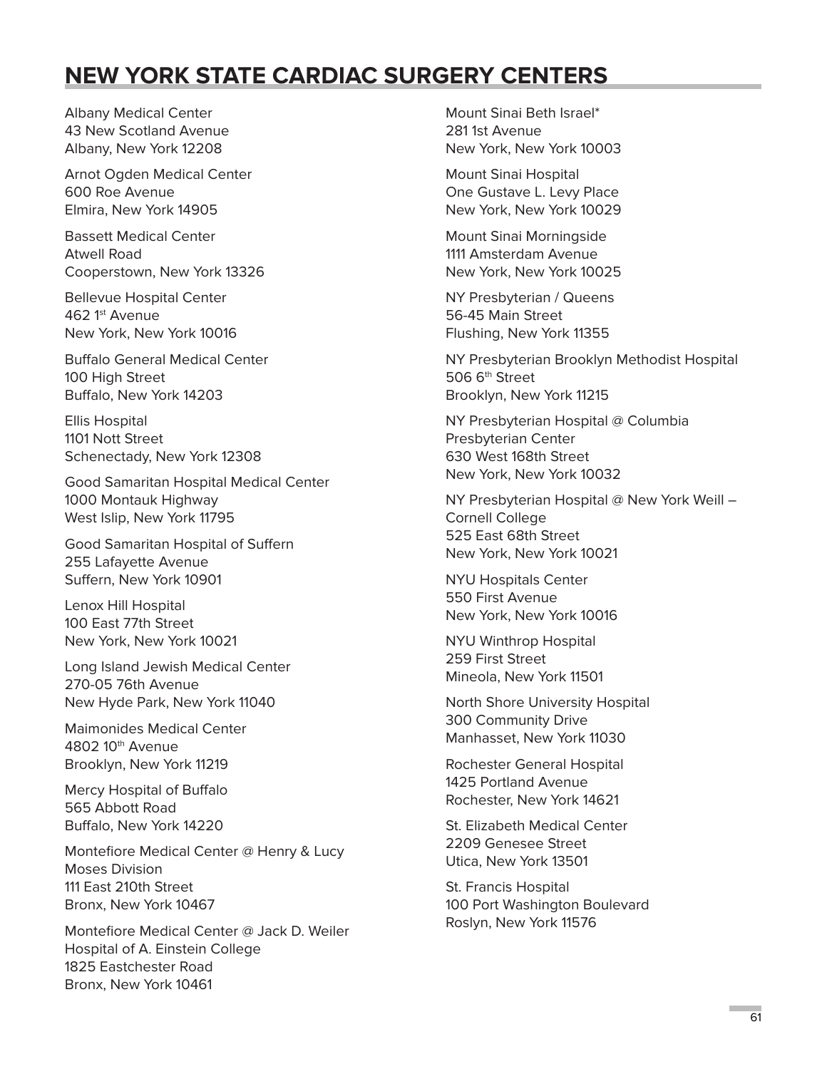# NEW YORK STATE CARDIAC SURGERY CENTERS

Albany Medical Center
43 New Scotland Avenue
Albany, New York 12208

Arnot Ogden Medical Center
600 Roe Avenue
Elmira, New York 14905

Bassett Medical Center
Atwell Road
Cooperstown, New York 13326

Bellevue Hospital Center
462 1st Avenue
New York, New York 10016

Buffalo General Medical Center
100 High Street
Buffalo, New York 14203

Ellis Hospital
1101 Nott Street
Schenectady, New York 12308

Good Samaritan Hospital Medical Center
1000 Montauk Highway
West Islip, New York 11795

Good Samaritan Hospital of Suffern
255 Lafayette Avenue
Suffern, New York 10901

Lenox Hill Hospital
100 East 77th Street
New York, New York 10021

Long Island Jewish Medical Center
270-05 76th Avenue
New Hyde Park, New York 11040

Maimonides Medical Center
4802 10th Avenue
Brooklyn, New York 11219

Mercy Hospital of Buffalo
565 Abbott Road
Buffalo, New York 14220

Montefiore Medical Center @ Henry & Lucy Moses Division
111 East 210th Street
Bronx, New York 10467

Montefiore Medical Center @ Jack D. Weiler Hospital of A. Einstein College
1825 Eastchester Road
Bronx, New York 10461

Mount Sinai Beth Israel*
281 1st Avenue
New York, New York 10003

Mount Sinai Hospital
One Gustave L. Levy Place
New York, New York 10029

Mount Sinai Morningside
1111 Amsterdam Avenue
New York, New York 10025

NY Presbyterian / Queens
56-45 Main Street
Flushing, New York 11355

NY Presbyterian Brooklyn Methodist Hospital
506 6th Street
Brooklyn, New York 11215

NY Presbyterian Hospital @ Columbia Presbyterian Center
630 West 168th Street
New York, New York 10032

NY Presbyterian Hospital @ New York Weill – Cornell College
525 East 68th Street
New York, New York 10021

NYU Hospitals Center
550 First Avenue
New York, New York 10016

NYU Winthrop Hospital
259 First Street
Mineola, New York 11501

North Shore University Hospital
300 Community Drive
Manhasset, New York 11030

Rochester General Hospital
1425 Portland Avenue
Rochester, New York 14621

St. Elizabeth Medical Center
2209 Genesee Street
Utica, New York 13501

St. Francis Hospital
100 Port Washington Boulevard
Roslyn, New York 11576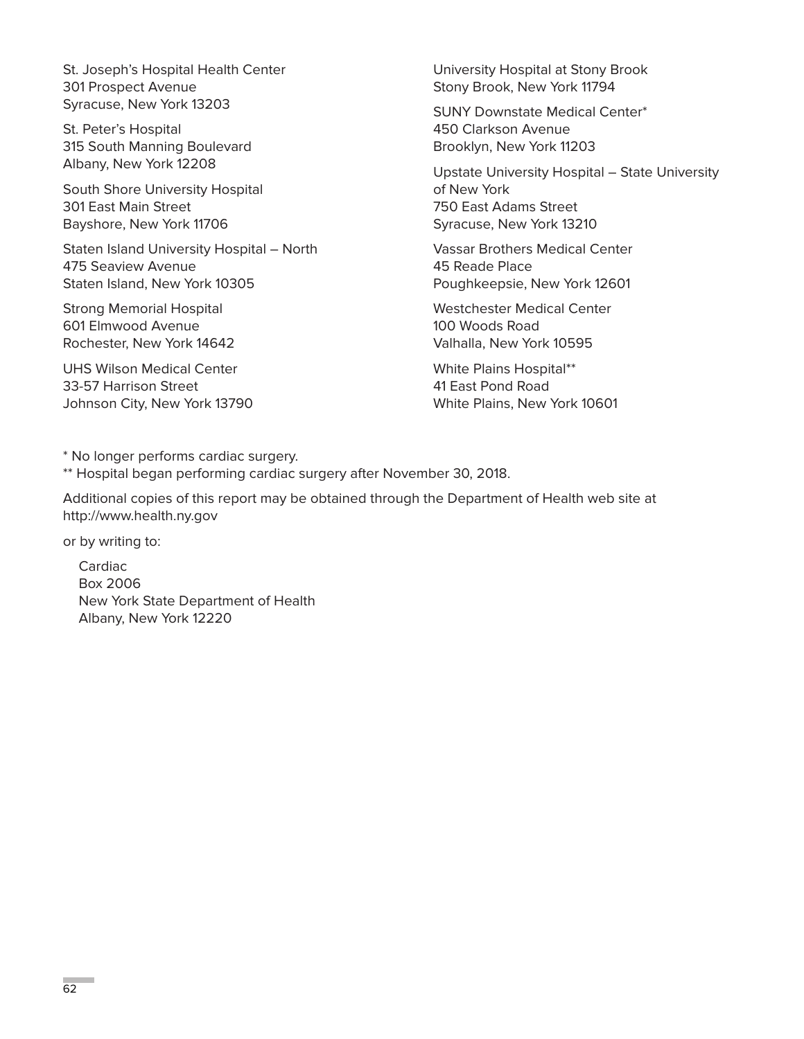St. Joseph's Hospital Health Center
301 Prospect Avenue
Syracuse, New York 13203

St. Peter's Hospital
315 South Manning Boulevard
Albany, New York 12208

South Shore University Hospital
301 East Main Street
Bayshore, New York 11706

Staten Island University Hospital – North
475 Seaview Avenue
Staten Island, New York 10305

Strong Memorial Hospital
601 Elmwood Avenue
Rochester, New York 14642

UHS Wilson Medical Center
33-57 Harrison Street
Johnson City, New York 13790

University Hospital at Stony Brook
Stony Brook, New York 11794

SUNY Downstate Medical Center*
450 Clarkson Avenue
Brooklyn, New York 11203

Upstate University Hospital – State University of New York
750 East Adams Street
Syracuse, New York 13210

Vassar Brothers Medical Center
45 Reade Place
Poughkeepsie, New York 12601

Westchester Medical Center
100 Woods Road
Valhalla, New York 10595

White Plains Hospital**
41 East Pond Road
White Plains, New York 10601

* No longer performs cardiac surgery.

** Hospital began performing cardiac surgery after November 30, 2018.

Additional copies of this report may be obtained through the Department of Health web site at http://www.health.ny.gov

or by writing to:

Cardiac
Box 2006
New York State Department of Health
Albany, New York 12220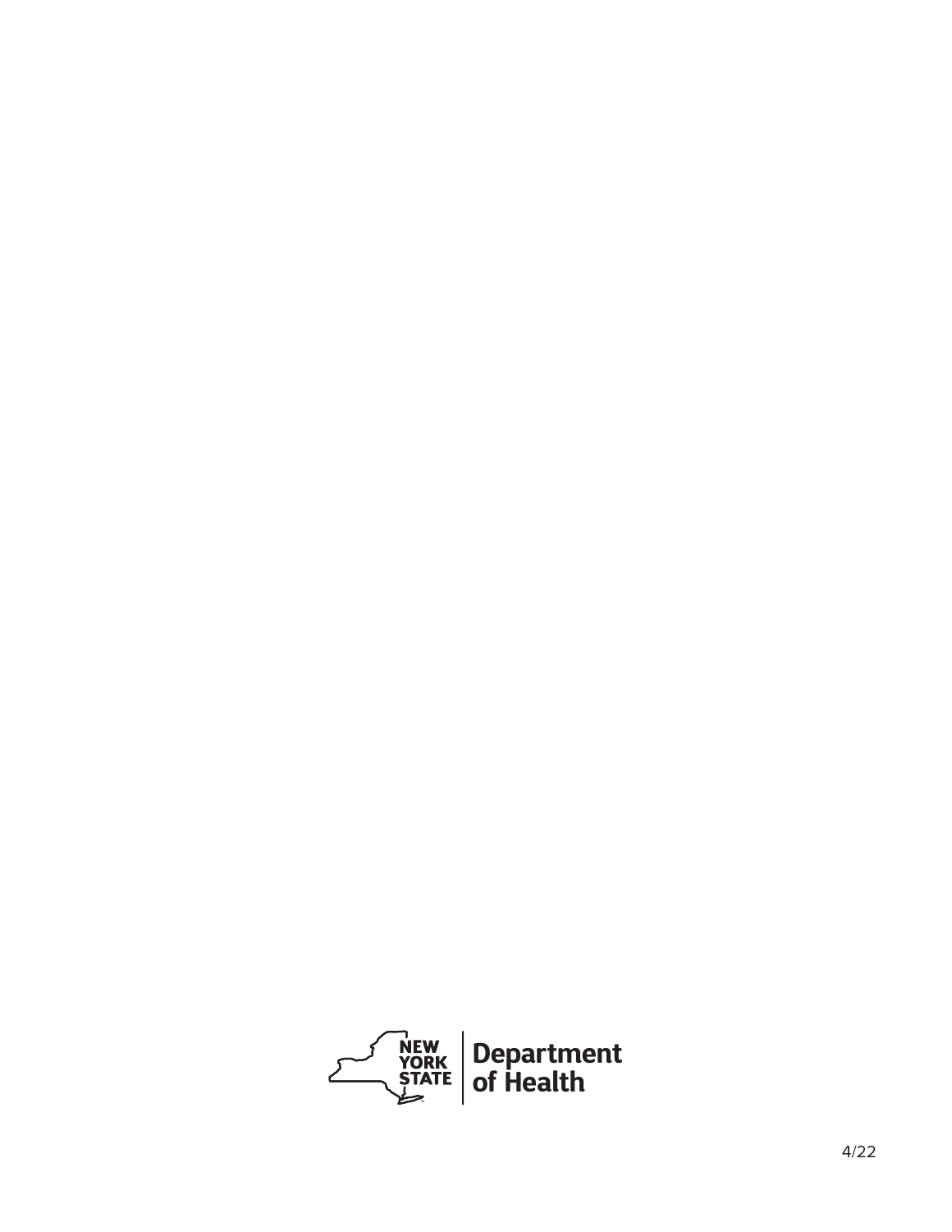NEW YORK STATE | Department of Health

4/22